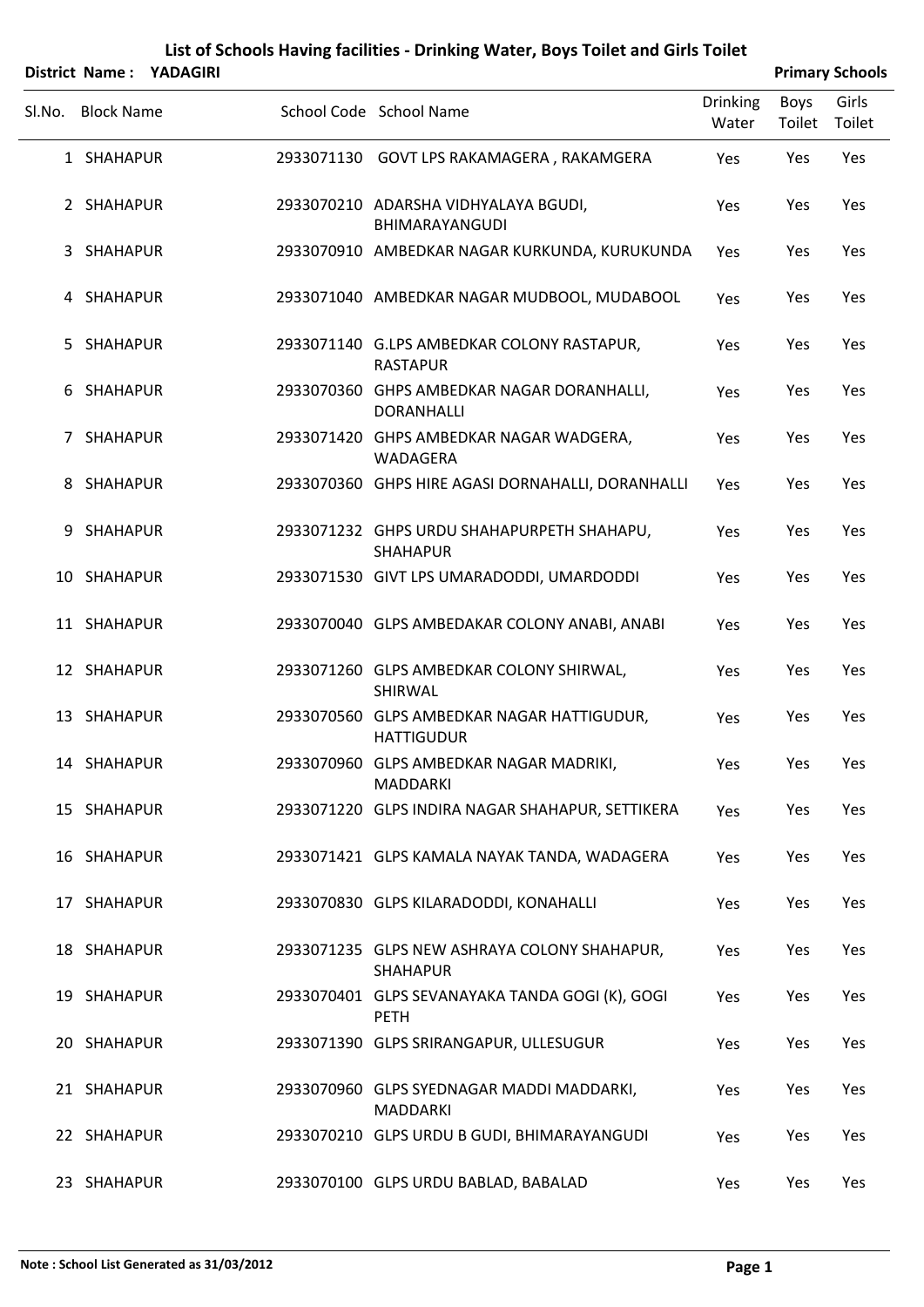# List of Schools Having facilities - Drinking Water, Boys Toilet and Girls Toilet

**District Name : YADAGIRI** **Primary Schools**

| Sl.No. | Block Name | School Code | School Name | Drinking Water | Boys Toilet | Girls Toilet |
|---|---|---|---|---|---|---|
| 1 | SHAHAPUR | 2933071130 | GOVT LPS RAKAMAGERA , RAKAMGERA | Yes | Yes | Yes |
| 2 | SHAHAPUR | 2933070210 | ADARSHA VIDHYALAYA BGUDI, BHIMARAYANGUDI | Yes | Yes | Yes |
| 3 | SHAHAPUR | 2933070910 | AMBEDKAR NAGAR KURKUNDA, KURUKUNDA | Yes | Yes | Yes |
| 4 | SHAHAPUR | 2933071040 | AMBEDKAR NAGAR MUDBOOL, MUDABOOL | Yes | Yes | Yes |
| 5 | SHAHAPUR | 2933071140 | G.LPS AMBEDKAR COLONY RASTAPUR, RASTAPUR | Yes | Yes | Yes |
| 6 | SHAHAPUR | 2933070360 | GHPS AMBEDKAR NAGAR DORANHALLI, DORANHALLI | Yes | Yes | Yes |
| 7 | SHAHAPUR | 2933071420 | GHPS AMBEDKAR NAGAR WADGERA, WADAGERA | Yes | Yes | Yes |
| 8 | SHAHAPUR | 2933070360 | GHPS HIRE AGASI DORNAHALLI, DORANHALLI | Yes | Yes | Yes |
| 9 | SHAHAPUR | 2933071232 | GHPS URDU SHAHAPURPETH SHAHAPU, SHAHAPUR | Yes | Yes | Yes |
| 10 | SHAHAPUR | 2933071530 | GIVT LPS UMARADODDI, UMARDODDI | Yes | Yes | Yes |
| 11 | SHAHAPUR | 2933070040 | GLPS AMBEDAKAR COLONY ANABI, ANABI | Yes | Yes | Yes |
| 12 | SHAHAPUR | 2933071260 | GLPS AMBEDKAR COLONY SHIRWAL, SHIRWAL | Yes | Yes | Yes |
| 13 | SHAHAPUR | 2933070560 | GLPS AMBEDKAR NAGAR HATTIGUDUR, HATTIGUDUR | Yes | Yes | Yes |
| 14 | SHAHAPUR | 2933070960 | GLPS AMBEDKAR NAGAR MADRIKI, MADDARKI | Yes | Yes | Yes |
| 15 | SHAHAPUR | 2933071220 | GLPS INDIRA NAGAR SHAHAPUR, SETTIKERA | Yes | Yes | Yes |
| 16 | SHAHAPUR | 2933071421 | GLPS KAMALA NAYAK TANDA, WADAGERA | Yes | Yes | Yes |
| 17 | SHAHAPUR | 2933070830 | GLPS KILARADODDI, KONAHALLI | Yes | Yes | Yes |
| 18 | SHAHAPUR | 2933071235 | GLPS NEW ASHRAYA COLONY SHAHAPUR, SHAHAPUR | Yes | Yes | Yes |
| 19 | SHAHAPUR | 2933070401 | GLPS SEVANAYAKA TANDA GOGI (K), GOGI PETH | Yes | Yes | Yes |
| 20 | SHAHAPUR | 2933071390 | GLPS SRIRANGAPUR, ULLESUGUR | Yes | Yes | Yes |
| 21 | SHAHAPUR | 2933070960 | GLPS SYEDNAGAR MADDI MADDARKI, MADDARKI | Yes | Yes | Yes |
| 22 | SHAHAPUR | 2933070210 | GLPS URDU B GUDI, BHIMARAYANGUDI | Yes | Yes | Yes |
| 23 | SHAHAPUR | 2933070100 | GLPS URDU BABLAD, BABALAD | Yes | Yes | Yes |

**Note : School List Generated as 31/03/2012**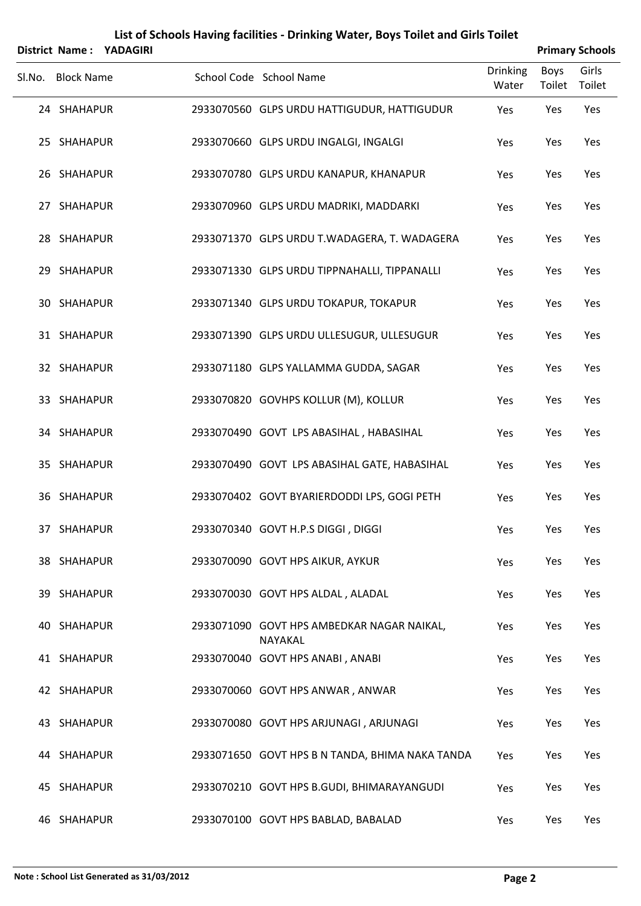# List of Schools Having facilities - Drinking Water, Boys Toilet and Girls Toilet

**District Name : YADAGIRI** — **Primary Schools**

| Sl.No. | Block Name | School Code | School Name | Drinking Water | Boys Toilet | Girls Toilet |
|---|---|---|---|---|---|---|
| 24 | SHAHAPUR | 2933070560 | GLPS URDU HATTIGUDUR, HATTIGUDUR | Yes | Yes | Yes |
| 25 | SHAHAPUR | 2933070660 | GLPS URDU INGALGI, INGALGI | Yes | Yes | Yes |
| 26 | SHAHAPUR | 2933070780 | GLPS URDU KANAPUR, KHANAPUR | Yes | Yes | Yes |
| 27 | SHAHAPUR | 2933070960 | GLPS URDU MADRIKI, MADDARKI | Yes | Yes | Yes |
| 28 | SHAHAPUR | 2933071370 | GLPS URDU T.WADAGERA, T. WADAGERA | Yes | Yes | Yes |
| 29 | SHAHAPUR | 2933071330 | GLPS URDU TIPPNAHALLI, TIPPANALLI | Yes | Yes | Yes |
| 30 | SHAHAPUR | 2933071340 | GLPS URDU TOKAPUR, TOKAPUR | Yes | Yes | Yes |
| 31 | SHAHAPUR | 2933071390 | GLPS URDU ULLESUGUR, ULLESUGUR | Yes | Yes | Yes |
| 32 | SHAHAPUR | 2933071180 | GLPS YALLAMMA GUDDA, SAGAR | Yes | Yes | Yes |
| 33 | SHAHAPUR | 2933070820 | GOVHPS KOLLUR (M), KOLLUR | Yes | Yes | Yes |
| 34 | SHAHAPUR | 2933070490 | GOVT LPS ABASIHAL , HABASIHAL | Yes | Yes | Yes |
| 35 | SHAHAPUR | 2933070490 | GOVT LPS ABASIHAL GATE, HABASIHAL | Yes | Yes | Yes |
| 36 | SHAHAPUR | 2933070402 | GOVT BYARIERDODDI LPS, GOGI PETH | Yes | Yes | Yes |
| 37 | SHAHAPUR | 2933070340 | GOVT H.P.S DIGGI , DIGGI | Yes | Yes | Yes |
| 38 | SHAHAPUR | 2933070090 | GOVT HPS AIKUR, AYKUR | Yes | Yes | Yes |
| 39 | SHAHAPUR | 2933070030 | GOVT HPS ALDAL , ALADAL | Yes | Yes | Yes |
| 40 | SHAHAPUR | 2933071090 | GOVT HPS AMBEDKAR NAGAR NAIKAL, NAYAKAL | Yes | Yes | Yes |
| 41 | SHAHAPUR | 2933070040 | GOVT HPS ANABI , ANABI | Yes | Yes | Yes |
| 42 | SHAHAPUR | 2933070060 | GOVT HPS ANWAR , ANWAR | Yes | Yes | Yes |
| 43 | SHAHAPUR | 2933070080 | GOVT HPS ARJUNAGI , ARJUNAGI | Yes | Yes | Yes |
| 44 | SHAHAPUR | 2933071650 | GOVT HPS B N TANDA, BHIMA NAKA TANDA | Yes | Yes | Yes |
| 45 | SHAHAPUR | 2933070210 | GOVT HPS B.GUDI, BHIMARAYANGUDI | Yes | Yes | Yes |
| 46 | SHAHAPUR | 2933070100 | GOVT HPS BABLAD, BABALAD | Yes | Yes | Yes |

**Note : School List Generated as 31/03/2012**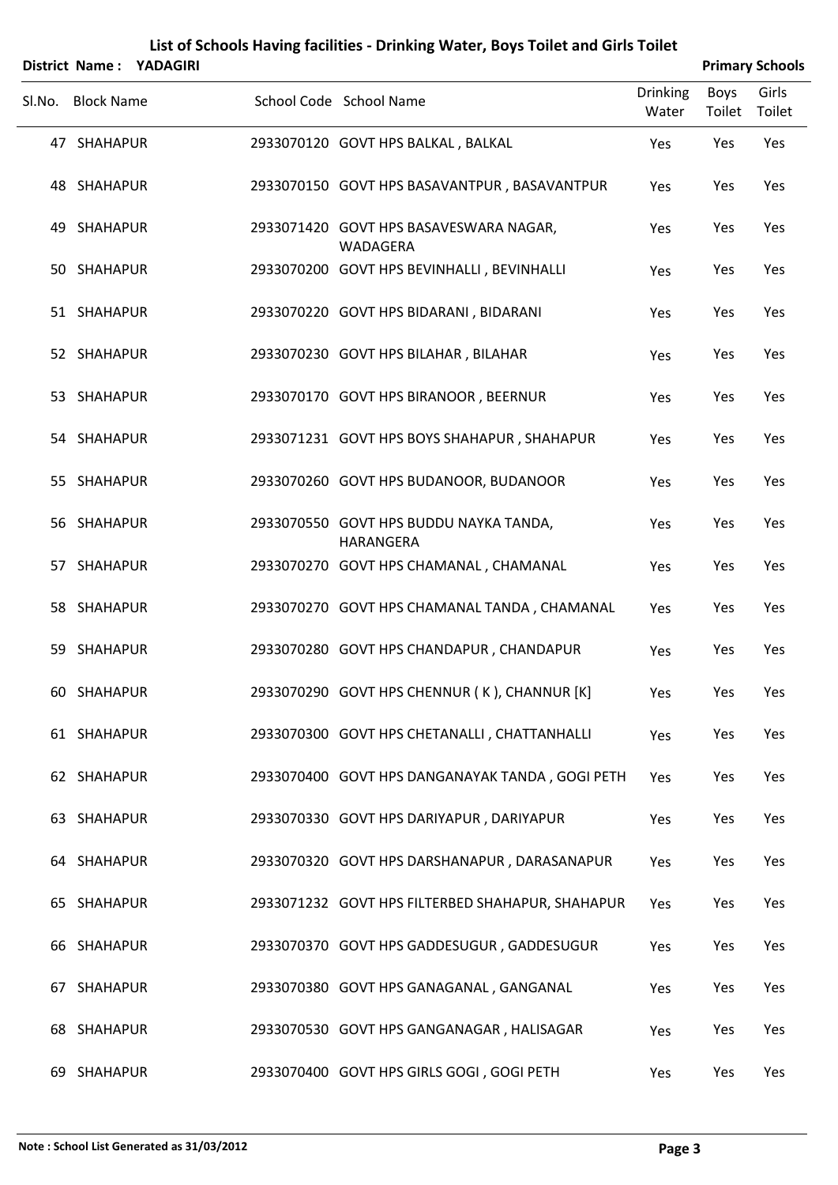# List of Schools Having facilities - Drinking Water, Boys Toilet and Girls Toilet

**District Name : YADAGIRI** | **Primary Schools**

| Sl.No. | Block Name | School Code | School Name | Drinking Water | Boys Toilet | Girls Toilet |
|---|---|---|---|---|---|---|
| 47 | SHAHAPUR | 2933070120 | GOVT HPS BALKAL , BALKAL | Yes | Yes | Yes |
| 48 | SHAHAPUR | 2933070150 | GOVT HPS BASAVANTPUR , BASAVANTPUR | Yes | Yes | Yes |
| 49 | SHAHAPUR | 2933071420 | GOVT HPS BASAVESWARA NAGAR, WADAGERA | Yes | Yes | Yes |
| 50 | SHAHAPUR | 2933070200 | GOVT HPS BEVINHALLI , BEVINHALLI | Yes | Yes | Yes |
| 51 | SHAHAPUR | 2933070220 | GOVT HPS BIDARANI , BIDARANI | Yes | Yes | Yes |
| 52 | SHAHAPUR | 2933070230 | GOVT HPS BILAHAR , BILAHAR | Yes | Yes | Yes |
| 53 | SHAHAPUR | 2933070170 | GOVT HPS BIRANOOR , BEERNUR | Yes | Yes | Yes |
| 54 | SHAHAPUR | 2933071231 | GOVT HPS BOYS SHAHAPUR , SHAHAPUR | Yes | Yes | Yes |
| 55 | SHAHAPUR | 2933070260 | GOVT HPS BUDANOOR, BUDANOOR | Yes | Yes | Yes |
| 56 | SHAHAPUR | 2933070550 | GOVT HPS BUDDU NAYKA TANDA, HARANGERA | Yes | Yes | Yes |
| 57 | SHAHAPUR | 2933070270 | GOVT HPS CHAMANAL , CHAMANAL | Yes | Yes | Yes |
| 58 | SHAHAPUR | 2933070270 | GOVT HPS CHAMANAL TANDA , CHAMANAL | Yes | Yes | Yes |
| 59 | SHAHAPUR | 2933070280 | GOVT HPS CHANDAPUR , CHANDAPUR | Yes | Yes | Yes |
| 60 | SHAHAPUR | 2933070290 | GOVT HPS CHENNUR ( K ), CHANNUR [K] | Yes | Yes | Yes |
| 61 | SHAHAPUR | 2933070300 | GOVT HPS CHETANALLI , CHATTANHALLI | Yes | Yes | Yes |
| 62 | SHAHAPUR | 2933070400 | GOVT HPS DANGANAYAK TANDA , GOGI PETH | Yes | Yes | Yes |
| 63 | SHAHAPUR | 2933070330 | GOVT HPS DARIYAPUR , DARIYAPUR | Yes | Yes | Yes |
| 64 | SHAHAPUR | 2933070320 | GOVT HPS DARSHANAPUR , DARASANAPUR | Yes | Yes | Yes |
| 65 | SHAHAPUR | 2933071232 | GOVT HPS FILTERBED SHAHAPUR, SHAHAPUR | Yes | Yes | Yes |
| 66 | SHAHAPUR | 2933070370 | GOVT HPS GADDESUGUR , GADDESUGUR | Yes | Yes | Yes |
| 67 | SHAHAPUR | 2933070380 | GOVT HPS GANAGANAL , GANGANAL | Yes | Yes | Yes |
| 68 | SHAHAPUR | 2933070530 | GOVT HPS GANGANAGAR , HALISAGAR | Yes | Yes | Yes |
| 69 | SHAHAPUR | 2933070400 | GOVT HPS GIRLS GOGI , GOGI PETH | Yes | Yes | Yes |

**Note : School List Generated as 31/03/2012**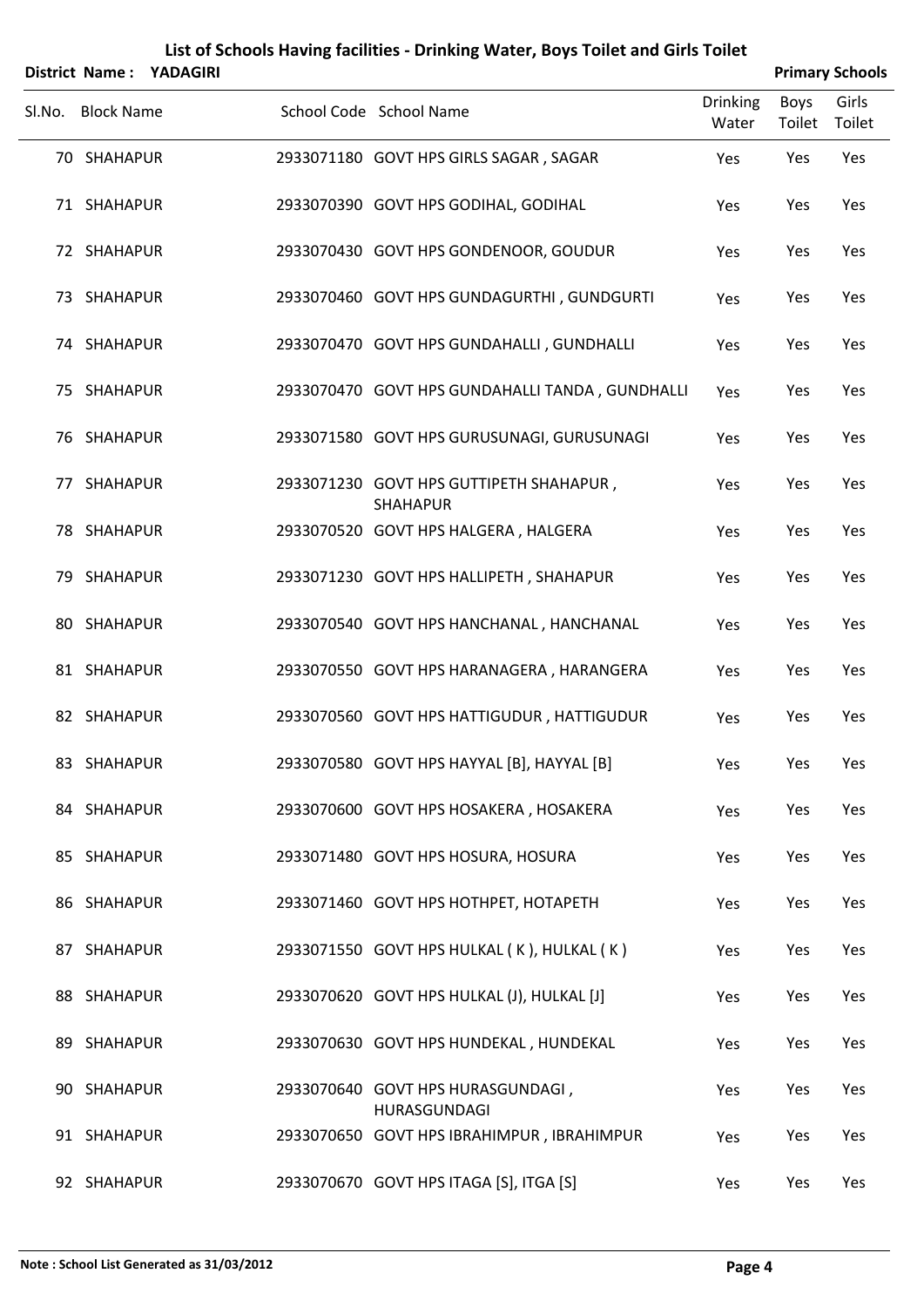# List of Schools Having facilities - Drinking Water, Boys Toilet and Girls Toilet

**District Name : YADAGIRI** **Primary Schools**

| Sl.No. | Block Name | School Code | School Name | Drinking Water | Boys Toilet | Girls Toilet |
|---|---|---|---|---|---|---|
| 70 | SHAHAPUR | 2933071180 | GOVT HPS GIRLS SAGAR , SAGAR | Yes | Yes | Yes |
| 71 | SHAHAPUR | 2933070390 | GOVT HPS GODIHAL, GODIHAL | Yes | Yes | Yes |
| 72 | SHAHAPUR | 2933070430 | GOVT HPS GONDENOOR, GOUDUR | Yes | Yes | Yes |
| 73 | SHAHAPUR | 2933070460 | GOVT HPS GUNDAGURTHI , GUNDGURTI | Yes | Yes | Yes |
| 74 | SHAHAPUR | 2933070470 | GOVT HPS GUNDAHALLI , GUNDHALLI | Yes | Yes | Yes |
| 75 | SHAHAPUR | 2933070470 | GOVT HPS GUNDAHALLI TANDA , GUNDHALLI | Yes | Yes | Yes |
| 76 | SHAHAPUR | 2933071580 | GOVT HPS GURUSUNAGI, GURUSUNAGI | Yes | Yes | Yes |
| 77 | SHAHAPUR | 2933071230 | GOVT HPS GUTTIPETH SHAHAPUR , SHAHAPUR | Yes | Yes | Yes |
| 78 | SHAHAPUR | 2933070520 | GOVT HPS HALGERA , HALGERA | Yes | Yes | Yes |
| 79 | SHAHAPUR | 2933071230 | GOVT HPS HALLIPETH , SHAHAPUR | Yes | Yes | Yes |
| 80 | SHAHAPUR | 2933070540 | GOVT HPS HANCHANAL , HANCHANAL | Yes | Yes | Yes |
| 81 | SHAHAPUR | 2933070550 | GOVT HPS HARANAGERA , HARANGERA | Yes | Yes | Yes |
| 82 | SHAHAPUR | 2933070560 | GOVT HPS HATTIGUDUR , HATTIGUDUR | Yes | Yes | Yes |
| 83 | SHAHAPUR | 2933070580 | GOVT HPS HAYYAL [B], HAYYAL [B] | Yes | Yes | Yes |
| 84 | SHAHAPUR | 2933070600 | GOVT HPS HOSAKERA , HOSAKERA | Yes | Yes | Yes |
| 85 | SHAHAPUR | 2933071480 | GOVT HPS HOSURA, HOSURA | Yes | Yes | Yes |
| 86 | SHAHAPUR | 2933071460 | GOVT HPS HOTHPET, HOTAPETH | Yes | Yes | Yes |
| 87 | SHAHAPUR | 2933071550 | GOVT HPS HULKAL ( K ), HULKAL ( K ) | Yes | Yes | Yes |
| 88 | SHAHAPUR | 2933070620 | GOVT HPS HULKAL (J), HULKAL [J] | Yes | Yes | Yes |
| 89 | SHAHAPUR | 2933070630 | GOVT HPS HUNDEKAL , HUNDEKAL | Yes | Yes | Yes |
| 90 | SHAHAPUR | 2933070640 | GOVT HPS HURASGUNDAGI , HURASGUNDAGI | Yes | Yes | Yes |
| 91 | SHAHAPUR | 2933070650 | GOVT HPS IBRAHIMPUR , IBRAHIMPUR | Yes | Yes | Yes |
| 92 | SHAHAPUR | 2933070670 | GOVT HPS ITAGA [S], ITGA [S] | Yes | Yes | Yes |

**Note : School List Generated as 31/03/2012**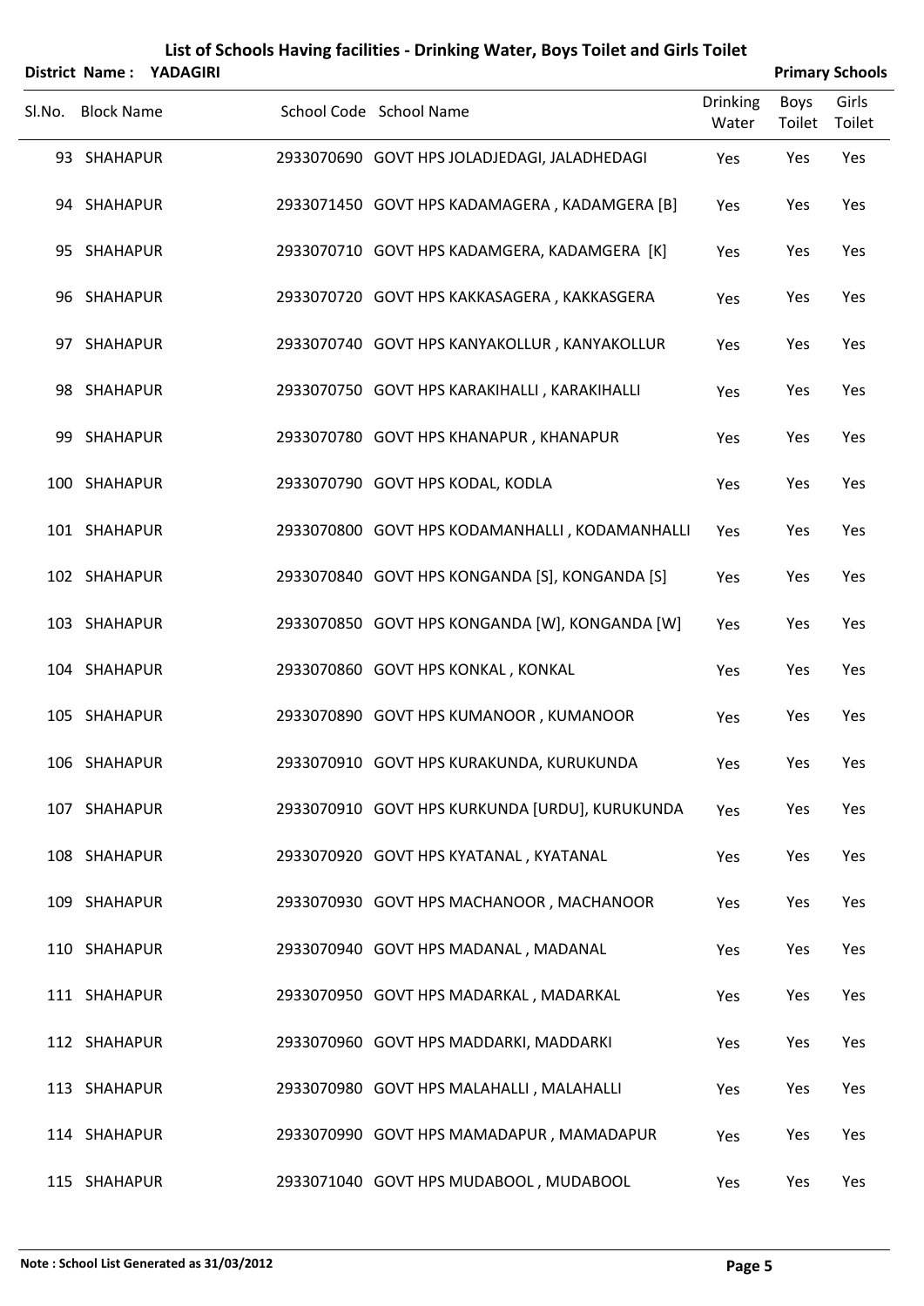# List of Schools Having facilities - Drinking Water, Boys Toilet and Girls Toilet

**District Name : YADAGIRI** **Primary Schools**

| Sl.No. | Block Name | School Code | School Name | Drinking Water | Boys Toilet | Girls Toilet |
|---|---|---|---|---|---|---|
| 93 | SHAHAPUR | 2933070690 | GOVT HPS JOLADJEDAGI, JALADHEDAGI | Yes | Yes | Yes |
| 94 | SHAHAPUR | 2933071450 | GOVT HPS KADAMAGERA , KADAMGERA [B] | Yes | Yes | Yes |
| 95 | SHAHAPUR | 2933070710 | GOVT HPS KADAMGERA, KADAMGERA [K] | Yes | Yes | Yes |
| 96 | SHAHAPUR | 2933070720 | GOVT HPS KAKKASAGERA , KAKKASGERA | Yes | Yes | Yes |
| 97 | SHAHAPUR | 2933070740 | GOVT HPS KANYAKOLLUR , KANYAKOLLUR | Yes | Yes | Yes |
| 98 | SHAHAPUR | 2933070750 | GOVT HPS KARAKIHALLI , KARAKIHALLI | Yes | Yes | Yes |
| 99 | SHAHAPUR | 2933070780 | GOVT HPS KHANAPUR , KHANAPUR | Yes | Yes | Yes |
| 100 | SHAHAPUR | 2933070790 | GOVT HPS KODAL, KODLA | Yes | Yes | Yes |
| 101 | SHAHAPUR | 2933070800 | GOVT HPS KODAMANHALLI , KODAMANHALLI | Yes | Yes | Yes |
| 102 | SHAHAPUR | 2933070840 | GOVT HPS KONGANDA [S], KONGANDA [S] | Yes | Yes | Yes |
| 103 | SHAHAPUR | 2933070850 | GOVT HPS KONGANDA [W], KONGANDA [W] | Yes | Yes | Yes |
| 104 | SHAHAPUR | 2933070860 | GOVT HPS KONKAL , KONKAL | Yes | Yes | Yes |
| 105 | SHAHAPUR | 2933070890 | GOVT HPS KUMANOOR , KUMANOOR | Yes | Yes | Yes |
| 106 | SHAHAPUR | 2933070910 | GOVT HPS KURAKUNDA, KURUKUNDA | Yes | Yes | Yes |
| 107 | SHAHAPUR | 2933070910 | GOVT HPS KURKUNDA [URDU], KURUKUNDA | Yes | Yes | Yes |
| 108 | SHAHAPUR | 2933070920 | GOVT HPS KYATANAL , KYATANAL | Yes | Yes | Yes |
| 109 | SHAHAPUR | 2933070930 | GOVT HPS MACHANOOR , MACHANOOR | Yes | Yes | Yes |
| 110 | SHAHAPUR | 2933070940 | GOVT HPS MADANAL , MADANAL | Yes | Yes | Yes |
| 111 | SHAHAPUR | 2933070950 | GOVT HPS MADARKAL , MADARKAL | Yes | Yes | Yes |
| 112 | SHAHAPUR | 2933070960 | GOVT HPS MADDARKI, MADDARKI | Yes | Yes | Yes |
| 113 | SHAHAPUR | 2933070980 | GOVT HPS MALAHALLI , MALAHALLI | Yes | Yes | Yes |
| 114 | SHAHAPUR | 2933070990 | GOVT HPS MAMADAPUR , MAMADAPUR | Yes | Yes | Yes |
| 115 | SHAHAPUR | 2933071040 | GOVT HPS MUDABOOL , MUDABOOL | Yes | Yes | Yes |

**Note : School List Generated as 31/03/2012**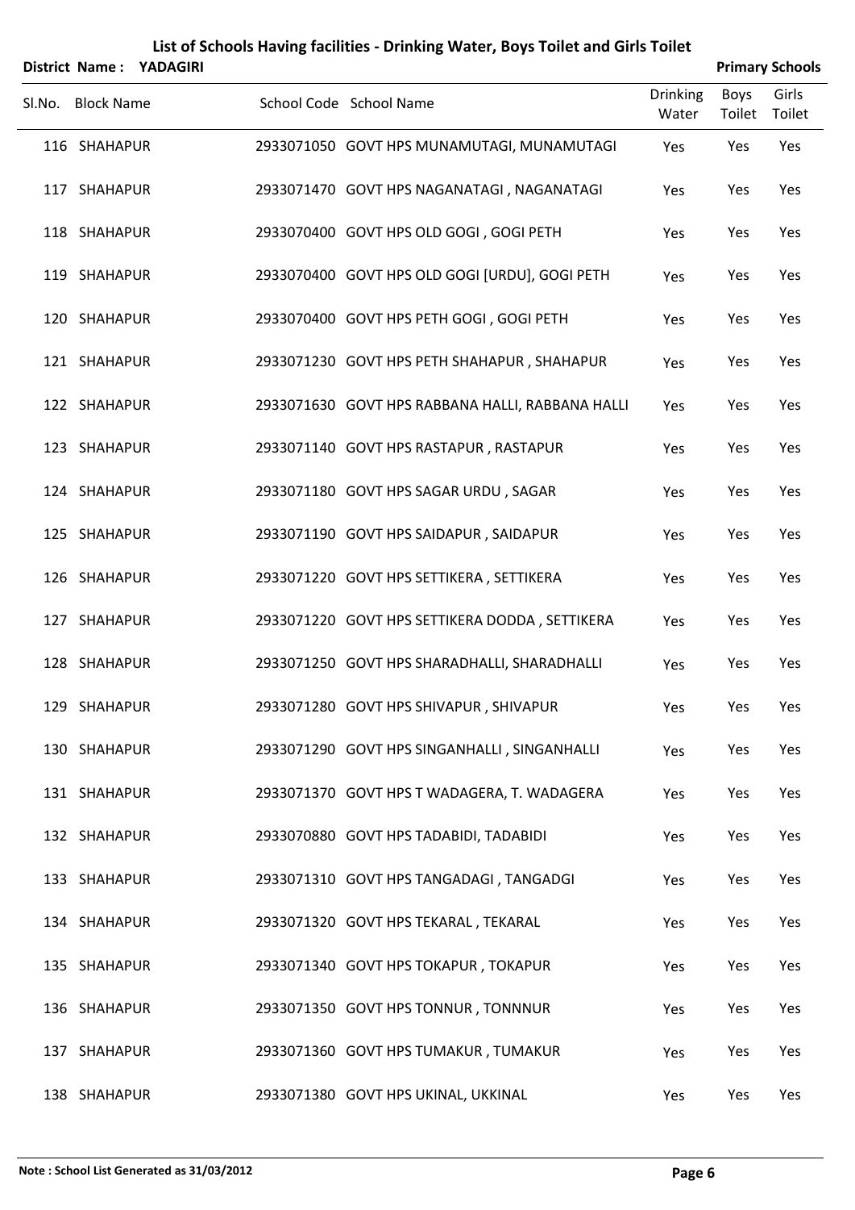# List of Schools Having facilities - Drinking Water, Boys Toilet and Girls Toilet

**District Name : YADAGIRI** **Primary Schools**

| Sl.No. | Block Name | School Code | School Name | Drinking Water | Boys Toilet | Girls Toilet |
|---|---|---|---|---|---|---|
| 116 | SHAHAPUR | 2933071050 | GOVT HPS MUNAMUTAGI, MUNAMUTAGI | Yes | Yes | Yes |
| 117 | SHAHAPUR | 2933071470 | GOVT HPS NAGANATAGI , NAGANATAGI | Yes | Yes | Yes |
| 118 | SHAHAPUR | 2933070400 | GOVT HPS OLD GOGI , GOGI PETH | Yes | Yes | Yes |
| 119 | SHAHAPUR | 2933070400 | GOVT HPS OLD GOGI [URDU], GOGI PETH | Yes | Yes | Yes |
| 120 | SHAHAPUR | 2933070400 | GOVT HPS PETH GOGI , GOGI PETH | Yes | Yes | Yes |
| 121 | SHAHAPUR | 2933071230 | GOVT HPS PETH SHAHAPUR , SHAHAPUR | Yes | Yes | Yes |
| 122 | SHAHAPUR | 2933071630 | GOVT HPS RABBANA HALLI, RABBANA HALLI | Yes | Yes | Yes |
| 123 | SHAHAPUR | 2933071140 | GOVT HPS RASTAPUR , RASTAPUR | Yes | Yes | Yes |
| 124 | SHAHAPUR | 2933071180 | GOVT HPS SAGAR URDU , SAGAR | Yes | Yes | Yes |
| 125 | SHAHAPUR | 2933071190 | GOVT HPS SAIDAPUR , SAIDAPUR | Yes | Yes | Yes |
| 126 | SHAHAPUR | 2933071220 | GOVT HPS SETTIKERA , SETTIKERA | Yes | Yes | Yes |
| 127 | SHAHAPUR | 2933071220 | GOVT HPS SETTIKERA DODDA , SETTIKERA | Yes | Yes | Yes |
| 128 | SHAHAPUR | 2933071250 | GOVT HPS SHARADHALLI, SHARADHALLI | Yes | Yes | Yes |
| 129 | SHAHAPUR | 2933071280 | GOVT HPS SHIVAPUR , SHIVAPUR | Yes | Yes | Yes |
| 130 | SHAHAPUR | 2933071290 | GOVT HPS SINGANHALLI , SINGANHALLI | Yes | Yes | Yes |
| 131 | SHAHAPUR | 2933071370 | GOVT HPS T WADAGERA, T. WADAGERA | Yes | Yes | Yes |
| 132 | SHAHAPUR | 2933070880 | GOVT HPS TADABIDI, TADABIDI | Yes | Yes | Yes |
| 133 | SHAHAPUR | 2933071310 | GOVT HPS TANGADAGI , TANGADGI | Yes | Yes | Yes |
| 134 | SHAHAPUR | 2933071320 | GOVT HPS TEKARAL , TEKARAL | Yes | Yes | Yes |
| 135 | SHAHAPUR | 2933071340 | GOVT HPS TOKAPUR , TOKAPUR | Yes | Yes | Yes |
| 136 | SHAHAPUR | 2933071350 | GOVT HPS TONNUR , TONNNUR | Yes | Yes | Yes |
| 137 | SHAHAPUR | 2933071360 | GOVT HPS TUMAKUR , TUMAKUR | Yes | Yes | Yes |
| 138 | SHAHAPUR | 2933071380 | GOVT HPS UKINAL, UKKINAL | Yes | Yes | Yes |

**Note : School List Generated as 31/03/2012**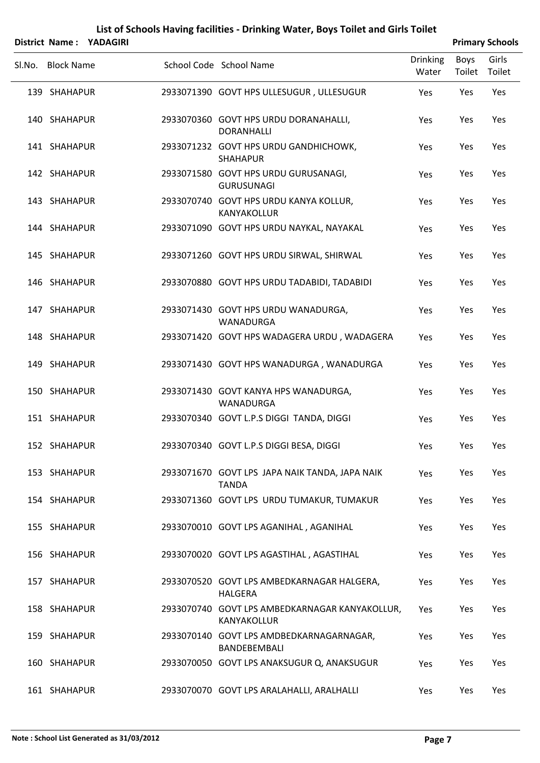# List of Schools Having facilities - Drinking Water, Boys Toilet and Girls Toilet

**District Name : YADAGIRI** **Primary Schools**

| Sl.No. | Block Name | School Code | School Name | Drinking Water | Boys Toilet | Girls Toilet |
|---|---|---|---|---|---|---|
| 139 | SHAHAPUR | 2933071390 | GOVT HPS ULLESUGUR , ULLESUGUR | Yes | Yes | Yes |
| 140 | SHAHAPUR | 2933070360 | GOVT HPS URDU DORANAHALLI, DORANHALLI | Yes | Yes | Yes |
| 141 | SHAHAPUR | 2933071232 | GOVT HPS URDU GANDHICHOWK, SHAHAPUR | Yes | Yes | Yes |
| 142 | SHAHAPUR | 2933071580 | GOVT HPS URDU GURUSANAGI, GURUSUNAGI | Yes | Yes | Yes |
| 143 | SHAHAPUR | 2933070740 | GOVT HPS URDU KANYA KOLLUR, KANYAKOLLUR | Yes | Yes | Yes |
| 144 | SHAHAPUR | 2933071090 | GOVT HPS URDU NAYKAL, NAYAKAL | Yes | Yes | Yes |
| 145 | SHAHAPUR | 2933071260 | GOVT HPS URDU SIRWAL, SHIRWAL | Yes | Yes | Yes |
| 146 | SHAHAPUR | 2933070880 | GOVT HPS URDU TADABIDI, TADABIDI | Yes | Yes | Yes |
| 147 | SHAHAPUR | 2933071430 | GOVT HPS URDU WANADURGA, WANADURGA | Yes | Yes | Yes |
| 148 | SHAHAPUR | 2933071420 | GOVT HPS WADAGERA URDU , WADAGERA | Yes | Yes | Yes |
| 149 | SHAHAPUR | 2933071430 | GOVT HPS WANADURGA , WANADURGA | Yes | Yes | Yes |
| 150 | SHAHAPUR | 2933071430 | GOVT KANYA HPS WANADURGA, WANADURGA | Yes | Yes | Yes |
| 151 | SHAHAPUR | 2933070340 | GOVT L.P.S DIGGI TANDA, DIGGI | Yes | Yes | Yes |
| 152 | SHAHAPUR | 2933070340 | GOVT L.P.S DIGGI BESA, DIGGI | Yes | Yes | Yes |
| 153 | SHAHAPUR | 2933071670 | GOVT LPS JAPA NAIK TANDA, JAPA NAIK TANDA | Yes | Yes | Yes |
| 154 | SHAHAPUR | 2933071360 | GOVT LPS URDU TUMAKUR, TUMAKUR | Yes | Yes | Yes |
| 155 | SHAHAPUR | 2933070010 | GOVT LPS AGANIHAL , AGANIHAL | Yes | Yes | Yes |
| 156 | SHAHAPUR | 2933070020 | GOVT LPS AGASTIHAL , AGASTIHAL | Yes | Yes | Yes |
| 157 | SHAHAPUR | 2933070520 | GOVT LPS AMBEDKARNAGAR HALGERA, HALGERA | Yes | Yes | Yes |
| 158 | SHAHAPUR | 2933070740 | GOVT LPS AMBEDKARNAGAR KANYAKOLLUR, KANYAKOLLUR | Yes | Yes | Yes |
| 159 | SHAHAPUR | 2933070140 | GOVT LPS AMDBEDKARNAGARNAGAR, BANDEBEMBALI | Yes | Yes | Yes |
| 160 | SHAHAPUR | 2933070050 | GOVT LPS ANAKSUGUR Q, ANAKSUGUR | Yes | Yes | Yes |
| 161 | SHAHAPUR | 2933070070 | GOVT LPS ARALAHALLI, ARALHALLI | Yes | Yes | Yes |

**Note : School List Generated as 31/03/2012**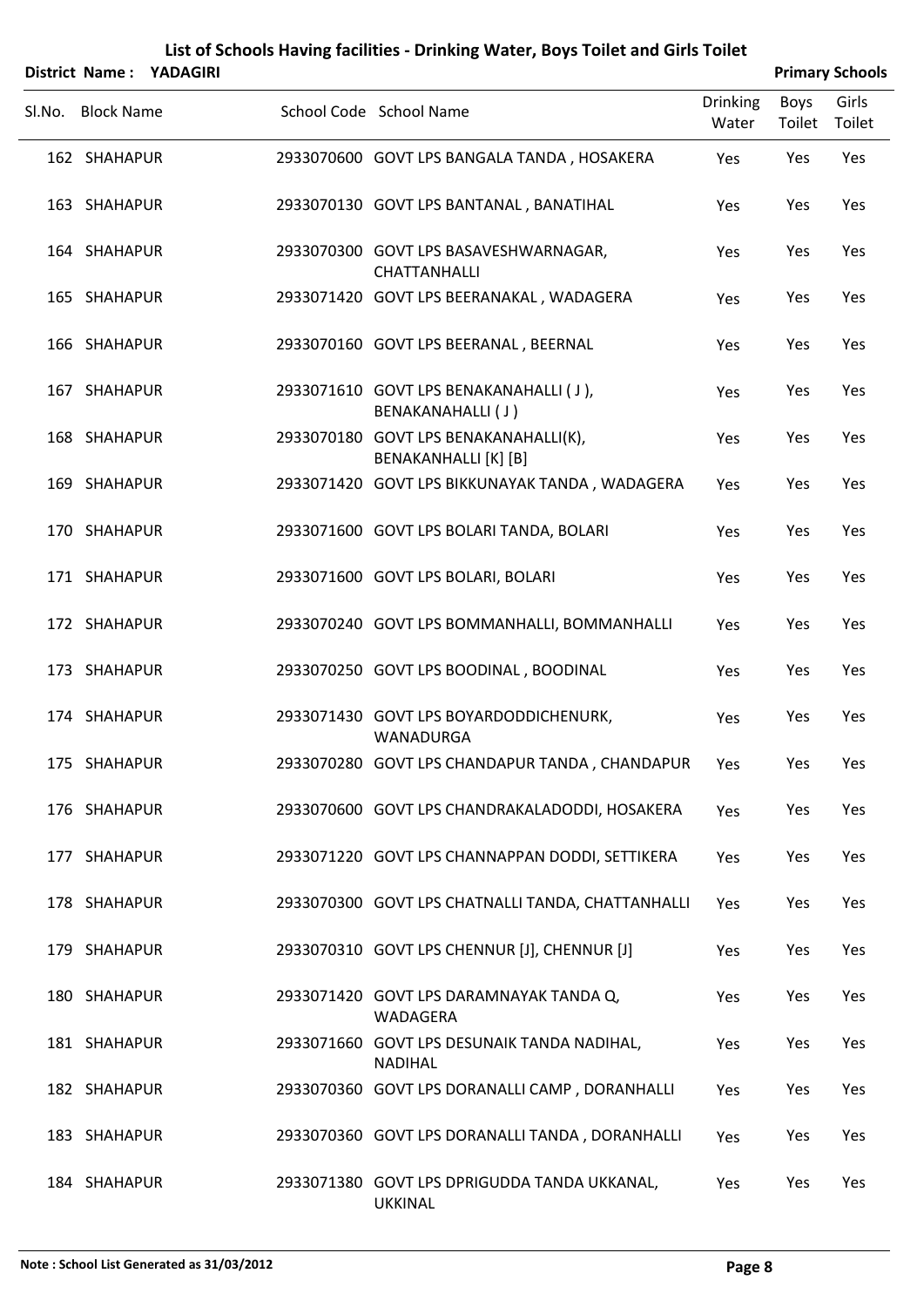# List of Schools Having facilities - Drinking Water, Boys Toilet and Girls Toilet

**District Name : YADAGIRI** **Primary Schools**

| Sl.No. | Block Name | School Code | School Name | Drinking Water | Boys Toilet | Girls Toilet |
|---|---|---|---|---|---|---|
| 162 | SHAHAPUR | 2933070600 | GOVT LPS BANGALA TANDA , HOSAKERA | Yes | Yes | Yes |
| 163 | SHAHAPUR | 2933070130 | GOVT LPS BANTANAL , BANATIHAL | Yes | Yes | Yes |
| 164 | SHAHAPUR | 2933070300 | GOVT LPS BASAVESHWARNAGAR, CHATTANHALLI | Yes | Yes | Yes |
| 165 | SHAHAPUR | 2933071420 | GOVT LPS BEERANAKAL , WADAGERA | Yes | Yes | Yes |
| 166 | SHAHAPUR | 2933070160 | GOVT LPS BEERANAL , BEERNAL | Yes | Yes | Yes |
| 167 | SHAHAPUR | 2933071610 | GOVT LPS BENAKANAHALLI ( J ), BENAKANAHALLI ( J ) | Yes | Yes | Yes |
| 168 | SHAHAPUR | 2933070180 | GOVT LPS BENAKANAHALLI(K), BENAKANHALLI [K] [B] | Yes | Yes | Yes |
| 169 | SHAHAPUR | 2933071420 | GOVT LPS BIKKUNAYAK TANDA , WADAGERA | Yes | Yes | Yes |
| 170 | SHAHAPUR | 2933071600 | GOVT LPS BOLARI TANDA, BOLARI | Yes | Yes | Yes |
| 171 | SHAHAPUR | 2933071600 | GOVT LPS BOLARI, BOLARI | Yes | Yes | Yes |
| 172 | SHAHAPUR | 2933070240 | GOVT LPS BOMMANHALLI, BOMMANHALLI | Yes | Yes | Yes |
| 173 | SHAHAPUR | 2933070250 | GOVT LPS BOODINAL , BOODINAL | Yes | Yes | Yes |
| 174 | SHAHAPUR | 2933071430 | GOVT LPS BOYARDODDICHENURK, WANADURGA | Yes | Yes | Yes |
| 175 | SHAHAPUR | 2933070280 | GOVT LPS CHANDAPUR TANDA , CHANDAPUR | Yes | Yes | Yes |
| 176 | SHAHAPUR | 2933070600 | GOVT LPS CHANDRAKALADODDI, HOSAKERA | Yes | Yes | Yes |
| 177 | SHAHAPUR | 2933071220 | GOVT LPS CHANNAPPAN DODDI, SETTIKERA | Yes | Yes | Yes |
| 178 | SHAHAPUR | 2933070300 | GOVT LPS CHATNALLI TANDA, CHATTANHALLI | Yes | Yes | Yes |
| 179 | SHAHAPUR | 2933070310 | GOVT LPS CHENNUR [J], CHENNUR [J] | Yes | Yes | Yes |
| 180 | SHAHAPUR | 2933071420 | GOVT LPS DARAMNAYAK TANDA Q, WADAGERA | Yes | Yes | Yes |
| 181 | SHAHAPUR | 2933071660 | GOVT LPS DESUNAIK TANDA NADIHAL, NADIHAL | Yes | Yes | Yes |
| 182 | SHAHAPUR | 2933070360 | GOVT LPS DORANALLI CAMP , DORANHALLI | Yes | Yes | Yes |
| 183 | SHAHAPUR | 2933070360 | GOVT LPS DORANALLI TANDA , DORANHALLI | Yes | Yes | Yes |
| 184 | SHAHAPUR | 2933071380 | GOVT LPS DPRIGUDDA TANDA UKKANAL, UKKINAL | Yes | Yes | Yes |

**Note : School List Generated as 31/03/2012**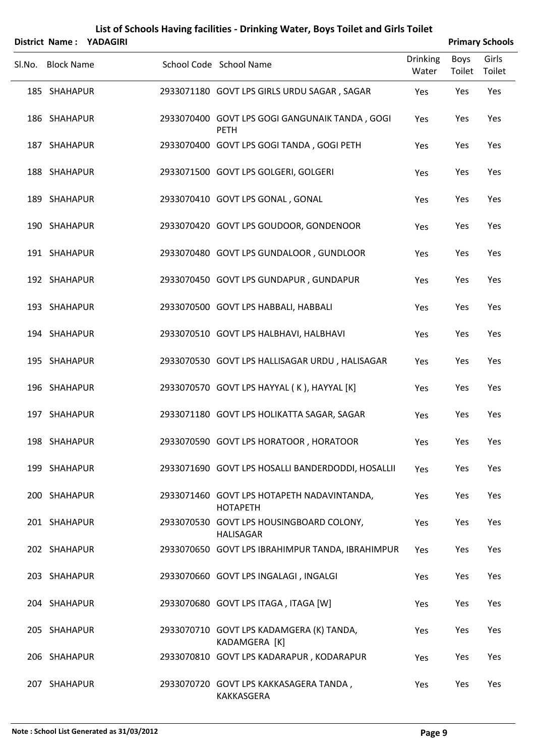# List of Schools Having facilities - Drinking Water, Boys Toilet and Girls Toilet

**District Name : YADAGIRI** **Primary Schools**

| Sl.No. | Block Name | School Code | School Name | Drinking Water | Boys Toilet | Girls Toilet |
|---|---|---|---|---|---|---|
| 185 | SHAHAPUR | 2933071180 | GOVT LPS GIRLS URDU SAGAR , SAGAR | Yes | Yes | Yes |
| 186 | SHAHAPUR | 2933070400 | GOVT LPS GOGI GANGUNAIK TANDA , GOGI PETH | Yes | Yes | Yes |
| 187 | SHAHAPUR | 2933070400 | GOVT LPS GOGI TANDA , GOGI PETH | Yes | Yes | Yes |
| 188 | SHAHAPUR | 2933071500 | GOVT LPS GOLGERI, GOLGERI | Yes | Yes | Yes |
| 189 | SHAHAPUR | 2933070410 | GOVT LPS GONAL , GONAL | Yes | Yes | Yes |
| 190 | SHAHAPUR | 2933070420 | GOVT LPS GOUDOOR, GONDENOOR | Yes | Yes | Yes |
| 191 | SHAHAPUR | 2933070480 | GOVT LPS GUNDALOOR , GUNDLOOR | Yes | Yes | Yes |
| 192 | SHAHAPUR | 2933070450 | GOVT LPS GUNDAPUR , GUNDAPUR | Yes | Yes | Yes |
| 193 | SHAHAPUR | 2933070500 | GOVT LPS HABBALI, HABBALI | Yes | Yes | Yes |
| 194 | SHAHAPUR | 2933070510 | GOVT LPS HALBHAVI, HALBHAVI | Yes | Yes | Yes |
| 195 | SHAHAPUR | 2933070530 | GOVT LPS HALLISAGAR URDU , HALISAGAR | Yes | Yes | Yes |
| 196 | SHAHAPUR | 2933070570 | GOVT LPS HAYYAL ( K ), HAYYAL [K] | Yes | Yes | Yes |
| 197 | SHAHAPUR | 2933071180 | GOVT LPS HOLIKATTA SAGAR, SAGAR | Yes | Yes | Yes |
| 198 | SHAHAPUR | 2933070590 | GOVT LPS HORATOOR , HORATOOR | Yes | Yes | Yes |
| 199 | SHAHAPUR | 2933071690 | GOVT LPS HOSALLI BANDERDODDI, HOSALLII | Yes | Yes | Yes |
| 200 | SHAHAPUR | 2933071460 | GOVT LPS HOTAPETH NADAVINTANDA, HOTAPETH | Yes | Yes | Yes |
| 201 | SHAHAPUR | 2933070530 | GOVT LPS HOUSINGBOARD COLONY, HALISAGAR | Yes | Yes | Yes |
| 202 | SHAHAPUR | 2933070650 | GOVT LPS IBRAHIMPUR TANDA, IBRAHIMPUR | Yes | Yes | Yes |
| 203 | SHAHAPUR | 2933070660 | GOVT LPS INGALAGI , INGALGI | Yes | Yes | Yes |
| 204 | SHAHAPUR | 2933070680 | GOVT LPS ITAGA , ITAGA [W] | Yes | Yes | Yes |
| 205 | SHAHAPUR | 2933070710 | GOVT LPS KADAMGERA (K) TANDA, KADAMGERA [K] | Yes | Yes | Yes |
| 206 | SHAHAPUR | 2933070810 | GOVT LPS KADARAPUR , KODARAPUR | Yes | Yes | Yes |
| 207 | SHAHAPUR | 2933070720 | GOVT LPS KAKKASAGERA TANDA , KAKKASGERA | Yes | Yes | Yes |

**Note : School List Generated as 31/03/2012**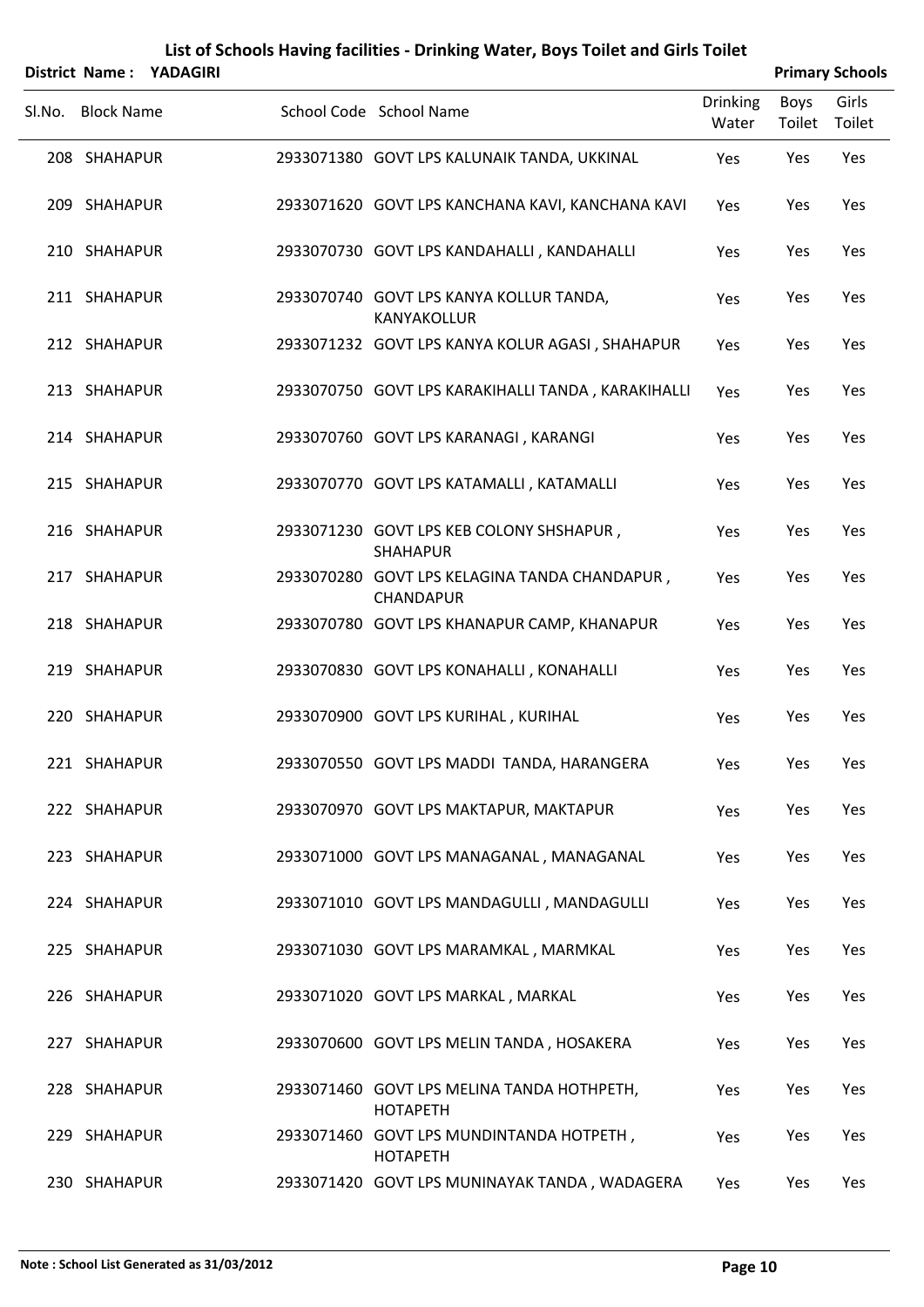# List of Schools Having facilities - Drinking Water, Boys Toilet and Girls Toilet

**District Name : YADAGIRI** **Primary Schools**

| Sl.No. | Block Name | School Code | School Name | Drinking Water | Boys Toilet | Girls Toilet |
|---|---|---|---|---|---|---|
| 208 | SHAHAPUR | 2933071380 | GOVT LPS KALUNAIK TANDA, UKKINAL | Yes | Yes | Yes |
| 209 | SHAHAPUR | 2933071620 | GOVT LPS KANCHANA KAVI, KANCHANA KAVI | Yes | Yes | Yes |
| 210 | SHAHAPUR | 2933070730 | GOVT LPS KANDAHALLI , KANDAHALLI | Yes | Yes | Yes |
| 211 | SHAHAPUR | 2933070740 | GOVT LPS KANYA KOLLUR TANDA, KANYAKOLLUR | Yes | Yes | Yes |
| 212 | SHAHAPUR | 2933071232 | GOVT LPS KANYA KOLUR AGASI , SHAHAPUR | Yes | Yes | Yes |
| 213 | SHAHAPUR | 2933070750 | GOVT LPS KARAKIHALLI TANDA , KARAKIHALLI | Yes | Yes | Yes |
| 214 | SHAHAPUR | 2933070760 | GOVT LPS KARANAGI , KARANGI | Yes | Yes | Yes |
| 215 | SHAHAPUR | 2933070770 | GOVT LPS KATAMALLI , KATAMALLI | Yes | Yes | Yes |
| 216 | SHAHAPUR | 2933071230 | GOVT LPS KEB COLONY SHSHAPUR , SHAHAPUR | Yes | Yes | Yes |
| 217 | SHAHAPUR | 2933070280 | GOVT LPS KELAGINA TANDA CHANDAPUR , CHANDAPUR | Yes | Yes | Yes |
| 218 | SHAHAPUR | 2933070780 | GOVT LPS KHANAPUR CAMP, KHANAPUR | Yes | Yes | Yes |
| 219 | SHAHAPUR | 2933070830 | GOVT LPS KONAHALLI , KONAHALLI | Yes | Yes | Yes |
| 220 | SHAHAPUR | 2933070900 | GOVT LPS KURIHAL , KURIHAL | Yes | Yes | Yes |
| 221 | SHAHAPUR | 2933070550 | GOVT LPS MADDI TANDA, HARANGERA | Yes | Yes | Yes |
| 222 | SHAHAPUR | 2933070970 | GOVT LPS MAKTAPUR, MAKTAPUR | Yes | Yes | Yes |
| 223 | SHAHAPUR | 2933071000 | GOVT LPS MANAGANAL , MANAGANAL | Yes | Yes | Yes |
| 224 | SHAHAPUR | 2933071010 | GOVT LPS MANDAGULLI , MANDAGULLI | Yes | Yes | Yes |
| 225 | SHAHAPUR | 2933071030 | GOVT LPS MARAMKAL , MARMKAL | Yes | Yes | Yes |
| 226 | SHAHAPUR | 2933071020 | GOVT LPS MARKAL , MARKAL | Yes | Yes | Yes |
| 227 | SHAHAPUR | 2933070600 | GOVT LPS MELIN TANDA , HOSAKERA | Yes | Yes | Yes |
| 228 | SHAHAPUR | 2933071460 | GOVT LPS MELINA TANDA HOTHPETH, HOTAPETH | Yes | Yes | Yes |
| 229 | SHAHAPUR | 2933071460 | GOVT LPS MUNDINTANDA HOTPETH , HOTAPETH | Yes | Yes | Yes |
| 230 | SHAHAPUR | 2933071420 | GOVT LPS MUNINAYAK TANDA , WADAGERA | Yes | Yes | Yes |

**Note : School List Generated as 31/03/2012**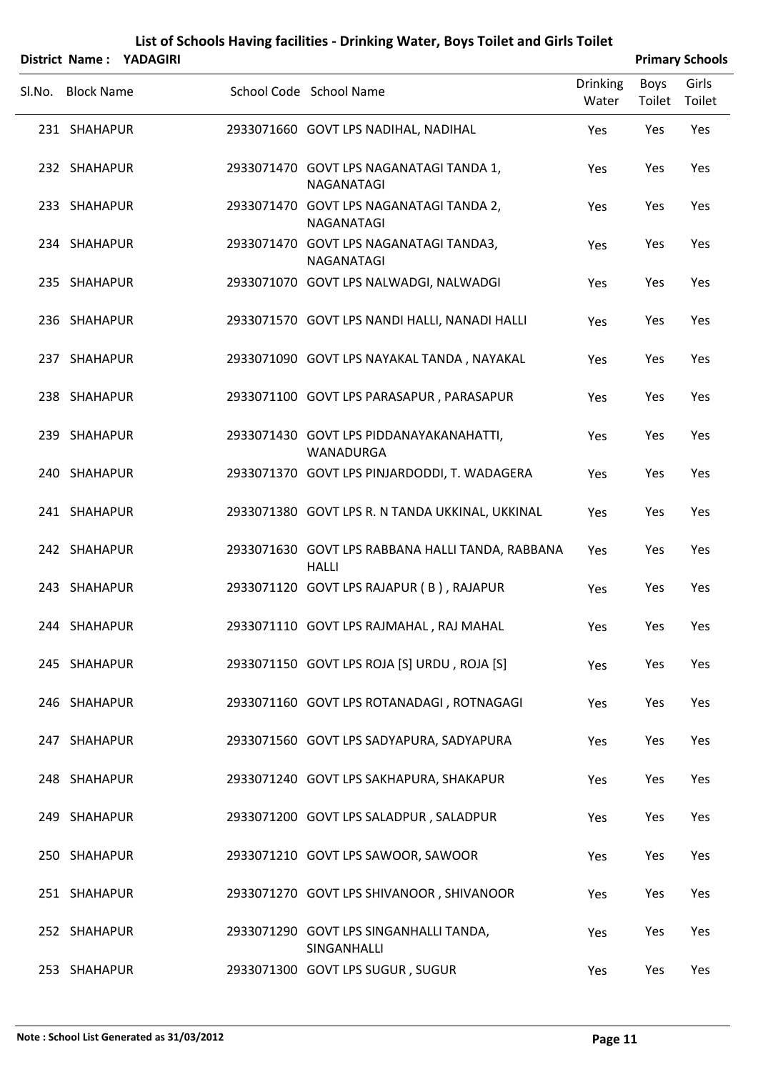# List of Schools Having facilities - Drinking Water, Boys Toilet and Girls Toilet

**District Name : YADAGIRI** **Primary Schools**

| Sl.No. | Block Name | School Code | School Name | Drinking Water | Boys Toilet | Girls Toilet |
|---|---|---|---|---|---|---|
| 231 | SHAHAPUR | 2933071660 | GOVT LPS NADIHAL, NADIHAL | Yes | Yes | Yes |
| 232 | SHAHAPUR | 2933071470 | GOVT LPS NAGANATAGI TANDA 1, NAGANATAGI | Yes | Yes | Yes |
| 233 | SHAHAPUR | 2933071470 | GOVT LPS NAGANATAGI TANDA 2, NAGANATAGI | Yes | Yes | Yes |
| 234 | SHAHAPUR | 2933071470 | GOVT LPS NAGANATAGI TANDA3, NAGANATAGI | Yes | Yes | Yes |
| 235 | SHAHAPUR | 2933071070 | GOVT LPS NALWADGI, NALWADGI | Yes | Yes | Yes |
| 236 | SHAHAPUR | 2933071570 | GOVT LPS NANDI HALLI, NANADI HALLI | Yes | Yes | Yes |
| 237 | SHAHAPUR | 2933071090 | GOVT LPS NAYAKAL TANDA , NAYAKAL | Yes | Yes | Yes |
| 238 | SHAHAPUR | 2933071100 | GOVT LPS PARASAPUR , PARASAPUR | Yes | Yes | Yes |
| 239 | SHAHAPUR | 2933071430 | GOVT LPS PIDDANAYAKANAHATTI, WANADURGA | Yes | Yes | Yes |
| 240 | SHAHAPUR | 2933071370 | GOVT LPS PINJARDODDI, T. WADAGERA | Yes | Yes | Yes |
| 241 | SHAHAPUR | 2933071380 | GOVT LPS R. N TANDA UKKINAL, UKKINAL | Yes | Yes | Yes |
| 242 | SHAHAPUR | 2933071630 | GOVT LPS RABBANA HALLI TANDA, RABBANA HALLI | Yes | Yes | Yes |
| 243 | SHAHAPUR | 2933071120 | GOVT LPS RAJAPUR ( B ) , RAJAPUR | Yes | Yes | Yes |
| 244 | SHAHAPUR | 2933071110 | GOVT LPS RAJMAHAL , RAJ MAHAL | Yes | Yes | Yes |
| 245 | SHAHAPUR | 2933071150 | GOVT LPS ROJA [S] URDU , ROJA [S] | Yes | Yes | Yes |
| 246 | SHAHAPUR | 2933071160 | GOVT LPS ROTANADAGI , ROTNAGAGI | Yes | Yes | Yes |
| 247 | SHAHAPUR | 2933071560 | GOVT LPS SADYAPURA, SADYAPURA | Yes | Yes | Yes |
| 248 | SHAHAPUR | 2933071240 | GOVT LPS SAKHAPURA, SHAKAPUR | Yes | Yes | Yes |
| 249 | SHAHAPUR | 2933071200 | GOVT LPS SALADPUR , SALADPUR | Yes | Yes | Yes |
| 250 | SHAHAPUR | 2933071210 | GOVT LPS SAWOOR, SAWOOR | Yes | Yes | Yes |
| 251 | SHAHAPUR | 2933071270 | GOVT LPS SHIVANOOR , SHIVANOOR | Yes | Yes | Yes |
| 252 | SHAHAPUR | 2933071290 | GOVT LPS SINGANHALLI TANDA, SINGANHALLI | Yes | Yes | Yes |
| 253 | SHAHAPUR | 2933071300 | GOVT LPS SUGUR , SUGUR | Yes | Yes | Yes |

**Note : School List Generated as 31/03/2012**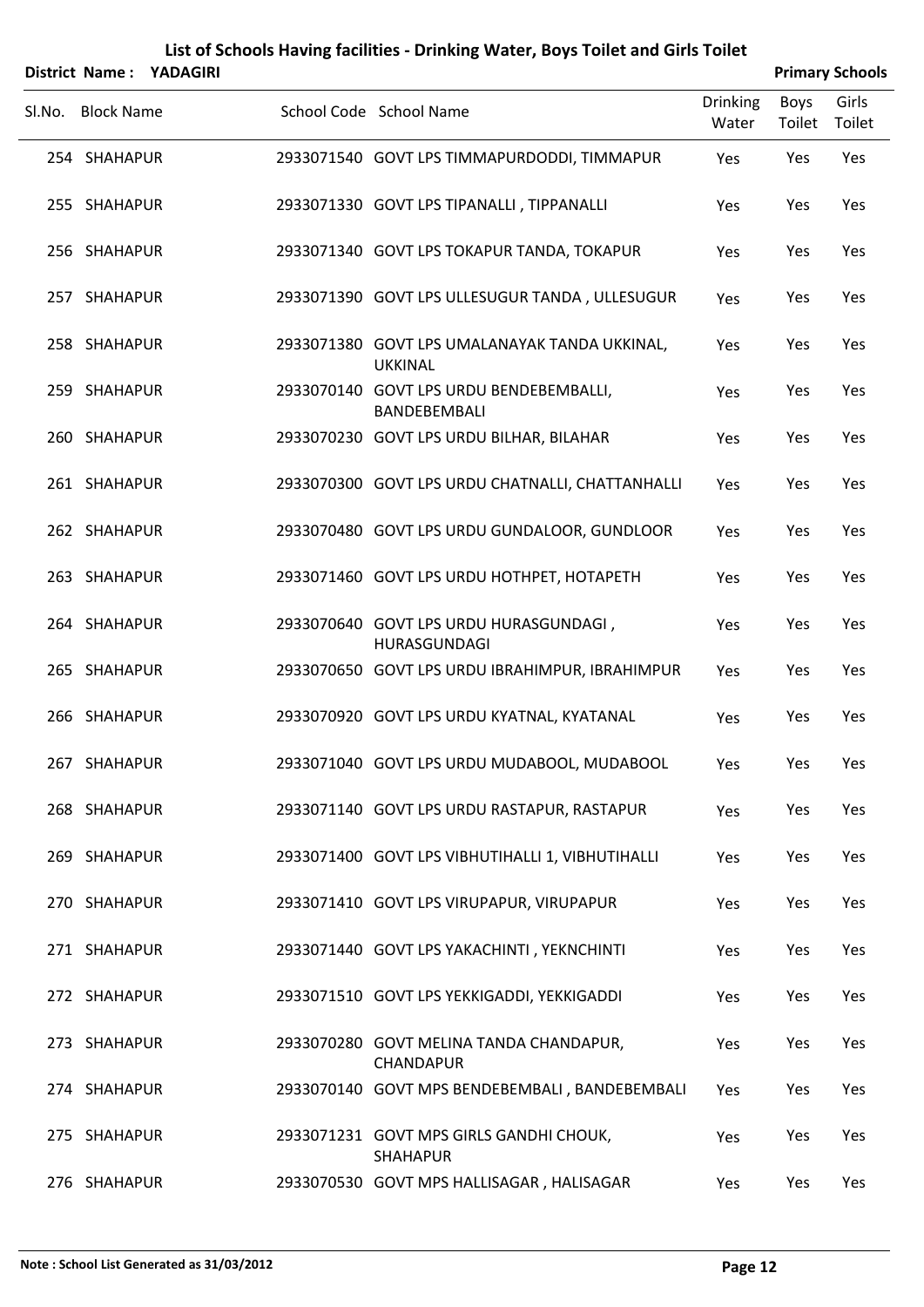# List of Schools Having facilities - Drinking Water, Boys Toilet and Girls Toilet

**District Name : YADAGIRI** **Primary Schools**

| Sl.No. | Block Name | School Code | School Name | Drinking Water | Boys Toilet | Girls Toilet |
|---|---|---|---|---|---|---|
| 254 | SHAHAPUR | 2933071540 | GOVT LPS TIMMAPURDODDI, TIMMAPUR | Yes | Yes | Yes |
| 255 | SHAHAPUR | 2933071330 | GOVT LPS TIPANALLI , TIPPANALLI | Yes | Yes | Yes |
| 256 | SHAHAPUR | 2933071340 | GOVT LPS TOKAPUR TANDA, TOKAPUR | Yes | Yes | Yes |
| 257 | SHAHAPUR | 2933071390 | GOVT LPS ULLESUGUR TANDA , ULLESUGUR | Yes | Yes | Yes |
| 258 | SHAHAPUR | 2933071380 | GOVT LPS UMALANAYAK TANDA UKKINAL, UKKINAL | Yes | Yes | Yes |
| 259 | SHAHAPUR | 2933070140 | GOVT LPS URDU BENDEBEMBALLI, BANDEBEMBALI | Yes | Yes | Yes |
| 260 | SHAHAPUR | 2933070230 | GOVT LPS URDU BILHAR, BILAHAR | Yes | Yes | Yes |
| 261 | SHAHAPUR | 2933070300 | GOVT LPS URDU CHATNALLI, CHATTANHALLI | Yes | Yes | Yes |
| 262 | SHAHAPUR | 2933070480 | GOVT LPS URDU GUNDALOOR, GUNDLOOR | Yes | Yes | Yes |
| 263 | SHAHAPUR | 2933071460 | GOVT LPS URDU HOTHPET, HOTAPETH | Yes | Yes | Yes |
| 264 | SHAHAPUR | 2933070640 | GOVT LPS URDU HURASGUNDAGI , HURASGUNDAGI | Yes | Yes | Yes |
| 265 | SHAHAPUR | 2933070650 | GOVT LPS URDU IBRAHIMPUR, IBRAHIMPUR | Yes | Yes | Yes |
| 266 | SHAHAPUR | 2933070920 | GOVT LPS URDU KYATNAL, KYATANAL | Yes | Yes | Yes |
| 267 | SHAHAPUR | 2933071040 | GOVT LPS URDU MUDABOOL, MUDABOOL | Yes | Yes | Yes |
| 268 | SHAHAPUR | 2933071140 | GOVT LPS URDU RASTAPUR, RASTAPUR | Yes | Yes | Yes |
| 269 | SHAHAPUR | 2933071400 | GOVT LPS VIBHUTIHALLI 1, VIBHUTIHALLI | Yes | Yes | Yes |
| 270 | SHAHAPUR | 2933071410 | GOVT LPS VIRUPAPUR, VIRUPAPUR | Yes | Yes | Yes |
| 271 | SHAHAPUR | 2933071440 | GOVT LPS YAKACHINTI , YEKNCHINTI | Yes | Yes | Yes |
| 272 | SHAHAPUR | 2933071510 | GOVT LPS YEKKIGADDI, YEKKIGADDI | Yes | Yes | Yes |
| 273 | SHAHAPUR | 2933070280 | GOVT MELINA TANDA CHANDAPUR, CHANDAPUR | Yes | Yes | Yes |
| 274 | SHAHAPUR | 2933070140 | GOVT MPS BENDEBEMBALI , BANDEBEMBALI | Yes | Yes | Yes |
| 275 | SHAHAPUR | 2933071231 | GOVT MPS GIRLS GANDHI CHOUK, SHAHAPUR | Yes | Yes | Yes |
| 276 | SHAHAPUR | 2933070530 | GOVT MPS HALLISAGAR , HALISAGAR | Yes | Yes | Yes |

**Note : School List Generated as 31/03/2012**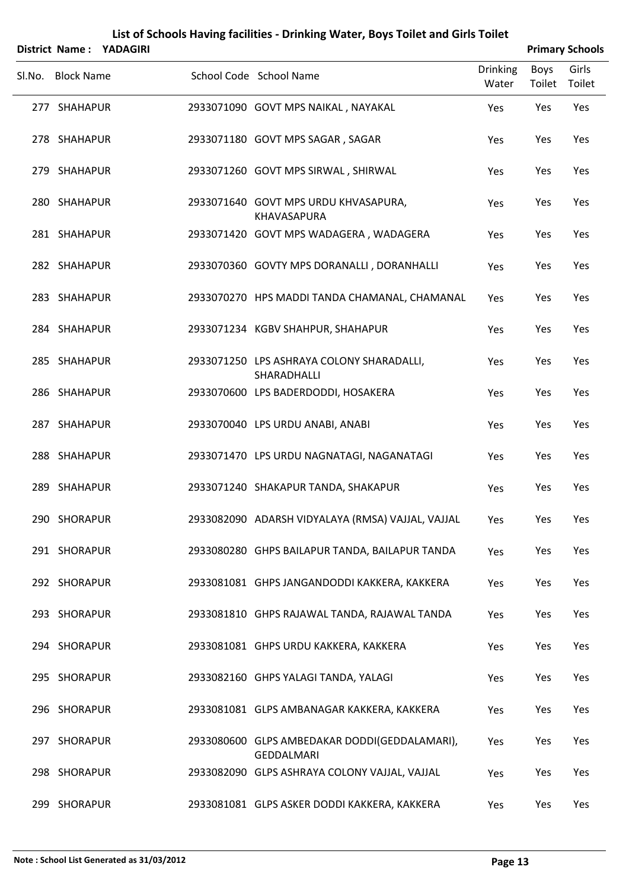# List of Schools Having facilities - Drinking Water, Boys Toilet and Girls Toilet

**District Name : YADAGIRI** **Primary Schools**

| Sl.No. | Block Name | School Code | School Name | Drinking Water | Boys Toilet | Girls Toilet |
|---|---|---|---|---|---|---|
| 277 | SHAHAPUR | 2933071090 | GOVT MPS NAIKAL , NAYAKAL | Yes | Yes | Yes |
| 278 | SHAHAPUR | 2933071180 | GOVT MPS SAGAR , SAGAR | Yes | Yes | Yes |
| 279 | SHAHAPUR | 2933071260 | GOVT MPS SIRWAL , SHIRWAL | Yes | Yes | Yes |
| 280 | SHAHAPUR | 2933071640 | GOVT MPS URDU KHVASAPURA, KHAVASAPURA | Yes | Yes | Yes |
| 281 | SHAHAPUR | 2933071420 | GOVT MPS WADAGERA , WADAGERA | Yes | Yes | Yes |
| 282 | SHAHAPUR | 2933070360 | GOVTY MPS DORANALLI , DORANHALLI | Yes | Yes | Yes |
| 283 | SHAHAPUR | 2933070270 | HPS MADDI TANDA CHAMANAL, CHAMANAL | Yes | Yes | Yes |
| 284 | SHAHAPUR | 2933071234 | KGBV SHAHPUR, SHAHAPUR | Yes | Yes | Yes |
| 285 | SHAHAPUR | 2933071250 | LPS ASHRAYA COLONY SHARADALLI, SHARADHALLI | Yes | Yes | Yes |
| 286 | SHAHAPUR | 2933070600 | LPS BADERDODDI, HOSAKERA | Yes | Yes | Yes |
| 287 | SHAHAPUR | 2933070040 | LPS URDU ANABI, ANABI | Yes | Yes | Yes |
| 288 | SHAHAPUR | 2933071470 | LPS URDU NAGNATAGI, NAGANATAGI | Yes | Yes | Yes |
| 289 | SHAHAPUR | 2933071240 | SHAKAPUR TANDA, SHAKAPUR | Yes | Yes | Yes |
| 290 | SHORAPUR | 2933082090 | ADARSH VIDYALAYA (RMSA) VAJJAL, VAJJAL | Yes | Yes | Yes |
| 291 | SHORAPUR | 2933080280 | GHPS BAILAPUR TANDA, BAILAPUR TANDA | Yes | Yes | Yes |
| 292 | SHORAPUR | 2933081081 | GHPS JANGANDODDI KAKKERA, KAKKERA | Yes | Yes | Yes |
| 293 | SHORAPUR | 2933081810 | GHPS RAJAWAL TANDA, RAJAWAL TANDA | Yes | Yes | Yes |
| 294 | SHORAPUR | 2933081081 | GHPS URDU KAKKERA, KAKKERA | Yes | Yes | Yes |
| 295 | SHORAPUR | 2933082160 | GHPS YALAGI TANDA, YALAGI | Yes | Yes | Yes |
| 296 | SHORAPUR | 2933081081 | GLPS AMBANAGAR KAKKERA, KAKKERA | Yes | Yes | Yes |
| 297 | SHORAPUR | 2933080600 | GLPS AMBEDAKAR DODDI(GEDDALAMARI), GEDDALMARI | Yes | Yes | Yes |
| 298 | SHORAPUR | 2933082090 | GLPS ASHRAYA COLONY VAJJAL, VAJJAL | Yes | Yes | Yes |
| 299 | SHORAPUR | 2933081081 | GLPS ASKER DODDI KAKKERA, KAKKERA | Yes | Yes | Yes |

**Note : School List Generated as 31/03/2012**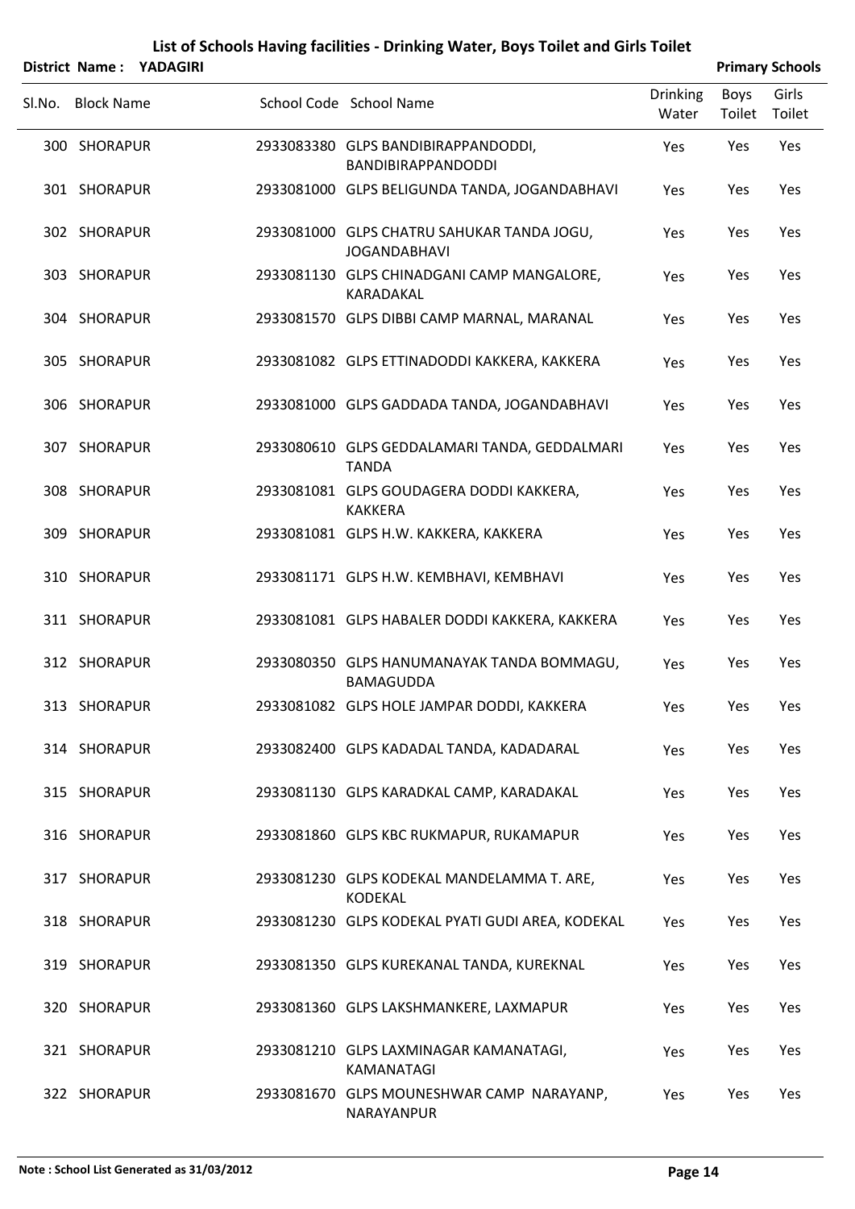# List of Schools Having facilities - Drinking Water, Boys Toilet and Girls Toilet

**District Name : YADAGIRI** | **Primary Schools**

| Sl.No. | Block Name | School Code | School Name | Drinking Water | Boys Toilet | Girls Toilet |
|---|---|---|---|---|---|---|
| 300 | SHORAPUR | 2933083380 | GLPS BANDIBIRAPPANDODDI, BANDIBIRAPPANDODDI | Yes | Yes | Yes |
| 301 | SHORAPUR | 2933081000 | GLPS BELIGUNDA TANDA, JOGANDABHAVI | Yes | Yes | Yes |
| 302 | SHORAPUR | 2933081000 | GLPS CHATRU SAHUKAR TANDA JOGU, JOGANDABHAVI | Yes | Yes | Yes |
| 303 | SHORAPUR | 2933081130 | GLPS CHINADGANI CAMP MANGALORE, KARADAKAL | Yes | Yes | Yes |
| 304 | SHORAPUR | 2933081570 | GLPS DIBBI CAMP MARNAL, MARANAL | Yes | Yes | Yes |
| 305 | SHORAPUR | 2933081082 | GLPS ETTINADODDI KAKKERA, KAKKERA | Yes | Yes | Yes |
| 306 | SHORAPUR | 2933081000 | GLPS GADDADA TANDA, JOGANDABHAVI | Yes | Yes | Yes |
| 307 | SHORAPUR | 2933080610 | GLPS GEDDALAMARI TANDA, GEDDALMARI TANDA | Yes | Yes | Yes |
| 308 | SHORAPUR | 2933081081 | GLPS GOUDAGERA DODDI KAKKERA, KAKKERA | Yes | Yes | Yes |
| 309 | SHORAPUR | 2933081081 | GLPS H.W. KAKKERA, KAKKERA | Yes | Yes | Yes |
| 310 | SHORAPUR | 2933081171 | GLPS H.W. KEMBHAVI, KEMBHAVI | Yes | Yes | Yes |
| 311 | SHORAPUR | 2933081081 | GLPS HABALER DODDI KAKKERA, KAKKERA | Yes | Yes | Yes |
| 312 | SHORAPUR | 2933080350 | GLPS HANUMANAYAK TANDA BOMMAGU, BAMAGUDDA | Yes | Yes | Yes |
| 313 | SHORAPUR | 2933081082 | GLPS HOLE JAMPAR DODDI, KAKKERA | Yes | Yes | Yes |
| 314 | SHORAPUR | 2933082400 | GLPS KADADAL TANDA, KADADARAL | Yes | Yes | Yes |
| 315 | SHORAPUR | 2933081130 | GLPS KARADKAL CAMP, KARADAKAL | Yes | Yes | Yes |
| 316 | SHORAPUR | 2933081860 | GLPS KBC RUKMAPUR, RUKAMAPUR | Yes | Yes | Yes |
| 317 | SHORAPUR | 2933081230 | GLPS KODEKAL MANDELAMMA T. ARE, KODEKAL | Yes | Yes | Yes |
| 318 | SHORAPUR | 2933081230 | GLPS KODEKAL PYATI GUDI AREA, KODEKAL | Yes | Yes | Yes |
| 319 | SHORAPUR | 2933081350 | GLPS KUREKANAL TANDA, KUREKNAL | Yes | Yes | Yes |
| 320 | SHORAPUR | 2933081360 | GLPS LAKSHMANKERE, LAXMAPUR | Yes | Yes | Yes |
| 321 | SHORAPUR | 2933081210 | GLPS LAXMINAGAR KAMANATAGI, KAMANATAGI | Yes | Yes | Yes |
| 322 | SHORAPUR | 2933081670 | GLPS MOUNESHWAR CAMP NARAYANP, NARAYANPUR | Yes | Yes | Yes |

**Note : School List Generated as 31/03/2012**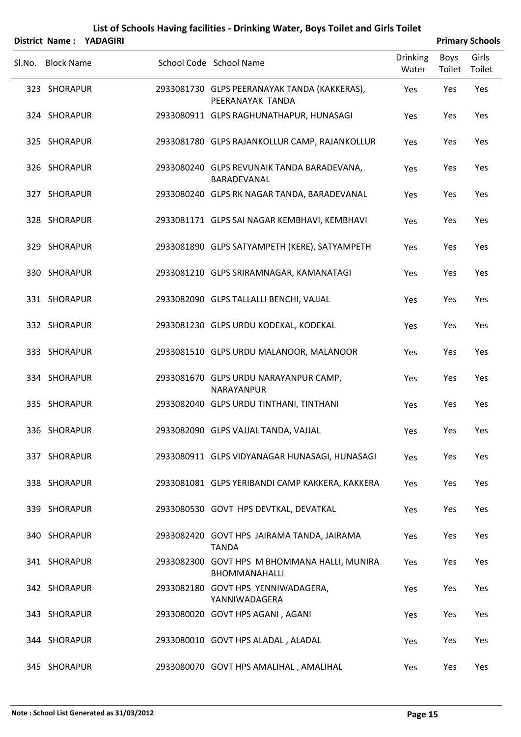# List of Schools Having facilities - Drinking Water, Boys Toilet and Girls Toilet

**District Name : YADAGIRI** **Primary Schools**

| Sl.No. | Block Name | School Code | School Name | Drinking Water | Boys Toilet | Girls Toilet |
|---|---|---|---|---|---|---|
| 323 | SHORAPUR | 2933081730 | GLPS PEERANAYAK TANDA (KAKKERAS), PEERANAYAK TANDA | Yes | Yes | Yes |
| 324 | SHORAPUR | 2933080911 | GLPS RAGHUNATHAPUR, HUNASAGI | Yes | Yes | Yes |
| 325 | SHORAPUR | 2933081780 | GLPS RAJANKOLLUR CAMP, RAJANKOLLUR | Yes | Yes | Yes |
| 326 | SHORAPUR | 2933080240 | GLPS REVUNAIK TANDA BARADEVANA, BARADEVANAL | Yes | Yes | Yes |
| 327 | SHORAPUR | 2933080240 | GLPS RK NAGAR TANDA, BARADEVANAL | Yes | Yes | Yes |
| 328 | SHORAPUR | 2933081171 | GLPS SAI NAGAR KEMBHAVI, KEMBHAVI | Yes | Yes | Yes |
| 329 | SHORAPUR | 2933081890 | GLPS SATYAMPETH (KERE), SATYAMPETH | Yes | Yes | Yes |
| 330 | SHORAPUR | 2933081210 | GLPS SRIRAMNAGAR, KAMANATAGI | Yes | Yes | Yes |
| 331 | SHORAPUR | 2933082090 | GLPS TALLALLI BENCHI, VAJJAL | Yes | Yes | Yes |
| 332 | SHORAPUR | 2933081230 | GLPS URDU KODEKAL, KODEKAL | Yes | Yes | Yes |
| 333 | SHORAPUR | 2933081510 | GLPS URDU MALANOOR, MALANOOR | Yes | Yes | Yes |
| 334 | SHORAPUR | 2933081670 | GLPS URDU NARAYANPUR CAMP, NARAYANPUR | Yes | Yes | Yes |
| 335 | SHORAPUR | 2933082040 | GLPS URDU TINTHANI, TINTHANI | Yes | Yes | Yes |
| 336 | SHORAPUR | 2933082090 | GLPS VAJJAL TANDA, VAJJAL | Yes | Yes | Yes |
| 337 | SHORAPUR | 2933080911 | GLPS VIDYANAGAR HUNASAGI, HUNASAGI | Yes | Yes | Yes |
| 338 | SHORAPUR | 2933081081 | GLPS YERIBANDI CAMP KAKKERA, KAKKERA | Yes | Yes | Yes |
| 339 | SHORAPUR | 2933080530 | GOVT HPS DEVTKAL, DEVATKAL | Yes | Yes | Yes |
| 340 | SHORAPUR | 2933082420 | GOVT HPS JAIRAMA TANDA, JAIRAMA TANDA | Yes | Yes | Yes |
| 341 | SHORAPUR | 2933082300 | GOVT HPS M BHOMMANA HALLI, MUNIRA BHOMMANAHALLI | Yes | Yes | Yes |
| 342 | SHORAPUR | 2933082180 | GOVT HPS YENNIWADAGERA, YANNIWADAGERA | Yes | Yes | Yes |
| 343 | SHORAPUR | 2933080020 | GOVT HPS AGANI , AGANI | Yes | Yes | Yes |
| 344 | SHORAPUR | 2933080010 | GOVT HPS ALADAL , ALADAL | Yes | Yes | Yes |
| 345 | SHORAPUR | 2933080070 | GOVT HPS AMALIHAL , AMALIHAL | Yes | Yes | Yes |

**Note : School List Generated as 31/03/2012**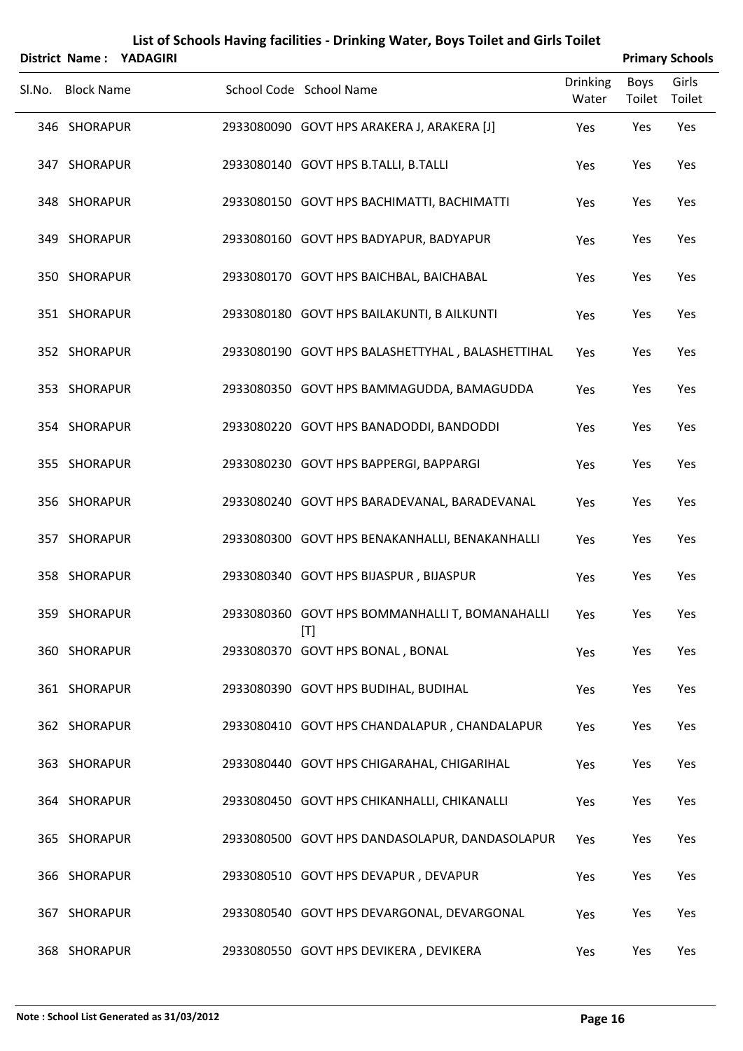# List of Schools Having facilities - Drinking Water, Boys Toilet and Girls Toilet

**District Name : YADAGIRI** **Primary Schools**

| Sl.No. | Block Name | School Code | School Name | Drinking Water | Boys Toilet | Girls Toilet |
|---|---|---|---|---|---|---|
| 346 | SHORAPUR | 2933080090 | GOVT HPS ARAKERA J, ARAKERA [J] | Yes | Yes | Yes |
| 347 | SHORAPUR | 2933080140 | GOVT HPS B.TALLI, B.TALLI | Yes | Yes | Yes |
| 348 | SHORAPUR | 2933080150 | GOVT HPS BACHIMATTI, BACHIMATTI | Yes | Yes | Yes |
| 349 | SHORAPUR | 2933080160 | GOVT HPS BADYAPUR, BADYAPUR | Yes | Yes | Yes |
| 350 | SHORAPUR | 2933080170 | GOVT HPS BAICHBAL, BAICHABAL | Yes | Yes | Yes |
| 351 | SHORAPUR | 2933080180 | GOVT HPS BAILAKUNTI, B AILKUNTI | Yes | Yes | Yes |
| 352 | SHORAPUR | 2933080190 | GOVT HPS BALASHETTYHAL , BALASHETTIHAL | Yes | Yes | Yes |
| 353 | SHORAPUR | 2933080350 | GOVT HPS BAMMAGUDDA, BAMAGUDDA | Yes | Yes | Yes |
| 354 | SHORAPUR | 2933080220 | GOVT HPS BANADODDI, BANDODDI | Yes | Yes | Yes |
| 355 | SHORAPUR | 2933080230 | GOVT HPS BAPPERGI, BAPPARGI | Yes | Yes | Yes |
| 356 | SHORAPUR | 2933080240 | GOVT HPS BARADEVANAL, BARADEVANAL | Yes | Yes | Yes |
| 357 | SHORAPUR | 2933080300 | GOVT HPS BENAKANHALLI, BENAKANHALLI | Yes | Yes | Yes |
| 358 | SHORAPUR | 2933080340 | GOVT HPS BIJASPUR , BIJASPUR | Yes | Yes | Yes |
| 359 | SHORAPUR | 2933080360 | GOVT HPS BOMMANHALLI T, BOMANAHALLI [T] | Yes | Yes | Yes |
| 360 | SHORAPUR | 2933080370 | GOVT HPS BONAL , BONAL | Yes | Yes | Yes |
| 361 | SHORAPUR | 2933080390 | GOVT HPS BUDIHAL, BUDIHAL | Yes | Yes | Yes |
| 362 | SHORAPUR | 2933080410 | GOVT HPS CHANDALAPUR , CHANDALAPUR | Yes | Yes | Yes |
| 363 | SHORAPUR | 2933080440 | GOVT HPS CHIGARAHAL, CHIGARIHAL | Yes | Yes | Yes |
| 364 | SHORAPUR | 2933080450 | GOVT HPS CHIKANHALLI, CHIKANALLI | Yes | Yes | Yes |
| 365 | SHORAPUR | 2933080500 | GOVT HPS DANDASOLAPUR, DANDASOLAPUR | Yes | Yes | Yes |
| 366 | SHORAPUR | 2933080510 | GOVT HPS DEVAPUR , DEVAPUR | Yes | Yes | Yes |
| 367 | SHORAPUR | 2933080540 | GOVT HPS DEVARGONAL, DEVARGONAL | Yes | Yes | Yes |
| 368 | SHORAPUR | 2933080550 | GOVT HPS DEVIKERA , DEVIKERA | Yes | Yes | Yes |

**Note : School List Generated as 31/03/2012**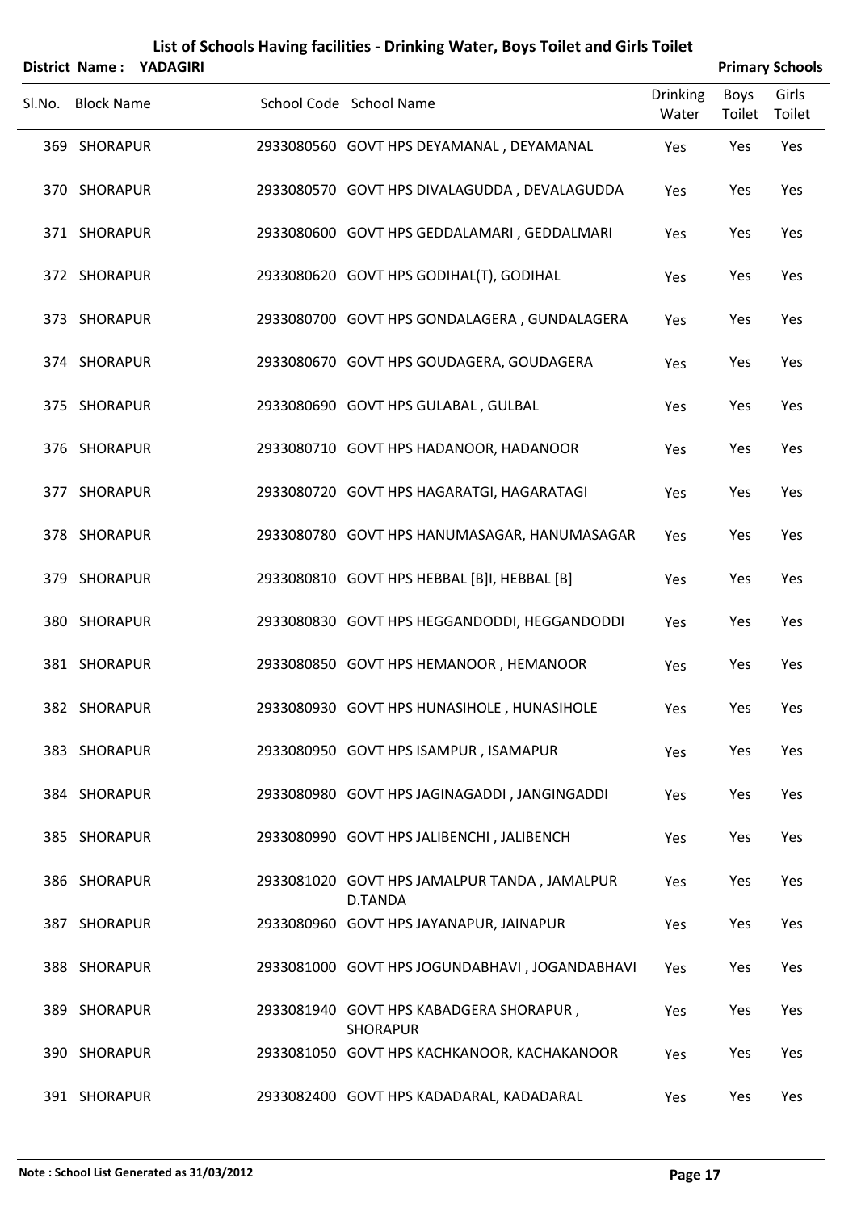# List of Schools Having facilities - Drinking Water, Boys Toilet and Girls Toilet

**District Name : YADAGIRI** **Primary Schools**

| Sl.No. | Block Name | School Code | School Name | Drinking Water | Boys Toilet | Girls Toilet |
|---|---|---|---|---|---|---|
| 369 | SHORAPUR | 2933080560 | GOVT HPS DEYAMANAL , DEYAMANAL | Yes | Yes | Yes |
| 370 | SHORAPUR | 2933080570 | GOVT HPS DIVALAGUDDA , DEVALAGUDDA | Yes | Yes | Yes |
| 371 | SHORAPUR | 2933080600 | GOVT HPS GEDDALAMARI , GEDDALMARI | Yes | Yes | Yes |
| 372 | SHORAPUR | 2933080620 | GOVT HPS GODIHAL(T), GODIHAL | Yes | Yes | Yes |
| 373 | SHORAPUR | 2933080700 | GOVT HPS GONDALAGERA , GUNDALAGERA | Yes | Yes | Yes |
| 374 | SHORAPUR | 2933080670 | GOVT HPS GOUDAGERA, GOUDAGERA | Yes | Yes | Yes |
| 375 | SHORAPUR | 2933080690 | GOVT HPS GULABAL , GULBAL | Yes | Yes | Yes |
| 376 | SHORAPUR | 2933080710 | GOVT HPS HADANOOR, HADANOOR | Yes | Yes | Yes |
| 377 | SHORAPUR | 2933080720 | GOVT HPS HAGARATGI, HAGARATAGI | Yes | Yes | Yes |
| 378 | SHORAPUR | 2933080780 | GOVT HPS HANUMASAGAR, HANUMASAGAR | Yes | Yes | Yes |
| 379 | SHORAPUR | 2933080810 | GOVT HPS HEBBAL [B]I, HEBBAL [B] | Yes | Yes | Yes |
| 380 | SHORAPUR | 2933080830 | GOVT HPS HEGGANDODDI, HEGGANDODDI | Yes | Yes | Yes |
| 381 | SHORAPUR | 2933080850 | GOVT HPS HEMANOOR , HEMANOOR | Yes | Yes | Yes |
| 382 | SHORAPUR | 2933080930 | GOVT HPS HUNASIHOLE , HUNASIHOLE | Yes | Yes | Yes |
| 383 | SHORAPUR | 2933080950 | GOVT HPS ISAMPUR , ISAMAPUR | Yes | Yes | Yes |
| 384 | SHORAPUR | 2933080980 | GOVT HPS JAGINAGADDI , JANGINGADDI | Yes | Yes | Yes |
| 385 | SHORAPUR | 2933080990 | GOVT HPS JALIBENCHI , JALIBENCH | Yes | Yes | Yes |
| 386 | SHORAPUR | 2933081020 | GOVT HPS JAMALPUR TANDA , JAMALPUR D.TANDA | Yes | Yes | Yes |
| 387 | SHORAPUR | 2933080960 | GOVT HPS JAYANAPUR, JAINAPUR | Yes | Yes | Yes |
| 388 | SHORAPUR | 2933081000 | GOVT HPS JOGUNDABHAVI , JOGANDABHAVI | Yes | Yes | Yes |
| 389 | SHORAPUR | 2933081940 | GOVT HPS KABADGERA SHORAPUR , SHORAPUR | Yes | Yes | Yes |
| 390 | SHORAPUR | 2933081050 | GOVT HPS KACHKANOOR, KACHAKANOOR | Yes | Yes | Yes |
| 391 | SHORAPUR | 2933082400 | GOVT HPS KADADARAL, KADADARAL | Yes | Yes | Yes |

**Note : School List Generated as 31/03/2012**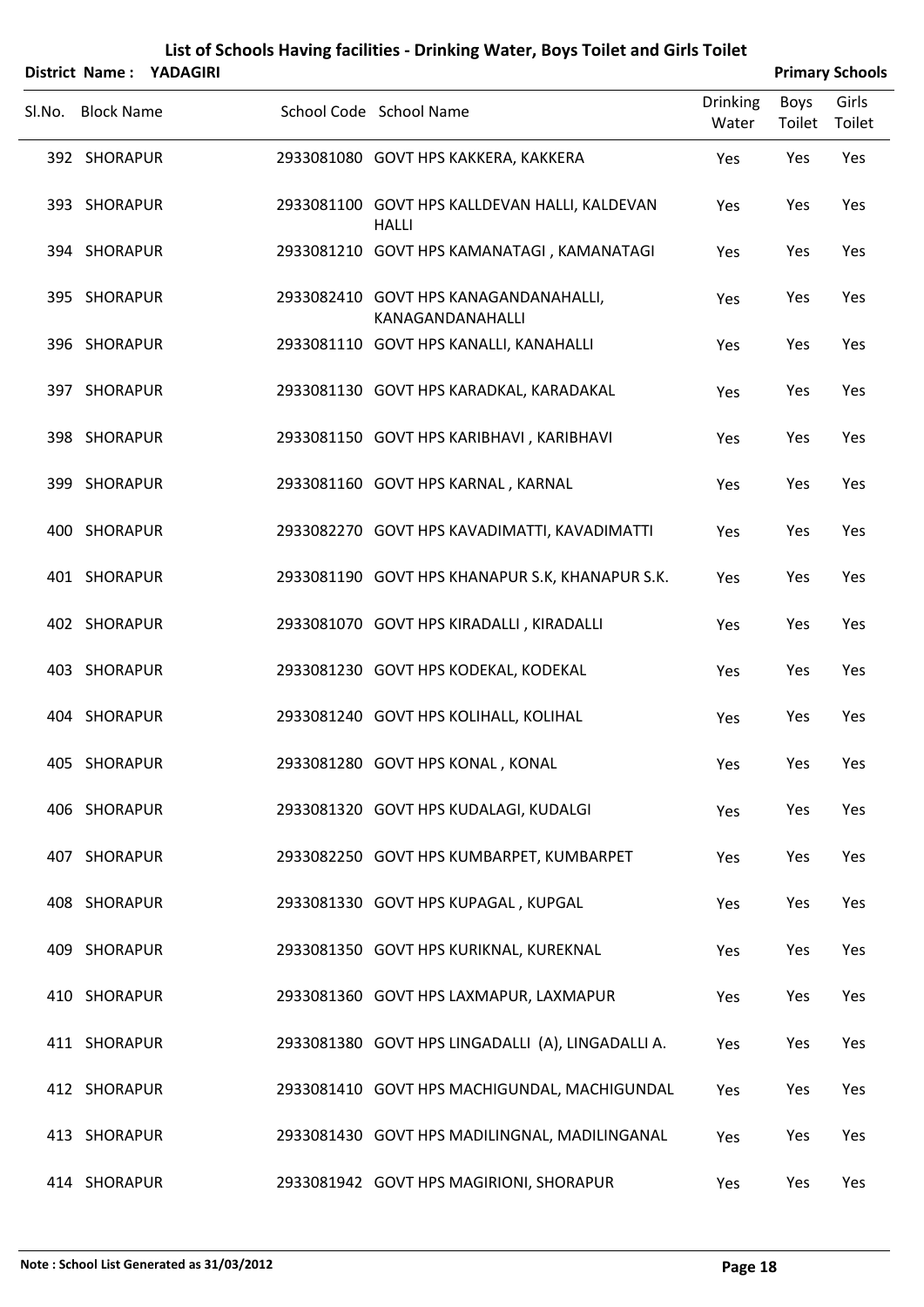# List of Schools Having facilities - Drinking Water, Boys Toilet and Girls Toilet

**District Name : YADAGIRI** **Primary Schools**

| Sl.No. | Block Name | School Code | School Name | Drinking Water | Boys Toilet | Girls Toilet |
|---|---|---|---|---|---|---|
| 392 | SHORAPUR | 2933081080 | GOVT HPS KAKKERA, KAKKERA | Yes | Yes | Yes |
| 393 | SHORAPUR | 2933081100 | GOVT HPS KALLDEVAN HALLI, KALDEVAN HALLI | Yes | Yes | Yes |
| 394 | SHORAPUR | 2933081210 | GOVT HPS KAMANATAGI , KAMANATAGI | Yes | Yes | Yes |
| 395 | SHORAPUR | 2933082410 | GOVT HPS KANAGANDANAHALLI, KANAGANDANAHALLI | Yes | Yes | Yes |
| 396 | SHORAPUR | 2933081110 | GOVT HPS KANALLI, KANAHALLI | Yes | Yes | Yes |
| 397 | SHORAPUR | 2933081130 | GOVT HPS KARADKAL, KARADAKAL | Yes | Yes | Yes |
| 398 | SHORAPUR | 2933081150 | GOVT HPS KARIBHAVI , KARIBHAVI | Yes | Yes | Yes |
| 399 | SHORAPUR | 2933081160 | GOVT HPS KARNAL , KARNAL | Yes | Yes | Yes |
| 400 | SHORAPUR | 2933082270 | GOVT HPS KAVADIMATTI, KAVADIMATTI | Yes | Yes | Yes |
| 401 | SHORAPUR | 2933081190 | GOVT HPS KHANAPUR S.K, KHANAPUR S.K. | Yes | Yes | Yes |
| 402 | SHORAPUR | 2933081070 | GOVT HPS KIRADALLI , KIRADALLI | Yes | Yes | Yes |
| 403 | SHORAPUR | 2933081230 | GOVT HPS KODEKAL, KODEKAL | Yes | Yes | Yes |
| 404 | SHORAPUR | 2933081240 | GOVT HPS KOLIHALL, KOLIHAL | Yes | Yes | Yes |
| 405 | SHORAPUR | 2933081280 | GOVT HPS KONAL , KONAL | Yes | Yes | Yes |
| 406 | SHORAPUR | 2933081320 | GOVT HPS KUDALAGI, KUDALGI | Yes | Yes | Yes |
| 407 | SHORAPUR | 2933082250 | GOVT HPS KUMBARPET, KUMBARPET | Yes | Yes | Yes |
| 408 | SHORAPUR | 2933081330 | GOVT HPS KUPAGAL , KUPGAL | Yes | Yes | Yes |
| 409 | SHORAPUR | 2933081350 | GOVT HPS KURIKNAL, KUREKNAL | Yes | Yes | Yes |
| 410 | SHORAPUR | 2933081360 | GOVT HPS LAXMAPUR, LAXMAPUR | Yes | Yes | Yes |
| 411 | SHORAPUR | 2933081380 | GOVT HPS LINGADALLI (A), LINGADALLI A. | Yes | Yes | Yes |
| 412 | SHORAPUR | 2933081410 | GOVT HPS MACHIGUNDAL, MACHIGUNDAL | Yes | Yes | Yes |
| 413 | SHORAPUR | 2933081430 | GOVT HPS MADILINGNAL, MADILINGANAL | Yes | Yes | Yes |
| 414 | SHORAPUR | 2933081942 | GOVT HPS MAGIRIONI, SHORAPUR | Yes | Yes | Yes |

**Note : School List Generated as 31/03/2012**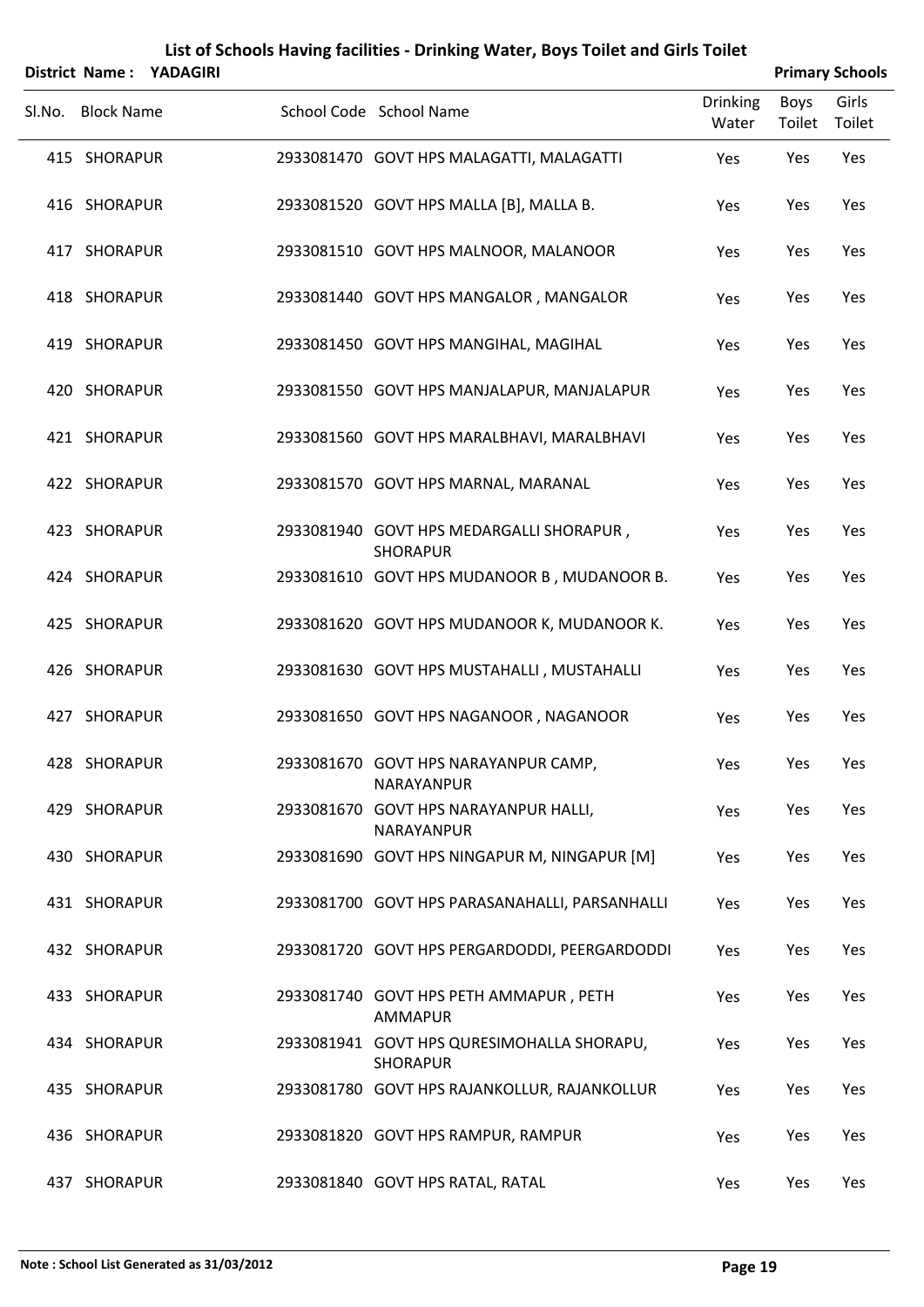# List of Schools Having facilities - Drinking Water, Boys Toilet and Girls Toilet

**District Name : YADAGIRI** **Primary Schools**

| Sl.No. | Block Name | School Code | School Name | Drinking Water | Boys Toilet | Girls Toilet |
|---|---|---|---|---|---|---|
| 415 | SHORAPUR | 2933081470 | GOVT HPS MALAGATTI, MALAGATTI | Yes | Yes | Yes |
| 416 | SHORAPUR | 2933081520 | GOVT HPS MALLA [B], MALLA B. | Yes | Yes | Yes |
| 417 | SHORAPUR | 2933081510 | GOVT HPS MALNOOR, MALANOOR | Yes | Yes | Yes |
| 418 | SHORAPUR | 2933081440 | GOVT HPS MANGALOR , MANGALOR | Yes | Yes | Yes |
| 419 | SHORAPUR | 2933081450 | GOVT HPS MANGIHAL, MAGIHAL | Yes | Yes | Yes |
| 420 | SHORAPUR | 2933081550 | GOVT HPS MANJALAPUR, MANJALAPUR | Yes | Yes | Yes |
| 421 | SHORAPUR | 2933081560 | GOVT HPS MARALBHAVI, MARALBHAVI | Yes | Yes | Yes |
| 422 | SHORAPUR | 2933081570 | GOVT HPS MARNAL, MARANAL | Yes | Yes | Yes |
| 423 | SHORAPUR | 2933081940 | GOVT HPS MEDARGALLI SHORAPUR , SHORAPUR | Yes | Yes | Yes |
| 424 | SHORAPUR | 2933081610 | GOVT HPS MUDANOOR B , MUDANOOR B. | Yes | Yes | Yes |
| 425 | SHORAPUR | 2933081620 | GOVT HPS MUDANOOR K, MUDANOOR K. | Yes | Yes | Yes |
| 426 | SHORAPUR | 2933081630 | GOVT HPS MUSTAHALLI , MUSTAHALLI | Yes | Yes | Yes |
| 427 | SHORAPUR | 2933081650 | GOVT HPS NAGANOOR , NAGANOOR | Yes | Yes | Yes |
| 428 | SHORAPUR | 2933081670 | GOVT HPS NARAYANPUR CAMP, NARAYANPUR | Yes | Yes | Yes |
| 429 | SHORAPUR | 2933081670 | GOVT HPS NARAYANPUR HALLI, NARAYANPUR | Yes | Yes | Yes |
| 430 | SHORAPUR | 2933081690 | GOVT HPS NINGAPUR M, NINGAPUR [M] | Yes | Yes | Yes |
| 431 | SHORAPUR | 2933081700 | GOVT HPS PARASANAHALLI, PARSANHALLI | Yes | Yes | Yes |
| 432 | SHORAPUR | 2933081720 | GOVT HPS PERGARDODDI, PEERGARDODDI | Yes | Yes | Yes |
| 433 | SHORAPUR | 2933081740 | GOVT HPS PETH AMMAPUR , PETH AMMAPUR | Yes | Yes | Yes |
| 434 | SHORAPUR | 2933081941 | GOVT HPS QURESIMOHALLA SHORAPU, SHORAPUR | Yes | Yes | Yes |
| 435 | SHORAPUR | 2933081780 | GOVT HPS RAJANKOLLUR, RAJANKOLLUR | Yes | Yes | Yes |
| 436 | SHORAPUR | 2933081820 | GOVT HPS RAMPUR, RAMPUR | Yes | Yes | Yes |
| 437 | SHORAPUR | 2933081840 | GOVT HPS RATAL, RATAL | Yes | Yes | Yes |

**Note : School List Generated as 31/03/2012**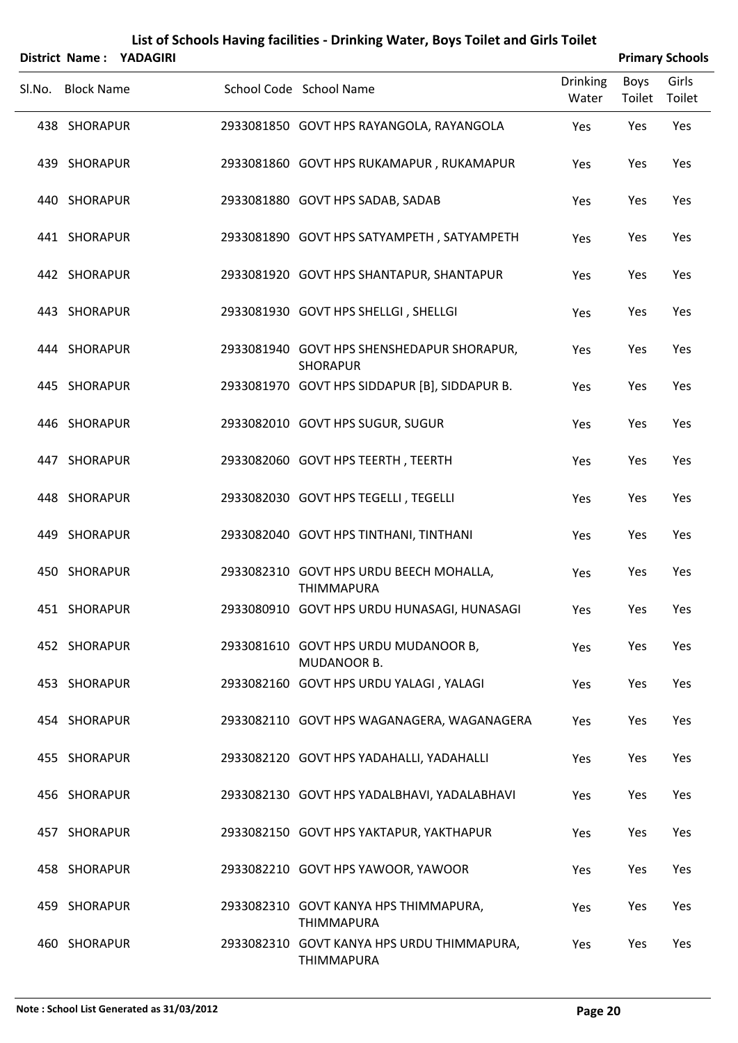# List of Schools Having facilities - Drinking Water, Boys Toilet and Girls Toilet

**District Name : YADAGIRI** **Primary Schools**

| Sl.No. | Block Name | School Code | School Name | Drinking Water | Boys Toilet | Girls Toilet |
|---|---|---|---|---|---|---|
| 438 | SHORAPUR | 2933081850 | GOVT HPS RAYANGOLA, RAYANGOLA | Yes | Yes | Yes |
| 439 | SHORAPUR | 2933081860 | GOVT HPS RUKAMAPUR , RUKAMAPUR | Yes | Yes | Yes |
| 440 | SHORAPUR | 2933081880 | GOVT HPS SADAB, SADAB | Yes | Yes | Yes |
| 441 | SHORAPUR | 2933081890 | GOVT HPS SATYAMPETH , SATYAMPETH | Yes | Yes | Yes |
| 442 | SHORAPUR | 2933081920 | GOVT HPS SHANTAPUR, SHANTAPUR | Yes | Yes | Yes |
| 443 | SHORAPUR | 2933081930 | GOVT HPS SHELLGI , SHELLGI | Yes | Yes | Yes |
| 444 | SHORAPUR | 2933081940 | GOVT HPS SHENSHEDAPUR SHORAPUR, SHORAPUR | Yes | Yes | Yes |
| 445 | SHORAPUR | 2933081970 | GOVT HPS SIDDAPUR [B], SIDDAPUR B. | Yes | Yes | Yes |
| 446 | SHORAPUR | 2933082010 | GOVT HPS SUGUR, SUGUR | Yes | Yes | Yes |
| 447 | SHORAPUR | 2933082060 | GOVT HPS TEERTH , TEERTH | Yes | Yes | Yes |
| 448 | SHORAPUR | 2933082030 | GOVT HPS TEGELLI , TEGELLI | Yes | Yes | Yes |
| 449 | SHORAPUR | 2933082040 | GOVT HPS TINTHANI, TINTHANI | Yes | Yes | Yes |
| 450 | SHORAPUR | 2933082310 | GOVT HPS URDU BEECH MOHALLA, THIMMAPURA | Yes | Yes | Yes |
| 451 | SHORAPUR | 2933080910 | GOVT HPS URDU HUNASAGI, HUNASAGI | Yes | Yes | Yes |
| 452 | SHORAPUR | 2933081610 | GOVT HPS URDU MUDANOOR B, MUDANOOR B. | Yes | Yes | Yes |
| 453 | SHORAPUR | 2933082160 | GOVT HPS URDU YALAGI , YALAGI | Yes | Yes | Yes |
| 454 | SHORAPUR | 2933082110 | GOVT HPS WAGANAGERA, WAGANAGERA | Yes | Yes | Yes |
| 455 | SHORAPUR | 2933082120 | GOVT HPS YADAHALLI, YADAHALLI | Yes | Yes | Yes |
| 456 | SHORAPUR | 2933082130 | GOVT HPS YADALBHAVI, YADALABHAVI | Yes | Yes | Yes |
| 457 | SHORAPUR | 2933082150 | GOVT HPS YAKTAPUR, YAKTHAPUR | Yes | Yes | Yes |
| 458 | SHORAPUR | 2933082210 | GOVT HPS YAWOOR, YAWOOR | Yes | Yes | Yes |
| 459 | SHORAPUR | 2933082310 | GOVT KANYA HPS THIMMAPURA, THIMMAPURA | Yes | Yes | Yes |
| 460 | SHORAPUR | 2933082310 | GOVT KANYA HPS URDU THIMMAPURA, THIMMAPURA | Yes | Yes | Yes |

**Note : School List Generated as 31/03/2012**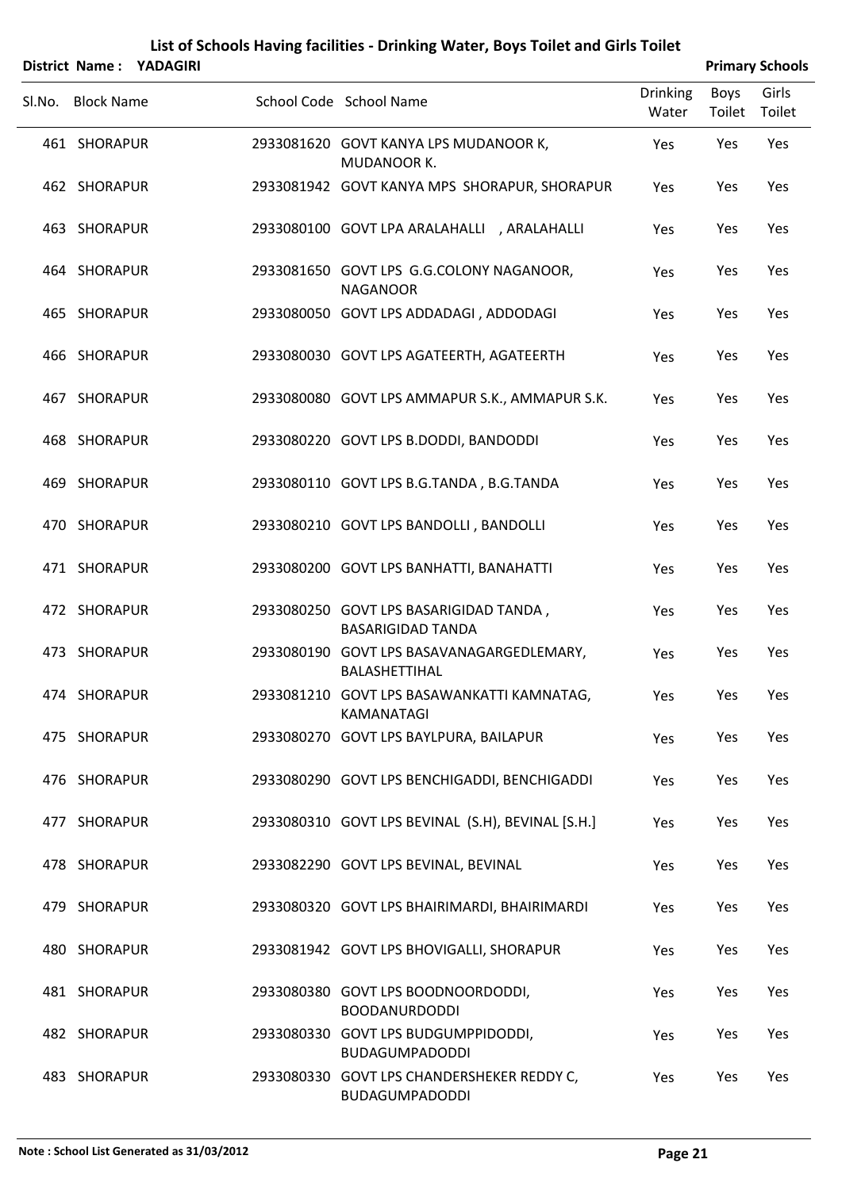# List of Schools Having facilities - Drinking Water, Boys Toilet and Girls Toilet

**District Name : YADAGIRI** **Primary Schools**

| Sl.No. | Block Name | School Code | School Name | Drinking Water | Boys Toilet | Girls Toilet |
|---|---|---|---|---|---|---|
| 461 | SHORAPUR | 2933081620 | GOVT KANYA LPS MUDANOOR K, MUDANOOR K. | Yes | Yes | Yes |
| 462 | SHORAPUR | 2933081942 | GOVT KANYA MPS SHORAPUR, SHORAPUR | Yes | Yes | Yes |
| 463 | SHORAPUR | 2933080100 | GOVT LPA ARALAHALLI , ARALAHALLI | Yes | Yes | Yes |
| 464 | SHORAPUR | 2933081650 | GOVT LPS G.G.COLONY NAGANOOR, NAGANOOR | Yes | Yes | Yes |
| 465 | SHORAPUR | 2933080050 | GOVT LPS ADDADAGI , ADDODAGI | Yes | Yes | Yes |
| 466 | SHORAPUR | 2933080030 | GOVT LPS AGATEERTH, AGATEERTH | Yes | Yes | Yes |
| 467 | SHORAPUR | 2933080080 | GOVT LPS AMMAPUR S.K., AMMAPUR S.K. | Yes | Yes | Yes |
| 468 | SHORAPUR | 2933080220 | GOVT LPS B.DODDI, BANDODDI | Yes | Yes | Yes |
| 469 | SHORAPUR | 2933080110 | GOVT LPS B.G.TANDA , B.G.TANDA | Yes | Yes | Yes |
| 470 | SHORAPUR | 2933080210 | GOVT LPS BANDOLLI , BANDOLLI | Yes | Yes | Yes |
| 471 | SHORAPUR | 2933080200 | GOVT LPS BANHATTI, BANAHATTI | Yes | Yes | Yes |
| 472 | SHORAPUR | 2933080250 | GOVT LPS BASARIGIDAD TANDA , BASARIGIDAD TANDA | Yes | Yes | Yes |
| 473 | SHORAPUR | 2933080190 | GOVT LPS BASAVANAGARGEDLEMARY, BALASHETTIHAL | Yes | Yes | Yes |
| 474 | SHORAPUR | 2933081210 | GOVT LPS BASAWANKATTI KAMNATAG, KAMANATAGI | Yes | Yes | Yes |
| 475 | SHORAPUR | 2933080270 | GOVT LPS BAYLPURA, BAILAPUR | Yes | Yes | Yes |
| 476 | SHORAPUR | 2933080290 | GOVT LPS BENCHIGADDI, BENCHIGADDI | Yes | Yes | Yes |
| 477 | SHORAPUR | 2933080310 | GOVT LPS BEVINAL (S.H), BEVINAL [S.H.] | Yes | Yes | Yes |
| 478 | SHORAPUR | 2933082290 | GOVT LPS BEVINAL, BEVINAL | Yes | Yes | Yes |
| 479 | SHORAPUR | 2933080320 | GOVT LPS BHAIRIMARDI, BHAIRIMARDI | Yes | Yes | Yes |
| 480 | SHORAPUR | 2933081942 | GOVT LPS BHOVIGALLI, SHORAPUR | Yes | Yes | Yes |
| 481 | SHORAPUR | 2933080380 | GOVT LPS BOODNOORDODDI, BOODANURDODDI | Yes | Yes | Yes |
| 482 | SHORAPUR | 2933080330 | GOVT LPS BUDGUMPPIDODDI, BUDAGUMPADODDI | Yes | Yes | Yes |
| 483 | SHORAPUR | 2933080330 | GOVT LPS CHANDERSHEKER REDDY C, BUDAGUMPADODDI | Yes | Yes | Yes |

**Note : School List Generated as 31/03/2012**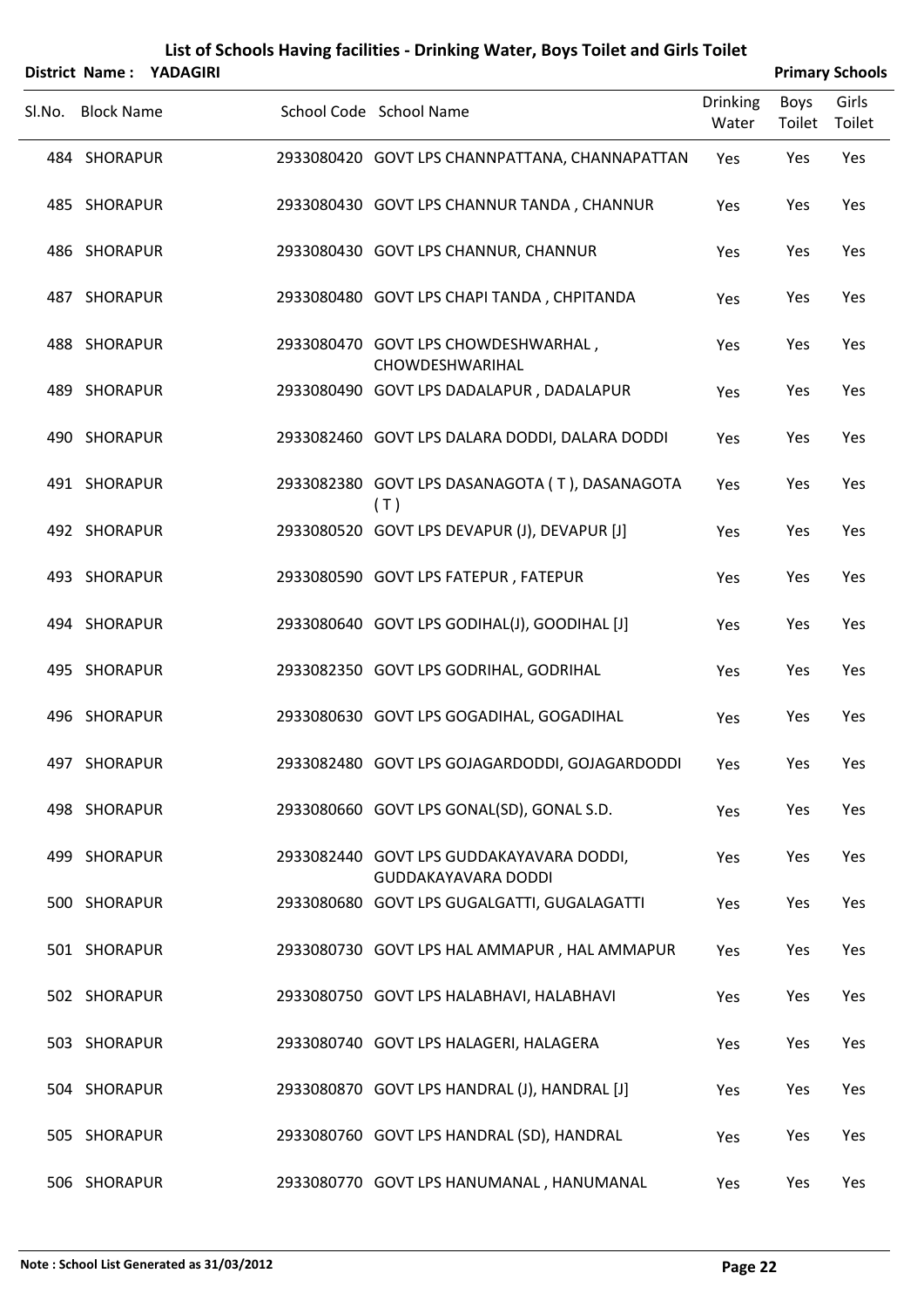# List of Schools Having facilities - Drinking Water, Boys Toilet and Girls Toilet

**District Name : YADAGIRI** **Primary Schools**

| Sl.No. | Block Name | School Code | School Name | Drinking Water | Boys Toilet | Girls Toilet |
|---|---|---|---|---|---|---|
| 484 | SHORAPUR | 2933080420 | GOVT LPS CHANNPATTANA, CHANNAPATTAN | Yes | Yes | Yes |
| 485 | SHORAPUR | 2933080430 | GOVT LPS CHANNUR TANDA , CHANNUR | Yes | Yes | Yes |
| 486 | SHORAPUR | 2933080430 | GOVT LPS CHANNUR, CHANNUR | Yes | Yes | Yes |
| 487 | SHORAPUR | 2933080480 | GOVT LPS CHAPI TANDA , CHPITANDA | Yes | Yes | Yes |
| 488 | SHORAPUR | 2933080470 | GOVT LPS CHOWDESHWARHAL , CHOWDESHWARIHAL | Yes | Yes | Yes |
| 489 | SHORAPUR | 2933080490 | GOVT LPS DADALAPUR , DADALAPUR | Yes | Yes | Yes |
| 490 | SHORAPUR | 2933082460 | GOVT LPS DALARA DODDI, DALARA DODDI | Yes | Yes | Yes |
| 491 | SHORAPUR | 2933082380 | GOVT LPS DASANAGOTA ( T ), DASANAGOTA ( T ) | Yes | Yes | Yes |
| 492 | SHORAPUR | 2933080520 | GOVT LPS DEVAPUR (J), DEVAPUR [J] | Yes | Yes | Yes |
| 493 | SHORAPUR | 2933080590 | GOVT LPS FATEPUR , FATEPUR | Yes | Yes | Yes |
| 494 | SHORAPUR | 2933080640 | GOVT LPS GODIHAL(J), GOODIHAL [J] | Yes | Yes | Yes |
| 495 | SHORAPUR | 2933082350 | GOVT LPS GODRIHAL, GODRIHAL | Yes | Yes | Yes |
| 496 | SHORAPUR | 2933080630 | GOVT LPS GOGADIHAL, GOGADIHAL | Yes | Yes | Yes |
| 497 | SHORAPUR | 2933082480 | GOVT LPS GOJAGARDODDI, GOJAGARDODDI | Yes | Yes | Yes |
| 498 | SHORAPUR | 2933080660 | GOVT LPS GONAL(SD), GONAL S.D. | Yes | Yes | Yes |
| 499 | SHORAPUR | 2933082440 | GOVT LPS GUDDAKAYAVARA DODDI, GUDDAKAYAVARA DODDI | Yes | Yes | Yes |
| 500 | SHORAPUR | 2933080680 | GOVT LPS GUGALGATTI, GUGALAGATTI | Yes | Yes | Yes |
| 501 | SHORAPUR | 2933080730 | GOVT LPS HAL AMMAPUR , HAL AMMAPUR | Yes | Yes | Yes |
| 502 | SHORAPUR | 2933080750 | GOVT LPS HALABHAVI, HALABHAVI | Yes | Yes | Yes |
| 503 | SHORAPUR | 2933080740 | GOVT LPS HALAGERI, HALAGERA | Yes | Yes | Yes |
| 504 | SHORAPUR | 2933080870 | GOVT LPS HANDRAL (J), HANDRAL [J] | Yes | Yes | Yes |
| 505 | SHORAPUR | 2933080760 | GOVT LPS HANDRAL (SD), HANDRAL | Yes | Yes | Yes |
| 506 | SHORAPUR | 2933080770 | GOVT LPS HANUMANAL , HANUMANAL | Yes | Yes | Yes |

**Note : School List Generated as 31/03/2012**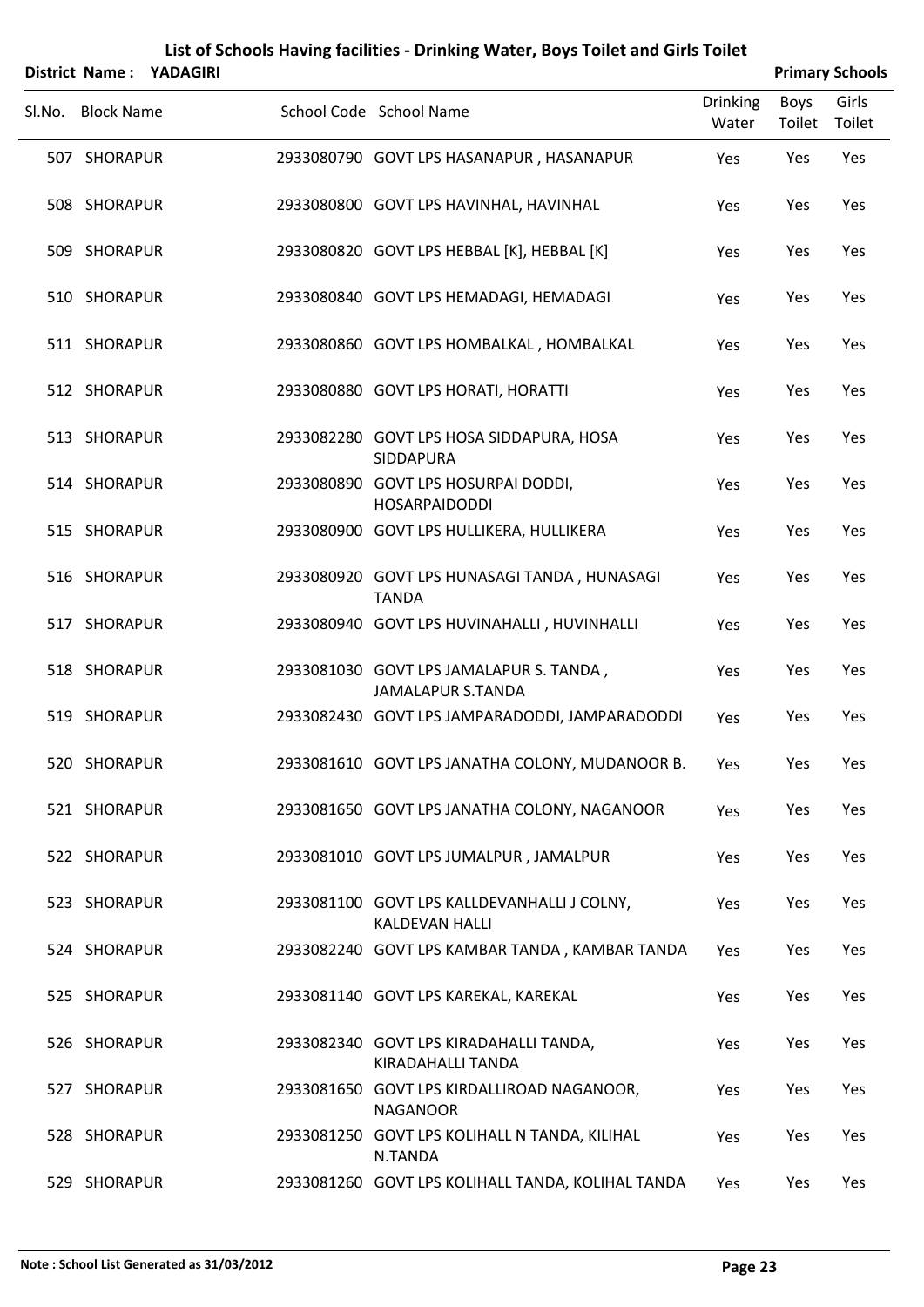# List of Schools Having facilities - Drinking Water, Boys Toilet and Girls Toilet

**District Name : YADAGIRI** **Primary Schools**

| Sl.No. | Block Name | School Code | School Name | Drinking Water | Boys Toilet | Girls Toilet |
|---|---|---|---|---|---|---|
| 507 | SHORAPUR | 2933080790 | GOVT LPS HASANAPUR , HASANAPUR | Yes | Yes | Yes |
| 508 | SHORAPUR | 2933080800 | GOVT LPS HAVINHAL, HAVINHAL | Yes | Yes | Yes |
| 509 | SHORAPUR | 2933080820 | GOVT LPS HEBBAL [K], HEBBAL [K] | Yes | Yes | Yes |
| 510 | SHORAPUR | 2933080840 | GOVT LPS HEMADAGI, HEMADAGI | Yes | Yes | Yes |
| 511 | SHORAPUR | 2933080860 | GOVT LPS HOMBALKAL , HOMBALKAL | Yes | Yes | Yes |
| 512 | SHORAPUR | 2933080880 | GOVT LPS HORATI, HORATTI | Yes | Yes | Yes |
| 513 | SHORAPUR | 2933082280 | GOVT LPS HOSA SIDDAPURA, HOSA SIDDAPURA | Yes | Yes | Yes |
| 514 | SHORAPUR | 2933080890 | GOVT LPS HOSURPAI DODDI, HOSARPAIDODDI | Yes | Yes | Yes |
| 515 | SHORAPUR | 2933080900 | GOVT LPS HULLIKERA, HULLIKERA | Yes | Yes | Yes |
| 516 | SHORAPUR | 2933080920 | GOVT LPS HUNASAGI TANDA , HUNASAGI TANDA | Yes | Yes | Yes |
| 517 | SHORAPUR | 2933080940 | GOVT LPS HUVINAHALLI , HUVINHALLI | Yes | Yes | Yes |
| 518 | SHORAPUR | 2933081030 | GOVT LPS JAMALAPUR S. TANDA , JAMALAPUR S.TANDA | Yes | Yes | Yes |
| 519 | SHORAPUR | 2933082430 | GOVT LPS JAMPARADODDI, JAMPARADODDI | Yes | Yes | Yes |
| 520 | SHORAPUR | 2933081610 | GOVT LPS JANATHA COLONY, MUDANOOR B. | Yes | Yes | Yes |
| 521 | SHORAPUR | 2933081650 | GOVT LPS JANATHA COLONY, NAGANOOR | Yes | Yes | Yes |
| 522 | SHORAPUR | 2933081010 | GOVT LPS JUMALPUR , JAMALPUR | Yes | Yes | Yes |
| 523 | SHORAPUR | 2933081100 | GOVT LPS KALLDEVANHALLI J COLNY, KALDEVAN HALLI | Yes | Yes | Yes |
| 524 | SHORAPUR | 2933082240 | GOVT LPS KAMBAR TANDA , KAMBAR TANDA | Yes | Yes | Yes |
| 525 | SHORAPUR | 2933081140 | GOVT LPS KAREKAL, KAREKAL | Yes | Yes | Yes |
| 526 | SHORAPUR | 2933082340 | GOVT LPS KIRADAHALLI TANDA, KIRADAHALLI TANDA | Yes | Yes | Yes |
| 527 | SHORAPUR | 2933081650 | GOVT LPS KIRDALLIROAD NAGANOOR, NAGANOOR | Yes | Yes | Yes |
| 528 | SHORAPUR | 2933081250 | GOVT LPS KOLIHALL N TANDA, KILIHAL N.TANDA | Yes | Yes | Yes |
| 529 | SHORAPUR | 2933081260 | GOVT LPS KOLIHALL TANDA, KOLIHAL TANDA | Yes | Yes | Yes |

**Note : School List Generated as 31/03/2012**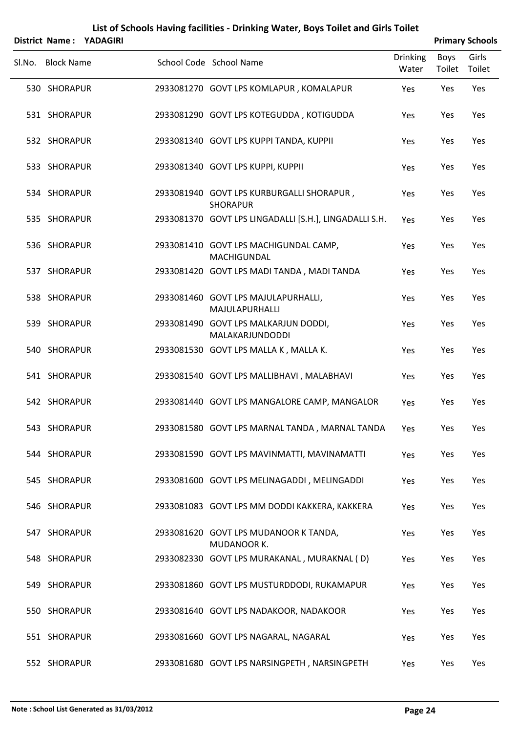# List of Schools Having facilities - Drinking Water, Boys Toilet and Girls Toilet

**District Name : YADAGIRI** **Primary Schools**

| Sl.No. | Block Name | School Code | School Name | Drinking Water | Boys Toilet | Girls Toilet |
|---|---|---|---|---|---|---|
| 530 | SHORAPUR | 2933081270 | GOVT LPS KOMLAPUR , KOMALAPUR | Yes | Yes | Yes |
| 531 | SHORAPUR | 2933081290 | GOVT LPS KOTEGUDDA , KOTIGUDDA | Yes | Yes | Yes |
| 532 | SHORAPUR | 2933081340 | GOVT LPS KUPPI TANDA, KUPPII | Yes | Yes | Yes |
| 533 | SHORAPUR | 2933081340 | GOVT LPS KUPPI, KUPPII | Yes | Yes | Yes |
| 534 | SHORAPUR | 2933081940 | GOVT LPS KURBURGALLI SHORAPUR , SHORAPUR | Yes | Yes | Yes |
| 535 | SHORAPUR | 2933081370 | GOVT LPS LINGADALLI [S.H.], LINGADALLI S.H. | Yes | Yes | Yes |
| 536 | SHORAPUR | 2933081410 | GOVT LPS MACHIGUNDAL CAMP, MACHIGUNDAL | Yes | Yes | Yes |
| 537 | SHORAPUR | 2933081420 | GOVT LPS MADI TANDA , MADI TANDA | Yes | Yes | Yes |
| 538 | SHORAPUR | 2933081460 | GOVT LPS MAJULAPURHALLI, MAJULAPURHALLI | Yes | Yes | Yes |
| 539 | SHORAPUR | 2933081490 | GOVT LPS MALKARJUN DODDI, MALAKARJUNDODDI | Yes | Yes | Yes |
| 540 | SHORAPUR | 2933081530 | GOVT LPS MALLA K , MALLA K. | Yes | Yes | Yes |
| 541 | SHORAPUR | 2933081540 | GOVT LPS MALLIBHAVI , MALABHAVI | Yes | Yes | Yes |
| 542 | SHORAPUR | 2933081440 | GOVT LPS MANGALORE CAMP, MANGALOR | Yes | Yes | Yes |
| 543 | SHORAPUR | 2933081580 | GOVT LPS MARNAL TANDA , MARNAL TANDA | Yes | Yes | Yes |
| 544 | SHORAPUR | 2933081590 | GOVT LPS MAVINMATTI, MAVINAMATTI | Yes | Yes | Yes |
| 545 | SHORAPUR | 2933081600 | GOVT LPS MELINAGADDI , MELINGADDI | Yes | Yes | Yes |
| 546 | SHORAPUR | 2933081083 | GOVT LPS MM DODDI KAKKERA, KAKKERA | Yes | Yes | Yes |
| 547 | SHORAPUR | 2933081620 | GOVT LPS MUDANOOR K TANDA, MUDANOOR K. | Yes | Yes | Yes |
| 548 | SHORAPUR | 2933082330 | GOVT LPS MURAKANAL , MURAKNAL ( D) | Yes | Yes | Yes |
| 549 | SHORAPUR | 2933081860 | GOVT LPS MUSTURDDODI, RUKAMAPUR | Yes | Yes | Yes |
| 550 | SHORAPUR | 2933081640 | GOVT LPS NADAKOOR, NADAKOOR | Yes | Yes | Yes |
| 551 | SHORAPUR | 2933081660 | GOVT LPS NAGARAL, NAGARAL | Yes | Yes | Yes |
| 552 | SHORAPUR | 2933081680 | GOVT LPS NARSINGPETH , NARSINGPETH | Yes | Yes | Yes |

**Note : School List Generated as 31/03/2012**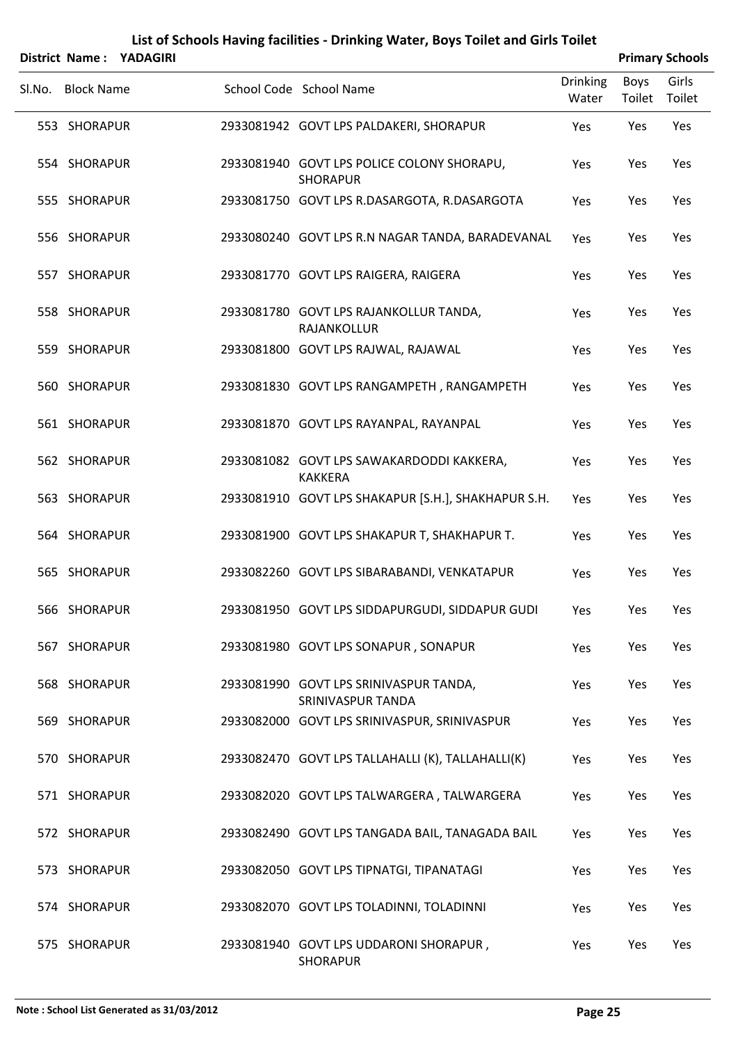# List of Schools Having facilities - Drinking Water, Boys Toilet and Girls Toilet

**District Name : YADAGIRI** **Primary Schools**

| Sl.No. | Block Name | School Code | School Name | Drinking Water | Boys Toilet | Girls Toilet |
|---|---|---|---|---|---|---|
| 553 | SHORAPUR | 2933081942 | GOVT LPS PALDAKERI, SHORAPUR | Yes | Yes | Yes |
| 554 | SHORAPUR | 2933081940 | GOVT LPS POLICE COLONY SHORAPU, SHORAPUR | Yes | Yes | Yes |
| 555 | SHORAPUR | 2933081750 | GOVT LPS R.DASARGOTA, R.DASARGOTA | Yes | Yes | Yes |
| 556 | SHORAPUR | 2933080240 | GOVT LPS R.N NAGAR TANDA, BARADEVANAL | Yes | Yes | Yes |
| 557 | SHORAPUR | 2933081770 | GOVT LPS RAIGERA, RAIGERA | Yes | Yes | Yes |
| 558 | SHORAPUR | 2933081780 | GOVT LPS RAJANKOLLUR TANDA, RAJANKOLLUR | Yes | Yes | Yes |
| 559 | SHORAPUR | 2933081800 | GOVT LPS RAJWAL, RAJAWAL | Yes | Yes | Yes |
| 560 | SHORAPUR | 2933081830 | GOVT LPS RANGAMPETH , RANGAMPETH | Yes | Yes | Yes |
| 561 | SHORAPUR | 2933081870 | GOVT LPS RAYANPAL, RAYANPAL | Yes | Yes | Yes |
| 562 | SHORAPUR | 2933081082 | GOVT LPS SAWAKARDODDI KAKKERA, KAKKERA | Yes | Yes | Yes |
| 563 | SHORAPUR | 2933081910 | GOVT LPS SHAKAPUR [S.H.], SHAKHAPUR S.H. | Yes | Yes | Yes |
| 564 | SHORAPUR | 2933081900 | GOVT LPS SHAKAPUR T, SHAKHAPUR T. | Yes | Yes | Yes |
| 565 | SHORAPUR | 2933082260 | GOVT LPS SIBARABANDI, VENKATAPUR | Yes | Yes | Yes |
| 566 | SHORAPUR | 2933081950 | GOVT LPS SIDDAPURGUDI, SIDDAPUR GUDI | Yes | Yes | Yes |
| 567 | SHORAPUR | 2933081980 | GOVT LPS SONAPUR , SONAPUR | Yes | Yes | Yes |
| 568 | SHORAPUR | 2933081990 | GOVT LPS SRINIVASPUR TANDA, SRINIVASPUR TANDA | Yes | Yes | Yes |
| 569 | SHORAPUR | 2933082000 | GOVT LPS SRINIVASPUR, SRINIVASPUR | Yes | Yes | Yes |
| 570 | SHORAPUR | 2933082470 | GOVT LPS TALLAHALLI (K), TALLAHALLI(K) | Yes | Yes | Yes |
| 571 | SHORAPUR | 2933082020 | GOVT LPS TALWARGERA , TALWARGERA | Yes | Yes | Yes |
| 572 | SHORAPUR | 2933082490 | GOVT LPS TANGADA BAIL, TANAGADA BAIL | Yes | Yes | Yes |
| 573 | SHORAPUR | 2933082050 | GOVT LPS TIPNATGI, TIPANATAGI | Yes | Yes | Yes |
| 574 | SHORAPUR | 2933082070 | GOVT LPS TOLADINNI, TOLADINNI | Yes | Yes | Yes |
| 575 | SHORAPUR | 2933081940 | GOVT LPS UDDARONI SHORAPUR , SHORAPUR | Yes | Yes | Yes |

**Note : School List Generated as 31/03/2012**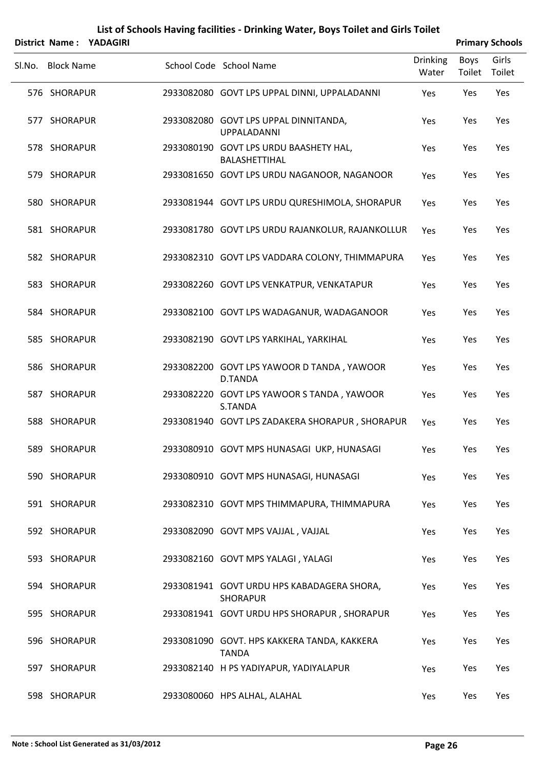# List of Schools Having facilities - Drinking Water, Boys Toilet and Girls Toilet

**District Name : YADAGIRI** | **Primary Schools**

| Sl.No. | Block Name | School Code | School Name | Drinking Water | Boys Toilet | Girls Toilet |
|---|---|---|---|---|---|---|
| 576 | SHORAPUR | 2933082080 | GOVT LPS UPPAL DINNI, UPPALADANNI | Yes | Yes | Yes |
| 577 | SHORAPUR | 2933082080 | GOVT LPS UPPAL DINNITANDA, UPPALADANNI | Yes | Yes | Yes |
| 578 | SHORAPUR | 2933080190 | GOVT LPS URDU BAASHETY HAL, BALASHETTIHAL | Yes | Yes | Yes |
| 579 | SHORAPUR | 2933081650 | GOVT LPS URDU NAGANOOR, NAGANOOR | Yes | Yes | Yes |
| 580 | SHORAPUR | 2933081944 | GOVT LPS URDU QURESHIMOLA, SHORAPUR | Yes | Yes | Yes |
| 581 | SHORAPUR | 2933081780 | GOVT LPS URDU RAJANKOLUR, RAJANKOLLUR | Yes | Yes | Yes |
| 582 | SHORAPUR | 2933082310 | GOVT LPS VADDARA COLONY, THIMMAPURA | Yes | Yes | Yes |
| 583 | SHORAPUR | 2933082260 | GOVT LPS VENKATPUR, VENKATAPUR | Yes | Yes | Yes |
| 584 | SHORAPUR | 2933082100 | GOVT LPS WADAGANUR, WADAGANOOR | Yes | Yes | Yes |
| 585 | SHORAPUR | 2933082190 | GOVT LPS YARKIHAL, YARKIHAL | Yes | Yes | Yes |
| 586 | SHORAPUR | 2933082200 | GOVT LPS YAWOOR D TANDA , YAWOOR D.TANDA | Yes | Yes | Yes |
| 587 | SHORAPUR | 2933082220 | GOVT LPS YAWOOR S TANDA , YAWOOR S.TANDA | Yes | Yes | Yes |
| 588 | SHORAPUR | 2933081940 | GOVT LPS ZADAKERA SHORAPUR , SHORAPUR | Yes | Yes | Yes |
| 589 | SHORAPUR | 2933080910 | GOVT MPS HUNASAGI UKP, HUNASAGI | Yes | Yes | Yes |
| 590 | SHORAPUR | 2933080910 | GOVT MPS HUNASAGI, HUNASAGI | Yes | Yes | Yes |
| 591 | SHORAPUR | 2933082310 | GOVT MPS THIMMAPURA, THIMMAPURA | Yes | Yes | Yes |
| 592 | SHORAPUR | 2933082090 | GOVT MPS VAJJAL , VAJJAL | Yes | Yes | Yes |
| 593 | SHORAPUR | 2933082160 | GOVT MPS YALAGI , YALAGI | Yes | Yes | Yes |
| 594 | SHORAPUR | 2933081941 | GOVT URDU HPS KABADAGERA SHORA, SHORAPUR | Yes | Yes | Yes |
| 595 | SHORAPUR | 2933081941 | GOVT URDU HPS SHORAPUR , SHORAPUR | Yes | Yes | Yes |
| 596 | SHORAPUR | 2933081090 | GOVT. HPS KAKKERA TANDA, KAKKERA TANDA | Yes | Yes | Yes |
| 597 | SHORAPUR | 2933082140 | H PS YADIYAPUR, YADIYALAPUR | Yes | Yes | Yes |
| 598 | SHORAPUR | 2933080060 | HPS ALHAL, ALAHAL | Yes | Yes | Yes |

**Note : School List Generated as 31/03/2012**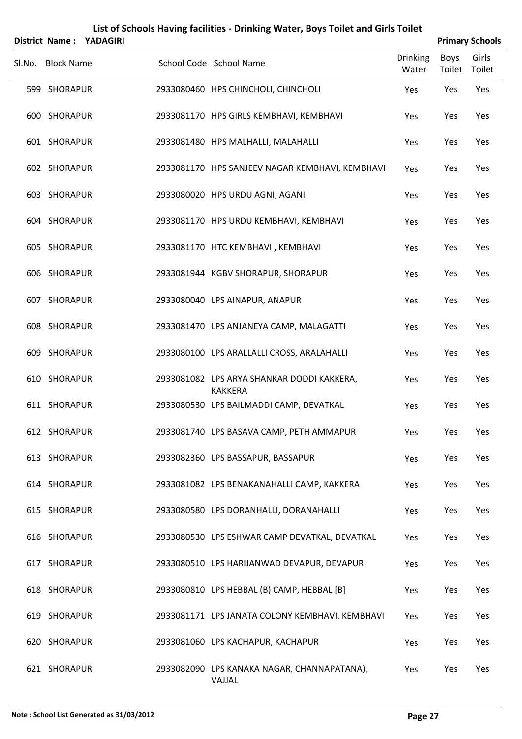# List of Schools Having facilities - Drinking Water, Boys Toilet and Girls Toilet

**District Name : YADAGIRI** **Primary Schools**

| Sl.No. | Block Name | School Code | School Name | Drinking Water | Boys Toilet | Girls Toilet |
|---|---|---|---|---|---|---|
| 599 | SHORAPUR | 2933080460 | HPS CHINCHOLI, CHINCHOLI | Yes | Yes | Yes |
| 600 | SHORAPUR | 2933081170 | HPS GIRLS KEMBHAVI, KEMBHAVI | Yes | Yes | Yes |
| 601 | SHORAPUR | 2933081480 | HPS MALHALLI, MALAHALLI | Yes | Yes | Yes |
| 602 | SHORAPUR | 2933081170 | HPS SANJEEV NAGAR KEMBHAVI, KEMBHAVI | Yes | Yes | Yes |
| 603 | SHORAPUR | 2933080020 | HPS URDU AGNI, AGANI | Yes | Yes | Yes |
| 604 | SHORAPUR | 2933081170 | HPS URDU KEMBHAVI, KEMBHAVI | Yes | Yes | Yes |
| 605 | SHORAPUR | 2933081170 | HTC KEMBHAVI , KEMBHAVI | Yes | Yes | Yes |
| 606 | SHORAPUR | 2933081944 | KGBV SHORAPUR, SHORAPUR | Yes | Yes | Yes |
| 607 | SHORAPUR | 2933080040 | LPS AINAPUR, ANAPUR | Yes | Yes | Yes |
| 608 | SHORAPUR | 2933081470 | LPS ANJANEYA CAMP, MALAGATTI | Yes | Yes | Yes |
| 609 | SHORAPUR | 2933080100 | LPS ARALLALLI CROSS, ARALAHALLI | Yes | Yes | Yes |
| 610 | SHORAPUR | 2933081082 | LPS ARYA SHANKAR DODDI KAKKERA, KAKKERA | Yes | Yes | Yes |
| 611 | SHORAPUR | 2933080530 | LPS BAILMADDI CAMP, DEVATKAL | Yes | Yes | Yes |
| 612 | SHORAPUR | 2933081740 | LPS BASAVA CAMP, PETH AMMAPUR | Yes | Yes | Yes |
| 613 | SHORAPUR | 2933082360 | LPS BASSAPUR, BASSAPUR | Yes | Yes | Yes |
| 614 | SHORAPUR | 2933081082 | LPS BENAKANAHALLI CAMP, KAKKERA | Yes | Yes | Yes |
| 615 | SHORAPUR | 2933080580 | LPS DORANHALLI, DORANAHALLI | Yes | Yes | Yes |
| 616 | SHORAPUR | 2933080530 | LPS ESHWAR CAMP DEVATKAL, DEVATKAL | Yes | Yes | Yes |
| 617 | SHORAPUR | 2933080510 | LPS HARIJANWAD DEVAPUR, DEVAPUR | Yes | Yes | Yes |
| 618 | SHORAPUR | 2933080810 | LPS HEBBAL (B) CAMP, HEBBAL [B] | Yes | Yes | Yes |
| 619 | SHORAPUR | 2933081171 | LPS JANATA COLONY KEMBHAVI, KEMBHAVI | Yes | Yes | Yes |
| 620 | SHORAPUR | 2933081060 | LPS KACHAPUR, KACHAPUR | Yes | Yes | Yes |
| 621 | SHORAPUR | 2933082090 | LPS KANAKA NAGAR, CHANNAPATANA), VAJJAL | Yes | Yes | Yes |

**Note : School List Generated as 31/03/2012**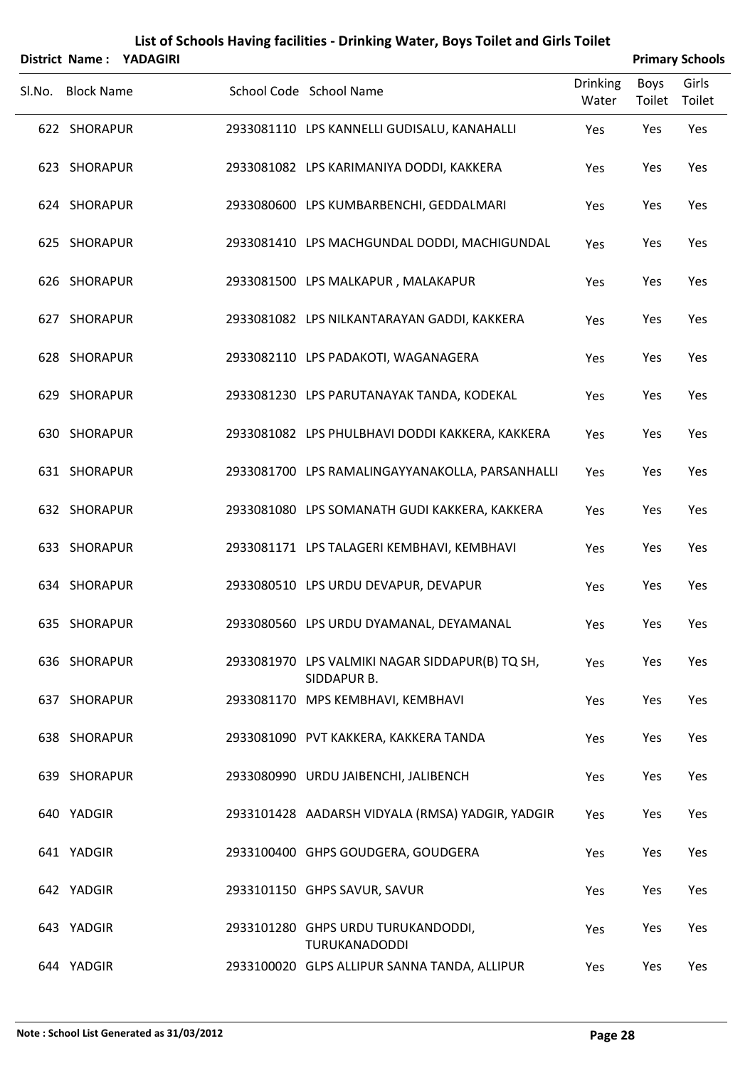# List of Schools Having facilities - Drinking Water, Boys Toilet and Girls Toilet

**District Name : YADAGIRI** **Primary Schools**

| Sl.No. | Block Name | School Code | School Name | Drinking Water | Boys Toilet | Girls Toilet |
|---|---|---|---|---|---|---|
| 622 | SHORAPUR | 2933081110 | LPS KANNELLI GUDISALU, KANAHALLI | Yes | Yes | Yes |
| 623 | SHORAPUR | 2933081082 | LPS KARIMANIYA DODDI, KAKKERA | Yes | Yes | Yes |
| 624 | SHORAPUR | 2933080600 | LPS KUMBARBENCHI, GEDDALMARI | Yes | Yes | Yes |
| 625 | SHORAPUR | 2933081410 | LPS MACHGUNDAL DODDI, MACHIGUNDAL | Yes | Yes | Yes |
| 626 | SHORAPUR | 2933081500 | LPS MALKAPUR , MALAKAPUR | Yes | Yes | Yes |
| 627 | SHORAPUR | 2933081082 | LPS NILKANTARAYAN GADDI, KAKKERA | Yes | Yes | Yes |
| 628 | SHORAPUR | 2933082110 | LPS PADAKOTI, WAGANAGERA | Yes | Yes | Yes |
| 629 | SHORAPUR | 2933081230 | LPS PARUTANAYAK TANDA, KODEKAL | Yes | Yes | Yes |
| 630 | SHORAPUR | 2933081082 | LPS PHULBHAVI DODDI KAKKERA, KAKKERA | Yes | Yes | Yes |
| 631 | SHORAPUR | 2933081700 | LPS RAMALINGAYYANAKOLLA, PARSANHALLI | Yes | Yes | Yes |
| 632 | SHORAPUR | 2933081080 | LPS SOMANATH GUDI KAKKERA, KAKKERA | Yes | Yes | Yes |
| 633 | SHORAPUR | 2933081171 | LPS TALAGERI KEMBHAVI, KEMBHAVI | Yes | Yes | Yes |
| 634 | SHORAPUR | 2933080510 | LPS URDU DEVAPUR, DEVAPUR | Yes | Yes | Yes |
| 635 | SHORAPUR | 2933080560 | LPS URDU DYAMANAL, DEYAMANAL | Yes | Yes | Yes |
| 636 | SHORAPUR | 2933081970 | LPS VALMIKI NAGAR SIDDAPUR(B) TQ SH, SIDDAPUR B. | Yes | Yes | Yes |
| 637 | SHORAPUR | 2933081170 | MPS KEMBHAVI, KEMBHAVI | Yes | Yes | Yes |
| 638 | SHORAPUR | 2933081090 | PVT KAKKERA, KAKKERA TANDA | Yes | Yes | Yes |
| 639 | SHORAPUR | 2933080990 | URDU JAIBENCHI, JALIBENCH | Yes | Yes | Yes |
| 640 | YADGIR | 2933101428 | AADARSH VIDYALA (RMSA) YADGIR, YADGIR | Yes | Yes | Yes |
| 641 | YADGIR | 2933100400 | GHPS GOUDGERA, GOUDGERA | Yes | Yes | Yes |
| 642 | YADGIR | 2933101150 | GHPS SAVUR, SAVUR | Yes | Yes | Yes |
| 643 | YADGIR | 2933101280 | GHPS URDU TURUKANDODDI, TURUKANADODDI | Yes | Yes | Yes |
| 644 | YADGIR | 2933100020 | GLPS ALLIPUR SANNA TANDA, ALLIPUR | Yes | Yes | Yes |

**Note : School List Generated as 31/03/2012**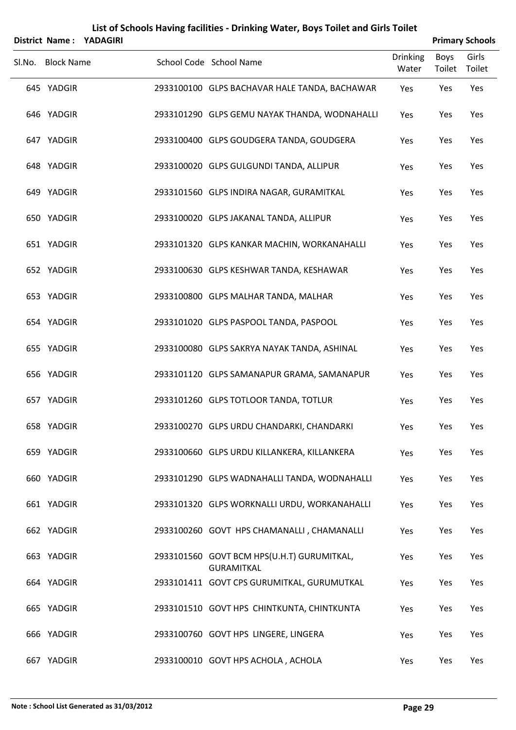# List of Schools Having facilities - Drinking Water, Boys Toilet and Girls Toilet

**District Name : YADAGIRI** **Primary Schools**

| Sl.No. | Block Name | School Code | School Name | Drinking Water | Boys Toilet | Girls Toilet |
|---|---|---|---|---|---|---|
| 645 | YADGIR | 2933100100 | GLPS BACHAVAR HALE TANDA, BACHAWAR | Yes | Yes | Yes |
| 646 | YADGIR | 2933101290 | GLPS GEMU NAYAK THANDA, WODNAHALLI | Yes | Yes | Yes |
| 647 | YADGIR | 2933100400 | GLPS GOUDGERA TANDA, GOUDGERA | Yes | Yes | Yes |
| 648 | YADGIR | 2933100020 | GLPS GULGUNDI TANDA, ALLIPUR | Yes | Yes | Yes |
| 649 | YADGIR | 2933101560 | GLPS INDIRA NAGAR, GURAMITKAL | Yes | Yes | Yes |
| 650 | YADGIR | 2933100020 | GLPS JAKANAL TANDA, ALLIPUR | Yes | Yes | Yes |
| 651 | YADGIR | 2933101320 | GLPS KANKAR MACHIN, WORKANAHALLI | Yes | Yes | Yes |
| 652 | YADGIR | 2933100630 | GLPS KESHWAR TANDA, KESHAWAR | Yes | Yes | Yes |
| 653 | YADGIR | 2933100800 | GLPS MALHAR TANDA, MALHAR | Yes | Yes | Yes |
| 654 | YADGIR | 2933101020 | GLPS PASPOOL TANDA, PASPOOL | Yes | Yes | Yes |
| 655 | YADGIR | 2933100080 | GLPS SAKRYA NAYAK TANDA, ASHINAL | Yes | Yes | Yes |
| 656 | YADGIR | 2933101120 | GLPS SAMANAPUR GRAMA, SAMANAPUR | Yes | Yes | Yes |
| 657 | YADGIR | 2933101260 | GLPS TOTLOOR TANDA, TOTLUR | Yes | Yes | Yes |
| 658 | YADGIR | 2933100270 | GLPS URDU CHANDARKI, CHANDARKI | Yes | Yes | Yes |
| 659 | YADGIR | 2933100660 | GLPS URDU KILLANKERA, KILLANKERA | Yes | Yes | Yes |
| 660 | YADGIR | 2933101290 | GLPS WADNAHALLI TANDA, WODNAHALLI | Yes | Yes | Yes |
| 661 | YADGIR | 2933101320 | GLPS WORKNALLI URDU, WORKANAHALLI | Yes | Yes | Yes |
| 662 | YADGIR | 2933100260 | GOVT HPS CHAMANALLI , CHAMANALLI | Yes | Yes | Yes |
| 663 | YADGIR | 2933101560 | GOVT BCM HPS(U.H.T) GURUMITKAL, GURAMITKAL | Yes | Yes | Yes |
| 664 | YADGIR | 2933101411 | GOVT CPS GURUMITKAL, GURUMUTKAL | Yes | Yes | Yes |
| 665 | YADGIR | 2933101510 | GOVT HPS CHINTKUNTA, CHINTKUNTA | Yes | Yes | Yes |
| 666 | YADGIR | 2933100760 | GOVT HPS LINGERE, LINGERA | Yes | Yes | Yes |
| 667 | YADGIR | 2933100010 | GOVT HPS ACHOLA , ACHOLA | Yes | Yes | Yes |

**Note : School List Generated as 31/03/2012**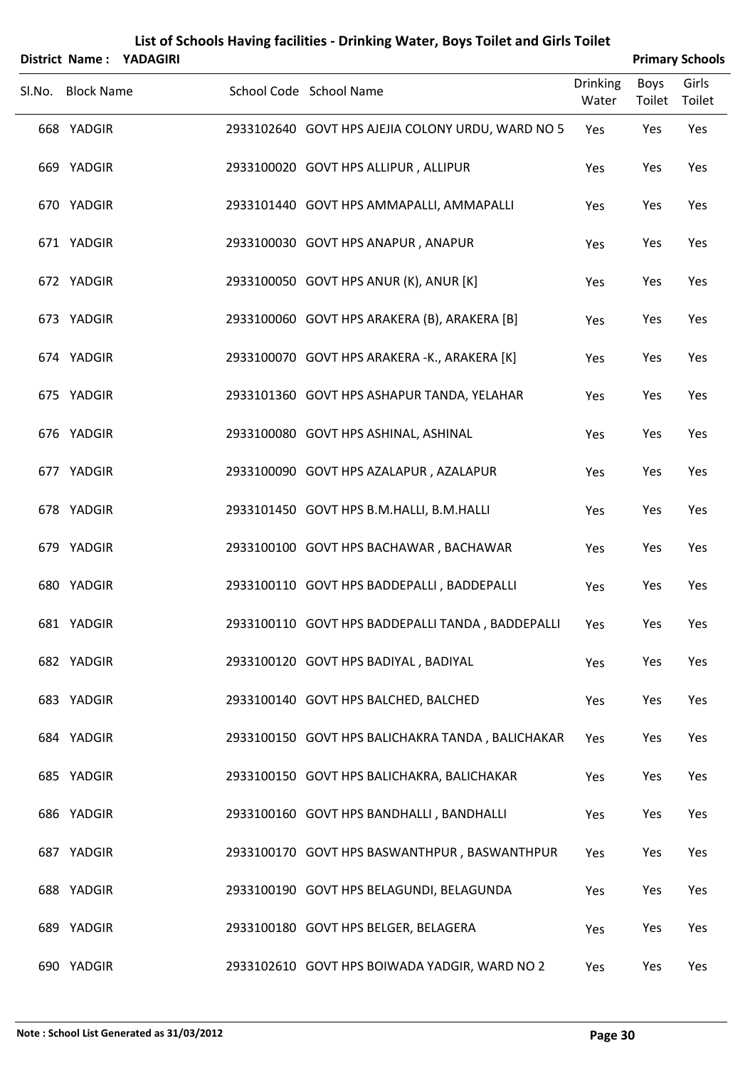# List of Schools Having facilities - Drinking Water, Boys Toilet and Girls Toilet

**District Name : YADAGIRI** **Primary Schools**

| Sl.No. | Block Name | School Code | School Name | Drinking Water | Boys Toilet | Girls Toilet |
|---|---|---|---|---|---|---|
| 668 | YADGIR | 2933102640 | GOVT HPS AJEJIA COLONY URDU, WARD NO 5 | Yes | Yes | Yes |
| 669 | YADGIR | 2933100020 | GOVT HPS ALLIPUR , ALLIPUR | Yes | Yes | Yes |
| 670 | YADGIR | 2933101440 | GOVT HPS AMMAPALLI, AMMAPALLI | Yes | Yes | Yes |
| 671 | YADGIR | 2933100030 | GOVT HPS ANAPUR , ANAPUR | Yes | Yes | Yes |
| 672 | YADGIR | 2933100050 | GOVT HPS ANUR (K), ANUR [K] | Yes | Yes | Yes |
| 673 | YADGIR | 2933100060 | GOVT HPS ARAKERA (B), ARAKERA [B] | Yes | Yes | Yes |
| 674 | YADGIR | 2933100070 | GOVT HPS ARAKERA -K., ARAKERA [K] | Yes | Yes | Yes |
| 675 | YADGIR | 2933101360 | GOVT HPS ASHAPUR TANDA, YELAHAR | Yes | Yes | Yes |
| 676 | YADGIR | 2933100080 | GOVT HPS ASHINAL, ASHINAL | Yes | Yes | Yes |
| 677 | YADGIR | 2933100090 | GOVT HPS AZALAPUR , AZALAPUR | Yes | Yes | Yes |
| 678 | YADGIR | 2933101450 | GOVT HPS B.M.HALLI, B.M.HALLI | Yes | Yes | Yes |
| 679 | YADGIR | 2933100100 | GOVT HPS BACHAWAR , BACHAWAR | Yes | Yes | Yes |
| 680 | YADGIR | 2933100110 | GOVT HPS BADDEPALLI , BADDEPALLI | Yes | Yes | Yes |
| 681 | YADGIR | 2933100110 | GOVT HPS BADDEPALLI TANDA , BADDEPALLI | Yes | Yes | Yes |
| 682 | YADGIR | 2933100120 | GOVT HPS BADIYAL , BADIYAL | Yes | Yes | Yes |
| 683 | YADGIR | 2933100140 | GOVT HPS BALCHED, BALCHED | Yes | Yes | Yes |
| 684 | YADGIR | 2933100150 | GOVT HPS BALICHAKRA TANDA , BALICHAKAR | Yes | Yes | Yes |
| 685 | YADGIR | 2933100150 | GOVT HPS BALICHAKRA, BALICHAKAR | Yes | Yes | Yes |
| 686 | YADGIR | 2933100160 | GOVT HPS BANDHALLI , BANDHALLI | Yes | Yes | Yes |
| 687 | YADGIR | 2933100170 | GOVT HPS BASWANTHPUR , BASWANTHPUR | Yes | Yes | Yes |
| 688 | YADGIR | 2933100190 | GOVT HPS BELAGUNDI, BELAGUNDA | Yes | Yes | Yes |
| 689 | YADGIR | 2933100180 | GOVT HPS BELGER, BELAGERA | Yes | Yes | Yes |
| 690 | YADGIR | 2933102610 | GOVT HPS BOIWADA YADGIR, WARD NO 2 | Yes | Yes | Yes |

**Note : School List Generated as 31/03/2012**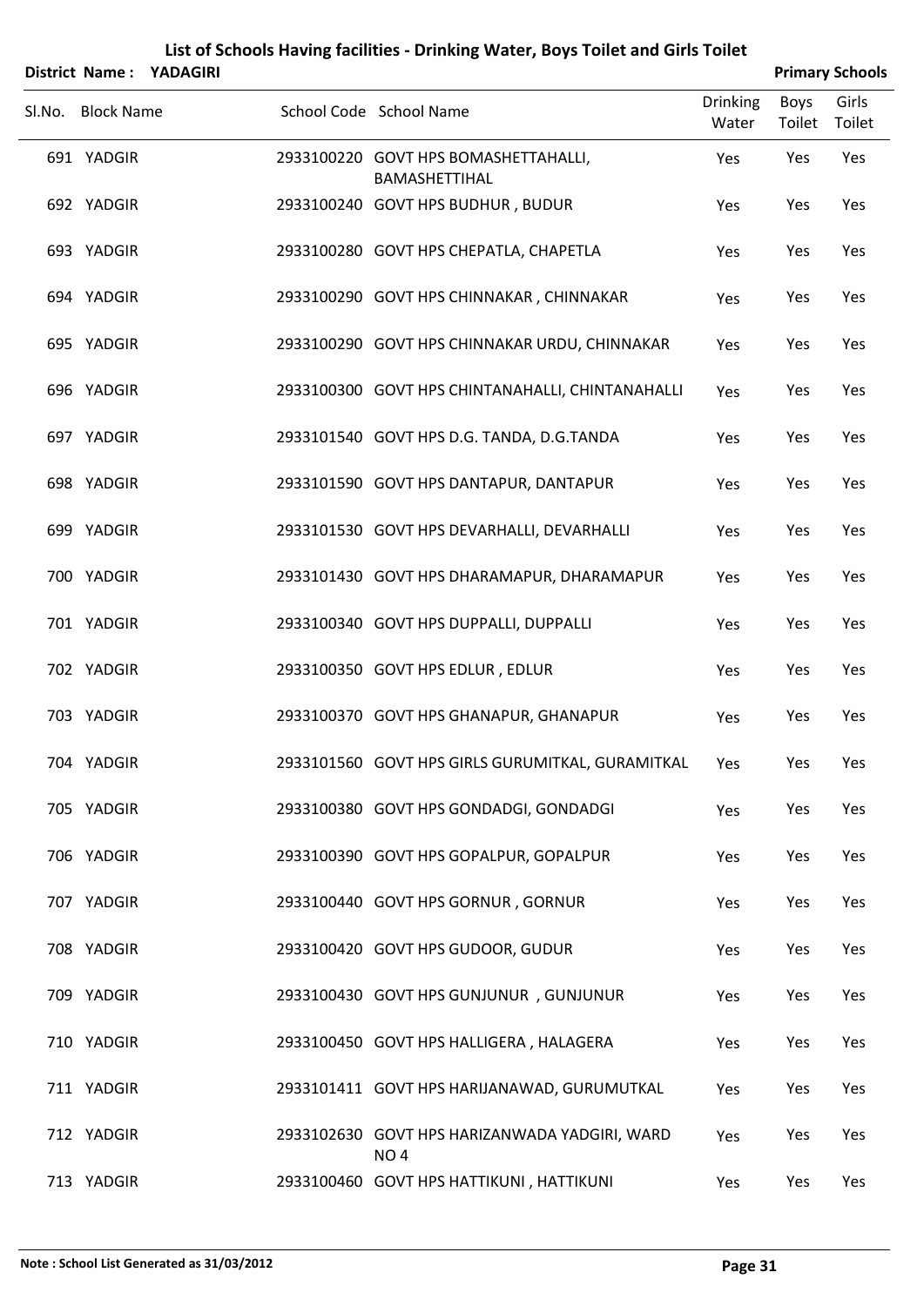# List of Schools Having facilities - Drinking Water, Boys Toilet and Girls Toilet

**District Name : YADAGIRI** **Primary Schools**

| Sl.No. | Block Name | School Code | School Name | Drinking Water | Boys Toilet | Girls Toilet |
|---|---|---|---|---|---|---|
| 691 | YADGIR | 2933100220 | GOVT HPS BOMASHETTAHALLI, BAMASHETTIHAL | Yes | Yes | Yes |
| 692 | YADGIR | 2933100240 | GOVT HPS BUDHUR , BUDUR | Yes | Yes | Yes |
| 693 | YADGIR | 2933100280 | GOVT HPS CHEPATLA, CHAPETLA | Yes | Yes | Yes |
| 694 | YADGIR | 2933100290 | GOVT HPS CHINNAKAR , CHINNAKAR | Yes | Yes | Yes |
| 695 | YADGIR | 2933100290 | GOVT HPS CHINNAKAR URDU, CHINNAKAR | Yes | Yes | Yes |
| 696 | YADGIR | 2933100300 | GOVT HPS CHINTANAHALLI, CHINTANAHALLI | Yes | Yes | Yes |
| 697 | YADGIR | 2933101540 | GOVT HPS D.G. TANDA, D.G.TANDA | Yes | Yes | Yes |
| 698 | YADGIR | 2933101590 | GOVT HPS DANTAPUR, DANTAPUR | Yes | Yes | Yes |
| 699 | YADGIR | 2933101530 | GOVT HPS DEVARHALLI, DEVARHALLI | Yes | Yes | Yes |
| 700 | YADGIR | 2933101430 | GOVT HPS DHARAMAPUR, DHARAMAPUR | Yes | Yes | Yes |
| 701 | YADGIR | 2933100340 | GOVT HPS DUPPALLI, DUPPALLI | Yes | Yes | Yes |
| 702 | YADGIR | 2933100350 | GOVT HPS EDLUR , EDLUR | Yes | Yes | Yes |
| 703 | YADGIR | 2933100370 | GOVT HPS GHANAPUR, GHANAPUR | Yes | Yes | Yes |
| 704 | YADGIR | 2933101560 | GOVT HPS GIRLS GURUMITKAL, GURAMITKAL | Yes | Yes | Yes |
| 705 | YADGIR | 2933100380 | GOVT HPS GONDADGI, GONDADGI | Yes | Yes | Yes |
| 706 | YADGIR | 2933100390 | GOVT HPS GOPALPUR, GOPALPUR | Yes | Yes | Yes |
| 707 | YADGIR | 2933100440 | GOVT HPS GORNUR , GORNUR | Yes | Yes | Yes |
| 708 | YADGIR | 2933100420 | GOVT HPS GUDOOR, GUDUR | Yes | Yes | Yes |
| 709 | YADGIR | 2933100430 | GOVT HPS GUNJUNUR , GUNJUNUR | Yes | Yes | Yes |
| 710 | YADGIR | 2933100450 | GOVT HPS HALLIGERA , HALAGERA | Yes | Yes | Yes |
| 711 | YADGIR | 2933101411 | GOVT HPS HARIJANAWAD, GURUMUTKAL | Yes | Yes | Yes |
| 712 | YADGIR | 2933102630 | GOVT HPS HARIZANWADA YADGIRI, WARD NO 4 | Yes | Yes | Yes |
| 713 | YADGIR | 2933100460 | GOVT HPS HATTIKUNI , HATTIKUNI | Yes | Yes | Yes |

Note : School List Generated as 31/03/2012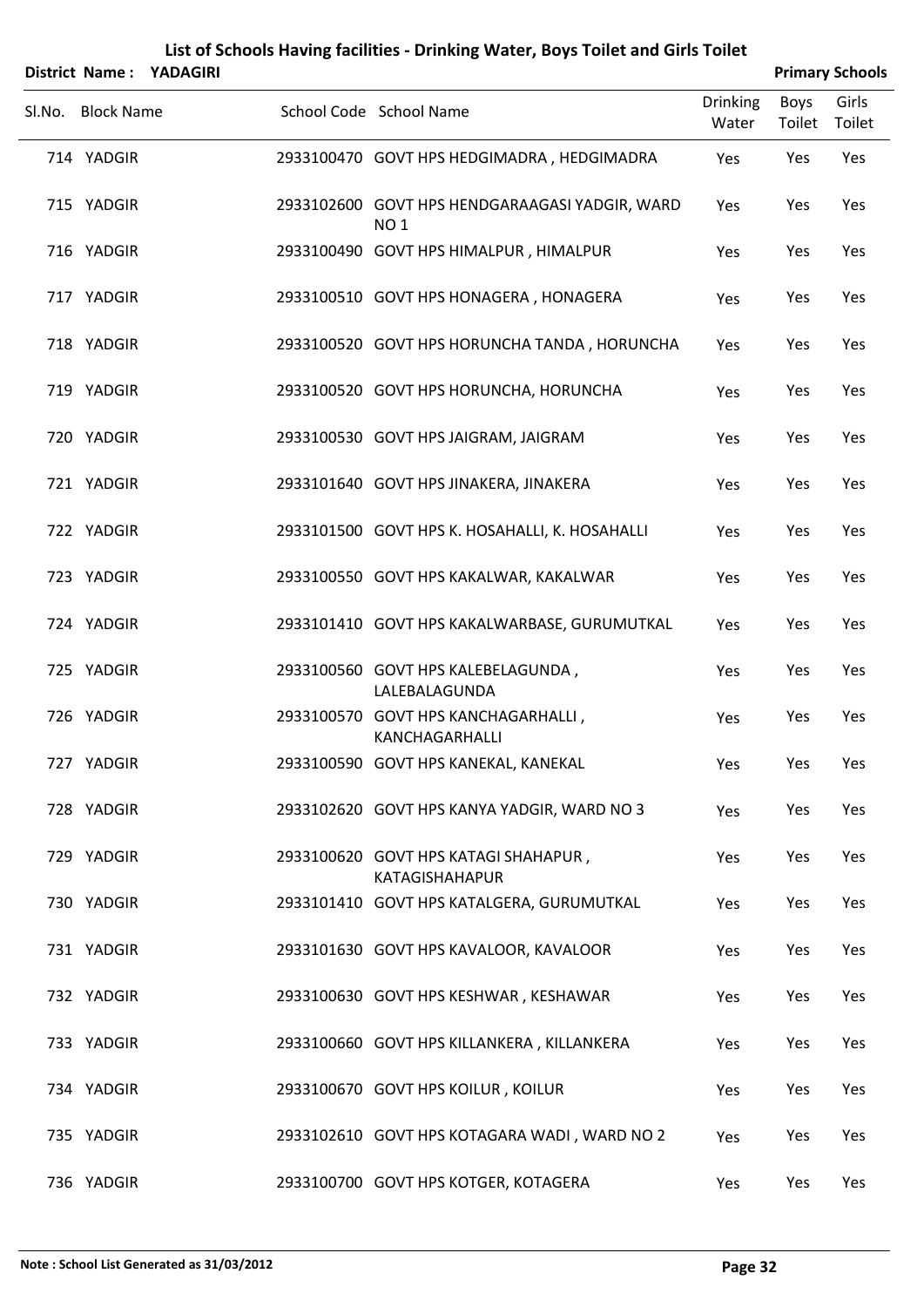# List of Schools Having facilities - Drinking Water, Boys Toilet and Girls Toilet

**District Name : YADAGIRI** **Primary Schools**

| Sl.No. | Block Name | School Code | School Name | Drinking Water | Boys Toilet | Girls Toilet |
|---|---|---|---|---|---|---|
| 714 | YADGIR | 2933100470 | GOVT HPS HEDGIMADRA , HEDGIMADRA | Yes | Yes | Yes |
| 715 | YADGIR | 2933102600 | GOVT HPS HENDGARAAGASI YADGIR, WARD NO 1 | Yes | Yes | Yes |
| 716 | YADGIR | 2933100490 | GOVT HPS HIMALPUR , HIMALPUR | Yes | Yes | Yes |
| 717 | YADGIR | 2933100510 | GOVT HPS HONAGERA , HONAGERA | Yes | Yes | Yes |
| 718 | YADGIR | 2933100520 | GOVT HPS HORUNCHA TANDA , HORUNCHA | Yes | Yes | Yes |
| 719 | YADGIR | 2933100520 | GOVT HPS HORUNCHA, HORUNCHA | Yes | Yes | Yes |
| 720 | YADGIR | 2933100530 | GOVT HPS JAIGRAM, JAIGRAM | Yes | Yes | Yes |
| 721 | YADGIR | 2933101640 | GOVT HPS JINAKERA, JINAKERA | Yes | Yes | Yes |
| 722 | YADGIR | 2933101500 | GOVT HPS K. HOSAHALLI, K. HOSAHALLI | Yes | Yes | Yes |
| 723 | YADGIR | 2933100550 | GOVT HPS KAKALWAR, KAKALWAR | Yes | Yes | Yes |
| 724 | YADGIR | 2933101410 | GOVT HPS KAKALWARBASE, GURUMUTKAL | Yes | Yes | Yes |
| 725 | YADGIR | 2933100560 | GOVT HPS KALEBELAGUNDA , LALEBALAGUNDA | Yes | Yes | Yes |
| 726 | YADGIR | 2933100570 | GOVT HPS KANCHAGARHALLI , KANCHAGARHALLI | Yes | Yes | Yes |
| 727 | YADGIR | 2933100590 | GOVT HPS KANEKAL, KANEKAL | Yes | Yes | Yes |
| 728 | YADGIR | 2933102620 | GOVT HPS KANYA YADGIR, WARD NO 3 | Yes | Yes | Yes |
| 729 | YADGIR | 2933100620 | GOVT HPS KATAGI SHAHAPUR , KATAGISHAHAPUR | Yes | Yes | Yes |
| 730 | YADGIR | 2933101410 | GOVT HPS KATALGERA, GURUMUTKAL | Yes | Yes | Yes |
| 731 | YADGIR | 2933101630 | GOVT HPS KAVALOOR, KAVALOOR | Yes | Yes | Yes |
| 732 | YADGIR | 2933100630 | GOVT HPS KESHWAR , KESHAWAR | Yes | Yes | Yes |
| 733 | YADGIR | 2933100660 | GOVT HPS KILLANKERA , KILLANKERA | Yes | Yes | Yes |
| 734 | YADGIR | 2933100670 | GOVT HPS KOILUR , KOILUR | Yes | Yes | Yes |
| 735 | YADGIR | 2933102610 | GOVT HPS KOTAGARA WADI , WARD NO 2 | Yes | Yes | Yes |
| 736 | YADGIR | 2933100700 | GOVT HPS KOTGER, KOTAGERA | Yes | Yes | Yes |

**Note : School List Generated as 31/03/2012**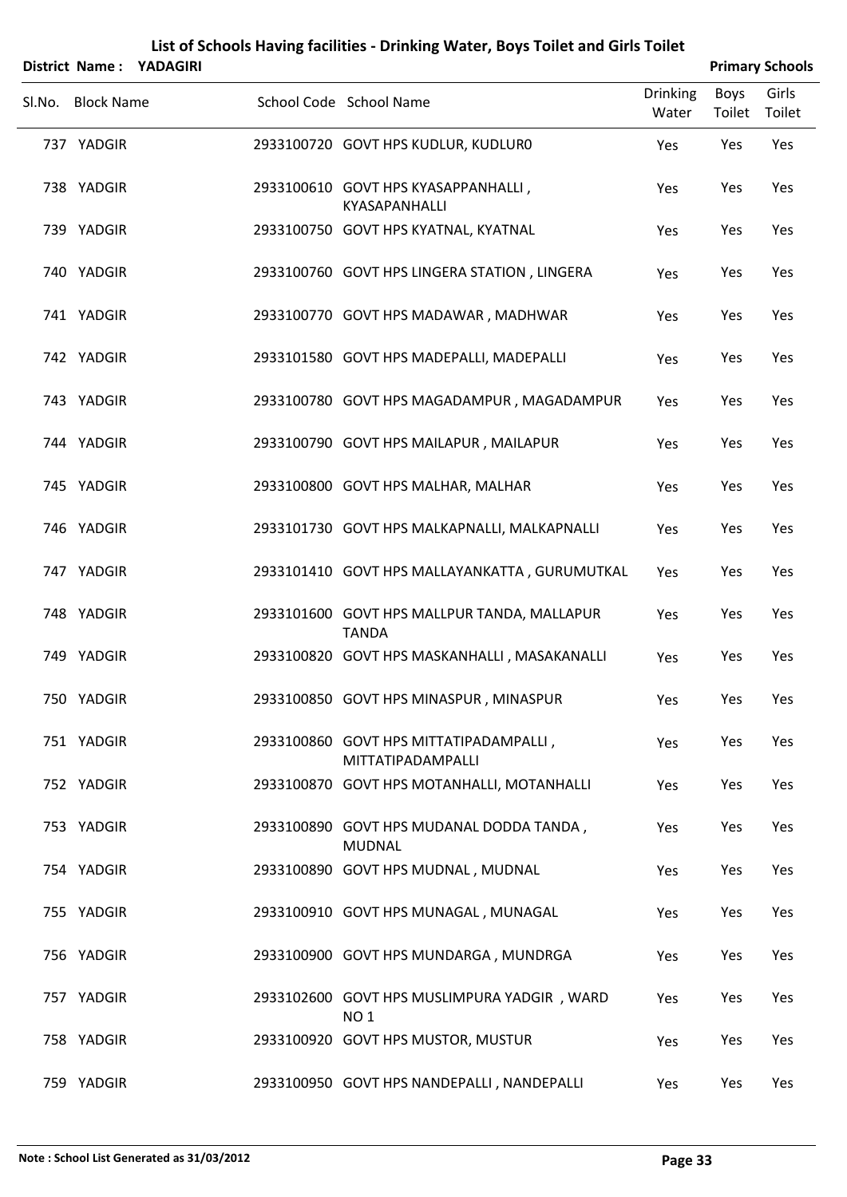# List of Schools Having facilities - Drinking Water, Boys Toilet and Girls Toilet

**District Name : YADAGIRI** **Primary Schools**

| Sl.No. | Block Name | School Code | School Name | Drinking Water | Boys Toilet | Girls Toilet |
|---|---|---|---|---|---|---|
| 737 | YADGIR | 2933100720 | GOVT HPS KUDLUR, KUDLUR0 | Yes | Yes | Yes |
| 738 | YADGIR | 2933100610 | GOVT HPS KYASAPPANHALLI , KYASAPANHALLI | Yes | Yes | Yes |
| 739 | YADGIR | 2933100750 | GOVT HPS KYATNAL, KYATNAL | Yes | Yes | Yes |
| 740 | YADGIR | 2933100760 | GOVT HPS LINGERA STATION , LINGERA | Yes | Yes | Yes |
| 741 | YADGIR | 2933100770 | GOVT HPS MADAWAR , MADHWAR | Yes | Yes | Yes |
| 742 | YADGIR | 2933101580 | GOVT HPS MADEPALLI, MADEPALLI | Yes | Yes | Yes |
| 743 | YADGIR | 2933100780 | GOVT HPS MAGADAMPUR , MAGADAMPUR | Yes | Yes | Yes |
| 744 | YADGIR | 2933100790 | GOVT HPS MAILAPUR , MAILAPUR | Yes | Yes | Yes |
| 745 | YADGIR | 2933100800 | GOVT HPS MALHAR, MALHAR | Yes | Yes | Yes |
| 746 | YADGIR | 2933101730 | GOVT HPS MALKAPNALLI, MALKAPNALLI | Yes | Yes | Yes |
| 747 | YADGIR | 2933101410 | GOVT HPS MALLAYANKATTA , GURUMUTKAL | Yes | Yes | Yes |
| 748 | YADGIR | 2933101600 | GOVT HPS MALLPUR TANDA, MALLAPUR TANDA | Yes | Yes | Yes |
| 749 | YADGIR | 2933100820 | GOVT HPS MASKANHALLI , MASAKANALLI | Yes | Yes | Yes |
| 750 | YADGIR | 2933100850 | GOVT HPS MINASPUR , MINASPUR | Yes | Yes | Yes |
| 751 | YADGIR | 2933100860 | GOVT HPS MITTATIPADAMPALLI , MITTATIPADAMPALLI | Yes | Yes | Yes |
| 752 | YADGIR | 2933100870 | GOVT HPS MOTANHALLI, MOTANHALLI | Yes | Yes | Yes |
| 753 | YADGIR | 2933100890 | GOVT HPS MUDANAL DODDA TANDA , MUDNAL | Yes | Yes | Yes |
| 754 | YADGIR | 2933100890 | GOVT HPS MUDNAL , MUDNAL | Yes | Yes | Yes |
| 755 | YADGIR | 2933100910 | GOVT HPS MUNAGAL , MUNAGAL | Yes | Yes | Yes |
| 756 | YADGIR | 2933100900 | GOVT HPS MUNDARGA , MUNDRGA | Yes | Yes | Yes |
| 757 | YADGIR | 2933102600 | GOVT HPS MUSLIMPURA YADGIR , WARD NO 1 | Yes | Yes | Yes |
| 758 | YADGIR | 2933100920 | GOVT HPS MUSTOR, MUSTUR | Yes | Yes | Yes |
| 759 | YADGIR | 2933100950 | GOVT HPS NANDEPALLI , NANDEPALLI | Yes | Yes | Yes |

**Note : School List Generated as 31/03/2012**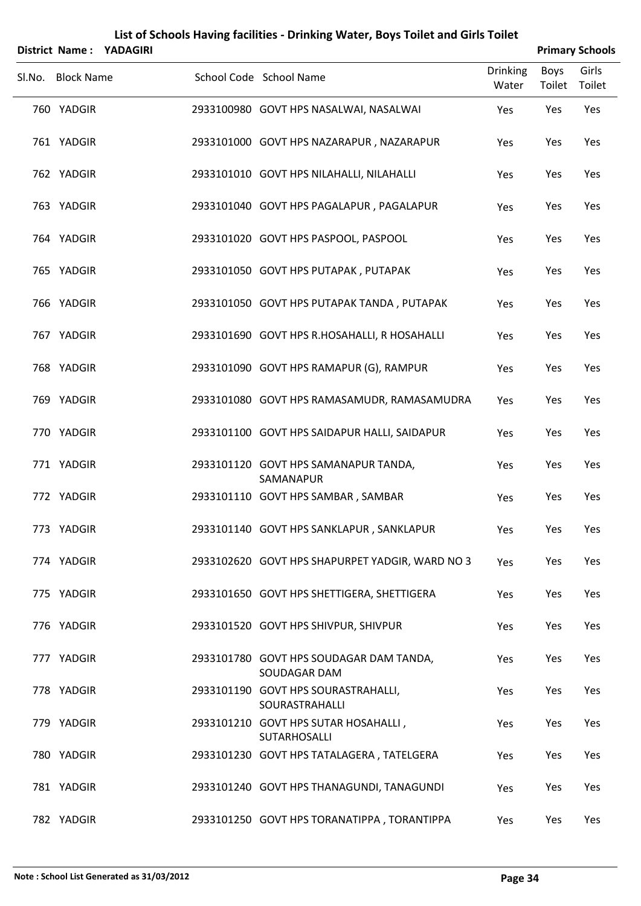# List of Schools Having facilities - Drinking Water, Boys Toilet and Girls Toilet

**District Name : YADAGIRI** **Primary Schools**

| Sl.No. | Block Name | School Code | School Name | Drinking Water | Boys Toilet | Girls Toilet |
|---|---|---|---|---|---|---|
| 760 | YADGIR | 2933100980 | GOVT HPS NASALWAI, NASALWAI | Yes | Yes | Yes |
| 761 | YADGIR | 2933101000 | GOVT HPS NAZARAPUR , NAZARAPUR | Yes | Yes | Yes |
| 762 | YADGIR | 2933101010 | GOVT HPS NILAHALLI, NILAHALLI | Yes | Yes | Yes |
| 763 | YADGIR | 2933101040 | GOVT HPS PAGALAPUR , PAGALAPUR | Yes | Yes | Yes |
| 764 | YADGIR | 2933101020 | GOVT HPS PASPOOL, PASPOOL | Yes | Yes | Yes |
| 765 | YADGIR | 2933101050 | GOVT HPS PUTAPAK , PUTAPAK | Yes | Yes | Yes |
| 766 | YADGIR | 2933101050 | GOVT HPS PUTAPAK TANDA , PUTAPAK | Yes | Yes | Yes |
| 767 | YADGIR | 2933101690 | GOVT HPS R.HOSAHALLI, R HOSAHALLI | Yes | Yes | Yes |
| 768 | YADGIR | 2933101090 | GOVT HPS RAMAPUR (G), RAMPUR | Yes | Yes | Yes |
| 769 | YADGIR | 2933101080 | GOVT HPS RAMASAMUDR, RAMASAMUDRA | Yes | Yes | Yes |
| 770 | YADGIR | 2933101100 | GOVT HPS SAIDAPUR HALLI, SAIDAPUR | Yes | Yes | Yes |
| 771 | YADGIR | 2933101120 | GOVT HPS SAMANAPUR TANDA, SAMANAPUR | Yes | Yes | Yes |
| 772 | YADGIR | 2933101110 | GOVT HPS SAMBAR , SAMBAR | Yes | Yes | Yes |
| 773 | YADGIR | 2933101140 | GOVT HPS SANKLAPUR , SANKLAPUR | Yes | Yes | Yes |
| 774 | YADGIR | 2933102620 | GOVT HPS SHAPURPET YADGIR, WARD NO 3 | Yes | Yes | Yes |
| 775 | YADGIR | 2933101650 | GOVT HPS SHETTIGERA, SHETTIGERA | Yes | Yes | Yes |
| 776 | YADGIR | 2933101520 | GOVT HPS SHIVPUR, SHIVPUR | Yes | Yes | Yes |
| 777 | YADGIR | 2933101780 | GOVT HPS SOUDAGAR DAM TANDA, SOUDAGAR DAM | Yes | Yes | Yes |
| 778 | YADGIR | 2933101190 | GOVT HPS SOURASTRAHALLI, SOURASTRAHALLI | Yes | Yes | Yes |
| 779 | YADGIR | 2933101210 | GOVT HPS SUTAR HOSAHALLI , SUTARHOSALLI | Yes | Yes | Yes |
| 780 | YADGIR | 2933101230 | GOVT HPS TATALAGERA , TATELGERA | Yes | Yes | Yes |
| 781 | YADGIR | 2933101240 | GOVT HPS THANAGUNDI, TANAGUNDI | Yes | Yes | Yes |
| 782 | YADGIR | 2933101250 | GOVT HPS TORANATIPPA , TORANTIPPA | Yes | Yes | Yes |

**Note : School List Generated as 31/03/2012**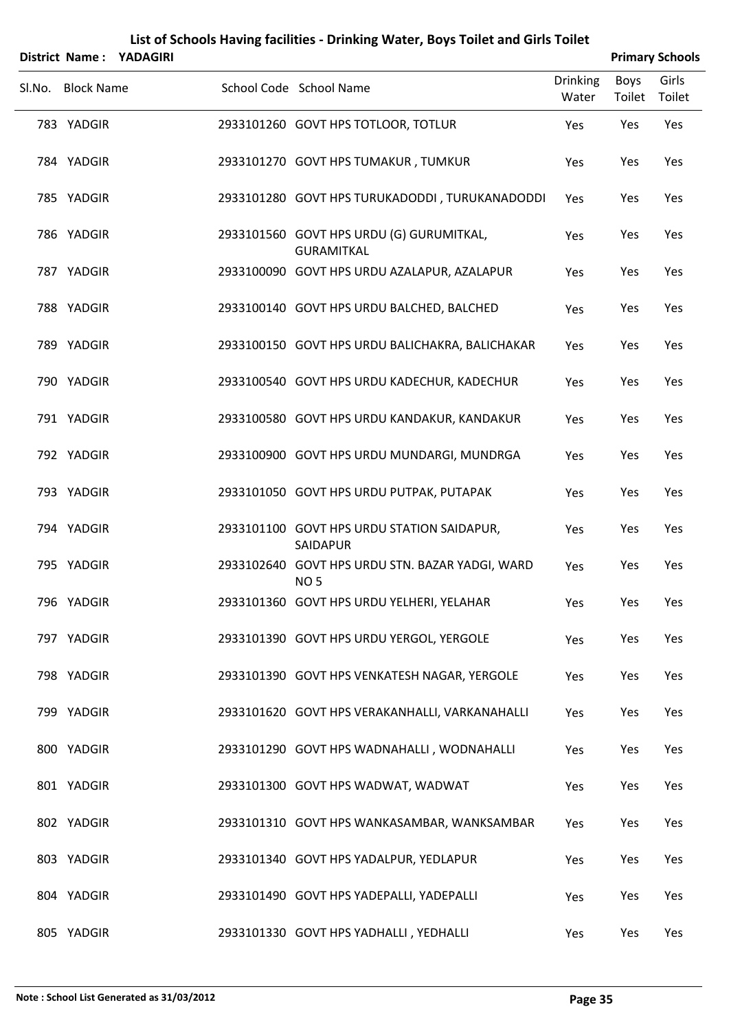# List of Schools Having facilities - Drinking Water, Boys Toilet and Girls Toilet

**District Name : YADAGIRI** **Primary Schools**

| Sl.No. | Block Name | School Code | School Name | Drinking Water | Boys Toilet | Girls Toilet |
|---|---|---|---|---|---|---|
| 783 | YADGIR | 2933101260 | GOVT HPS TOTLOOR, TOTLUR | Yes | Yes | Yes |
| 784 | YADGIR | 2933101270 | GOVT HPS TUMAKUR , TUMKUR | Yes | Yes | Yes |
| 785 | YADGIR | 2933101280 | GOVT HPS TURUKADODDI , TURUKANADODDI | Yes | Yes | Yes |
| 786 | YADGIR | 2933101560 | GOVT HPS URDU (G) GURUMITKAL, GURAMITKAL | Yes | Yes | Yes |
| 787 | YADGIR | 2933100090 | GOVT HPS URDU AZALAPUR, AZALAPUR | Yes | Yes | Yes |
| 788 | YADGIR | 2933100140 | GOVT HPS URDU BALCHED, BALCHED | Yes | Yes | Yes |
| 789 | YADGIR | 2933100150 | GOVT HPS URDU BALICHAKRA, BALICHAKAR | Yes | Yes | Yes |
| 790 | YADGIR | 2933100540 | GOVT HPS URDU KADECHUR, KADECHUR | Yes | Yes | Yes |
| 791 | YADGIR | 2933100580 | GOVT HPS URDU KANDAKUR, KANDAKUR | Yes | Yes | Yes |
| 792 | YADGIR | 2933100900 | GOVT HPS URDU MUNDARGI, MUNDRGA | Yes | Yes | Yes |
| 793 | YADGIR | 2933101050 | GOVT HPS URDU PUTPAK, PUTAPAK | Yes | Yes | Yes |
| 794 | YADGIR | 2933101100 | GOVT HPS URDU STATION SAIDAPUR, SAIDAPUR | Yes | Yes | Yes |
| 795 | YADGIR | 2933102640 | GOVT HPS URDU STN. BAZAR YADGI, WARD NO 5 | Yes | Yes | Yes |
| 796 | YADGIR | 2933101360 | GOVT HPS URDU YELHERI, YELAHAR | Yes | Yes | Yes |
| 797 | YADGIR | 2933101390 | GOVT HPS URDU YERGOL, YERGOLE | Yes | Yes | Yes |
| 798 | YADGIR | 2933101390 | GOVT HPS VENKATESH NAGAR, YERGOLE | Yes | Yes | Yes |
| 799 | YADGIR | 2933101620 | GOVT HPS VERAKANHALLI, VARKANAHALLI | Yes | Yes | Yes |
| 800 | YADGIR | 2933101290 | GOVT HPS WADNAHALLI , WODNAHALLI | Yes | Yes | Yes |
| 801 | YADGIR | 2933101300 | GOVT HPS WADWAT, WADWAT | Yes | Yes | Yes |
| 802 | YADGIR | 2933101310 | GOVT HPS WANKASAMBAR, WANKSAMBAR | Yes | Yes | Yes |
| 803 | YADGIR | 2933101340 | GOVT HPS YADALPUR, YEDLAPUR | Yes | Yes | Yes |
| 804 | YADGIR | 2933101490 | GOVT HPS YADEPALLI, YADEPALLI | Yes | Yes | Yes |
| 805 | YADGIR | 2933101330 | GOVT HPS YADHALLI , YEDHALLI | Yes | Yes | Yes |

**Note : School List Generated as 31/03/2012**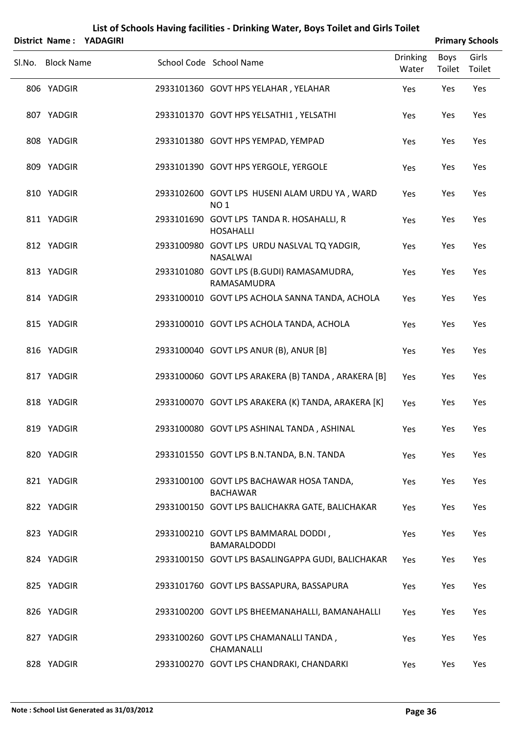# List of Schools Having facilities - Drinking Water, Boys Toilet and Girls Toilet

**District Name : YADAGIRI** **Primary Schools**

| Sl.No. | Block Name | School Code | School Name | Drinking Water | Boys Toilet | Girls Toilet |
|---|---|---|---|---|---|---|
| 806 | YADGIR | 2933101360 | GOVT HPS YELAHAR , YELAHAR | Yes | Yes | Yes |
| 807 | YADGIR | 2933101370 | GOVT HPS YELSATHI1 , YELSATHI | Yes | Yes | Yes |
| 808 | YADGIR | 2933101380 | GOVT HPS YEMPAD, YEMPAD | Yes | Yes | Yes |
| 809 | YADGIR | 2933101390 | GOVT HPS YERGOLE, YERGOLE | Yes | Yes | Yes |
| 810 | YADGIR | 2933102600 | GOVT LPS HUSENI ALAM URDU YA , WARD NO 1 | Yes | Yes | Yes |
| 811 | YADGIR | 2933101690 | GOVT LPS TANDA R. HOSAHALLI, R HOSAHALLI | Yes | Yes | Yes |
| 812 | YADGIR | 2933100980 | GOVT LPS URDU NASLVAL TQ YADGIR, NASALWAI | Yes | Yes | Yes |
| 813 | YADGIR | 2933101080 | GOVT LPS (B.GUDI) RAMASAMUDRA, RAMASAMUDRA | Yes | Yes | Yes |
| 814 | YADGIR | 2933100010 | GOVT LPS ACHOLA SANNA TANDA, ACHOLA | Yes | Yes | Yes |
| 815 | YADGIR | 2933100010 | GOVT LPS ACHOLA TANDA, ACHOLA | Yes | Yes | Yes |
| 816 | YADGIR | 2933100040 | GOVT LPS ANUR (B), ANUR [B] | Yes | Yes | Yes |
| 817 | YADGIR | 2933100060 | GOVT LPS ARAKERA (B) TANDA , ARAKERA [B] | Yes | Yes | Yes |
| 818 | YADGIR | 2933100070 | GOVT LPS ARAKERA (K) TANDA, ARAKERA [K] | Yes | Yes | Yes |
| 819 | YADGIR | 2933100080 | GOVT LPS ASHINAL TANDA , ASHINAL | Yes | Yes | Yes |
| 820 | YADGIR | 2933101550 | GOVT LPS B.N.TANDA, B.N. TANDA | Yes | Yes | Yes |
| 821 | YADGIR | 2933100100 | GOVT LPS BACHAWAR HOSA TANDA, BACHAWAR | Yes | Yes | Yes |
| 822 | YADGIR | 2933100150 | GOVT LPS BALICHAKRA GATE, BALICHAKAR | Yes | Yes | Yes |
| 823 | YADGIR | 2933100210 | GOVT LPS BAMMARAL DODDI , BAMARALDODDI | Yes | Yes | Yes |
| 824 | YADGIR | 2933100150 | GOVT LPS BASALINGAPPA GUDI, BALICHAKAR | Yes | Yes | Yes |
| 825 | YADGIR | 2933101760 | GOVT LPS BASSAPURA, BASSAPURA | Yes | Yes | Yes |
| 826 | YADGIR | 2933100200 | GOVT LPS BHEEMANAHALLI, BAMANAHALLI | Yes | Yes | Yes |
| 827 | YADGIR | 2933100260 | GOVT LPS CHAMANALLI TANDA , CHAMANALLI | Yes | Yes | Yes |
| 828 | YADGIR | 2933100270 | GOVT LPS CHANDRAKI, CHANDARKI | Yes | Yes | Yes |

**Note : School List Generated as 31/03/2012**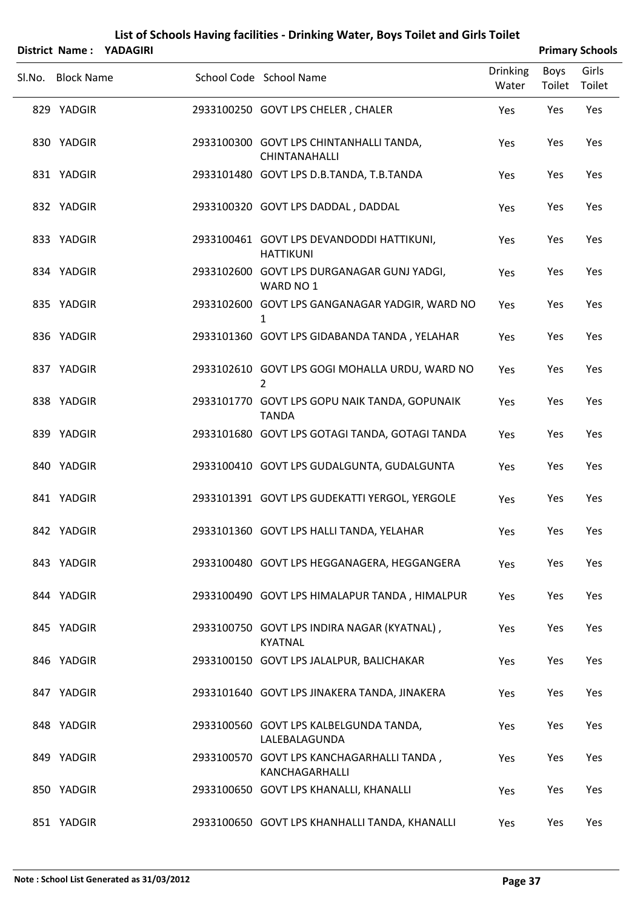# List of Schools Having facilities - Drinking Water, Boys Toilet and Girls Toilet

**District Name : YADAGIRI** **Primary Schools**

| Sl.No. | Block Name | School Code | School Name | Drinking Water | Boys Toilet | Girls Toilet |
|---|---|---|---|---|---|---|
| 829 | YADGIR | 2933100250 | GOVT LPS CHELER , CHALER | Yes | Yes | Yes |
| 830 | YADGIR | 2933100300 | GOVT LPS CHINTANHALLI TANDA, CHINTANAHALLI | Yes | Yes | Yes |
| 831 | YADGIR | 2933101480 | GOVT LPS D.B.TANDA, T.B.TANDA | Yes | Yes | Yes |
| 832 | YADGIR | 2933100320 | GOVT LPS DADDAL , DADDAL | Yes | Yes | Yes |
| 833 | YADGIR | 2933100461 | GOVT LPS DEVANDODDI HATTIKUNI, HATTIKUNI | Yes | Yes | Yes |
| 834 | YADGIR | 2933102600 | GOVT LPS DURGANAGAR GUNJ YADGI, WARD NO 1 | Yes | Yes | Yes |
| 835 | YADGIR | 2933102600 | GOVT LPS GANGANAGAR YADGIR, WARD NO 1 | Yes | Yes | Yes |
| 836 | YADGIR | 2933101360 | GOVT LPS GIDABANDA TANDA , YELAHAR | Yes | Yes | Yes |
| 837 | YADGIR | 2933102610 | GOVT LPS GOGI MOHALLA URDU, WARD NO 2 | Yes | Yes | Yes |
| 838 | YADGIR | 2933101770 | GOVT LPS GOPU NAIK TANDA, GOPUNAIK TANDA | Yes | Yes | Yes |
| 839 | YADGIR | 2933101680 | GOVT LPS GOTAGI TANDA, GOTAGI TANDA | Yes | Yes | Yes |
| 840 | YADGIR | 2933100410 | GOVT LPS GUDALGUNTA, GUDALGUNTA | Yes | Yes | Yes |
| 841 | YADGIR | 2933101391 | GOVT LPS GUDEKATTI YERGOL, YERGOLE | Yes | Yes | Yes |
| 842 | YADGIR | 2933101360 | GOVT LPS HALLI TANDA, YELAHAR | Yes | Yes | Yes |
| 843 | YADGIR | 2933100480 | GOVT LPS HEGGANAGERA, HEGGANGERA | Yes | Yes | Yes |
| 844 | YADGIR | 2933100490 | GOVT LPS HIMALAPUR TANDA , HIMALPUR | Yes | Yes | Yes |
| 845 | YADGIR | 2933100750 | GOVT LPS INDIRA NAGAR (KYATNAL) , KYATNAL | Yes | Yes | Yes |
| 846 | YADGIR | 2933100150 | GOVT LPS JALALPUR, BALICHAKAR | Yes | Yes | Yes |
| 847 | YADGIR | 2933101640 | GOVT LPS JINAKERA TANDA, JINAKERA | Yes | Yes | Yes |
| 848 | YADGIR | 2933100560 | GOVT LPS KALBELGUNDA TANDA, LALEBALAGUNDA | Yes | Yes | Yes |
| 849 | YADGIR | 2933100570 | GOVT LPS KANCHAGARHALLI TANDA , KANCHAGARHALLI | Yes | Yes | Yes |
| 850 | YADGIR | 2933100650 | GOVT LPS KHANALLI, KHANALLI | Yes | Yes | Yes |
| 851 | YADGIR | 2933100650 | GOVT LPS KHANHALLI TANDA, KHANALLI | Yes | Yes | Yes |

**Note : School List Generated as 31/03/2012**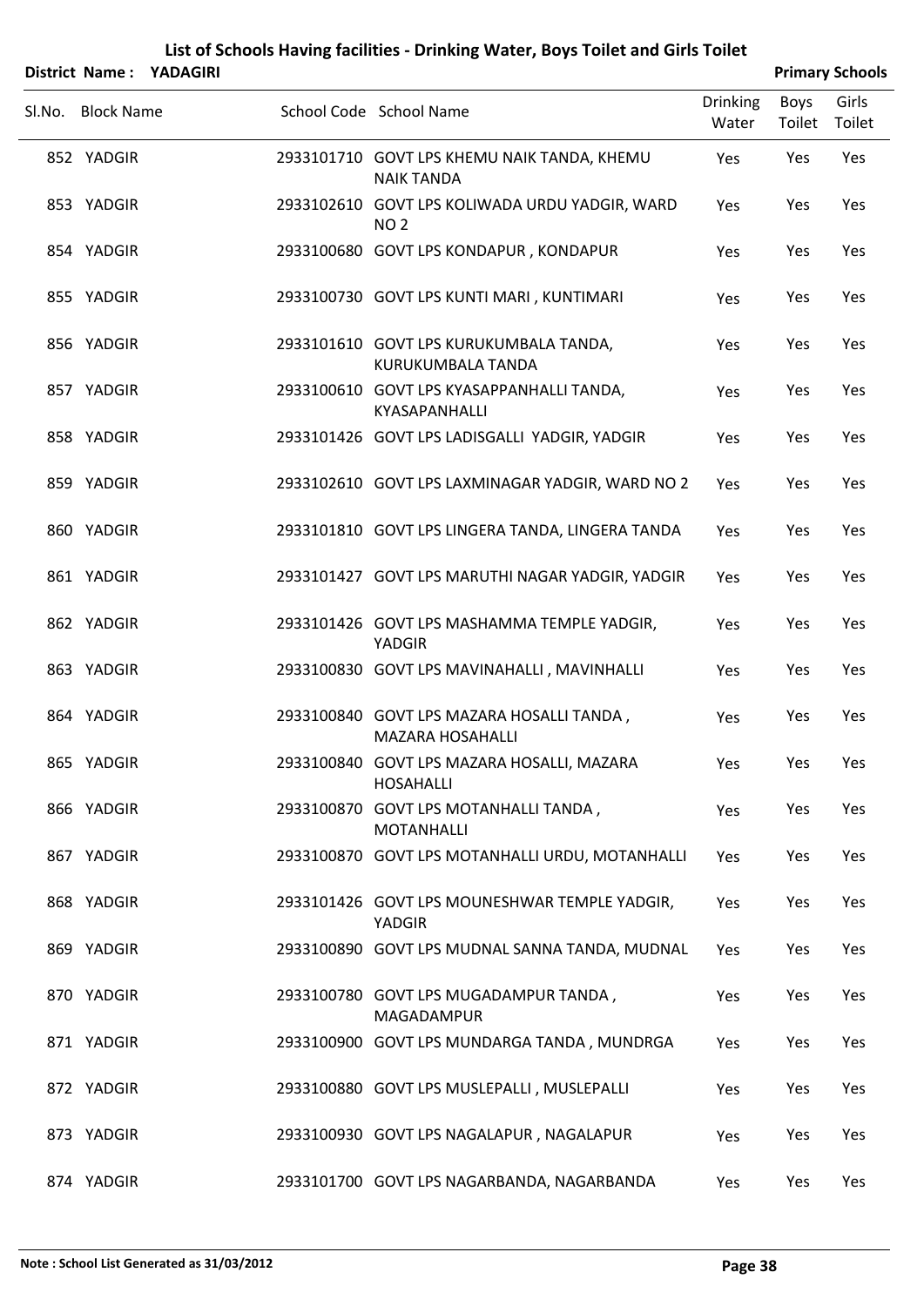# List of Schools Having facilities - Drinking Water, Boys Toilet and Girls Toilet

**District Name : YADAGIRI** **Primary Schools**

| Sl.No. | Block Name | School Code | School Name | Drinking Water | Boys Toilet | Girls Toilet |
|---|---|---|---|---|---|---|
| 852 | YADGIR | 2933101710 | GOVT LPS KHEMU NAIK TANDA, KHEMU NAIK TANDA | Yes | Yes | Yes |
| 853 | YADGIR | 2933102610 | GOVT LPS KOLIWADA URDU YADGIR, WARD NO 2 | Yes | Yes | Yes |
| 854 | YADGIR | 2933100680 | GOVT LPS KONDAPUR , KONDAPUR | Yes | Yes | Yes |
| 855 | YADGIR | 2933100730 | GOVT LPS KUNTI MARI , KUNTIMARI | Yes | Yes | Yes |
| 856 | YADGIR | 2933101610 | GOVT LPS KURUKUMBALA TANDA, KURUKUMBALA TANDA | Yes | Yes | Yes |
| 857 | YADGIR | 2933100610 | GOVT LPS KYASAPPANHALLI TANDA, KYASAPANHALLI | Yes | Yes | Yes |
| 858 | YADGIR | 2933101426 | GOVT LPS LADISGALLI YADGIR, YADGIR | Yes | Yes | Yes |
| 859 | YADGIR | 2933102610 | GOVT LPS LAXMINAGAR YADGIR, WARD NO 2 | Yes | Yes | Yes |
| 860 | YADGIR | 2933101810 | GOVT LPS LINGERA TANDA, LINGERA TANDA | Yes | Yes | Yes |
| 861 | YADGIR | 2933101427 | GOVT LPS MARUTHI NAGAR YADGIR, YADGIR | Yes | Yes | Yes |
| 862 | YADGIR | 2933101426 | GOVT LPS MASHAMMA TEMPLE YADGIR, YADGIR | Yes | Yes | Yes |
| 863 | YADGIR | 2933100830 | GOVT LPS MAVINAHALLI , MAVINHALLI | Yes | Yes | Yes |
| 864 | YADGIR | 2933100840 | GOVT LPS MAZARA HOSALLI TANDA , MAZARA HOSAHALLI | Yes | Yes | Yes |
| 865 | YADGIR | 2933100840 | GOVT LPS MAZARA HOSALLI, MAZARA HOSAHALLI | Yes | Yes | Yes |
| 866 | YADGIR | 2933100870 | GOVT LPS MOTANHALLI TANDA , MOTANHALLI | Yes | Yes | Yes |
| 867 | YADGIR | 2933100870 | GOVT LPS MOTANHALLI URDU, MOTANHALLI | Yes | Yes | Yes |
| 868 | YADGIR | 2933101426 | GOVT LPS MOUNESHWAR TEMPLE YADGIR, YADGIR | Yes | Yes | Yes |
| 869 | YADGIR | 2933100890 | GOVT LPS MUDNAL SANNA TANDA, MUDNAL | Yes | Yes | Yes |
| 870 | YADGIR | 2933100780 | GOVT LPS MUGADAMPUR TANDA , MAGADAMPUR | Yes | Yes | Yes |
| 871 | YADGIR | 2933100900 | GOVT LPS MUNDARGA TANDA , MUNDRGA | Yes | Yes | Yes |
| 872 | YADGIR | 2933100880 | GOVT LPS MUSLEPALLI , MUSLEPALLI | Yes | Yes | Yes |
| 873 | YADGIR | 2933100930 | GOVT LPS NAGALAPUR , NAGALAPUR | Yes | Yes | Yes |
| 874 | YADGIR | 2933101700 | GOVT LPS NAGARBANDA, NAGARBANDA | Yes | Yes | Yes |

**Note : School List Generated as 31/03/2012**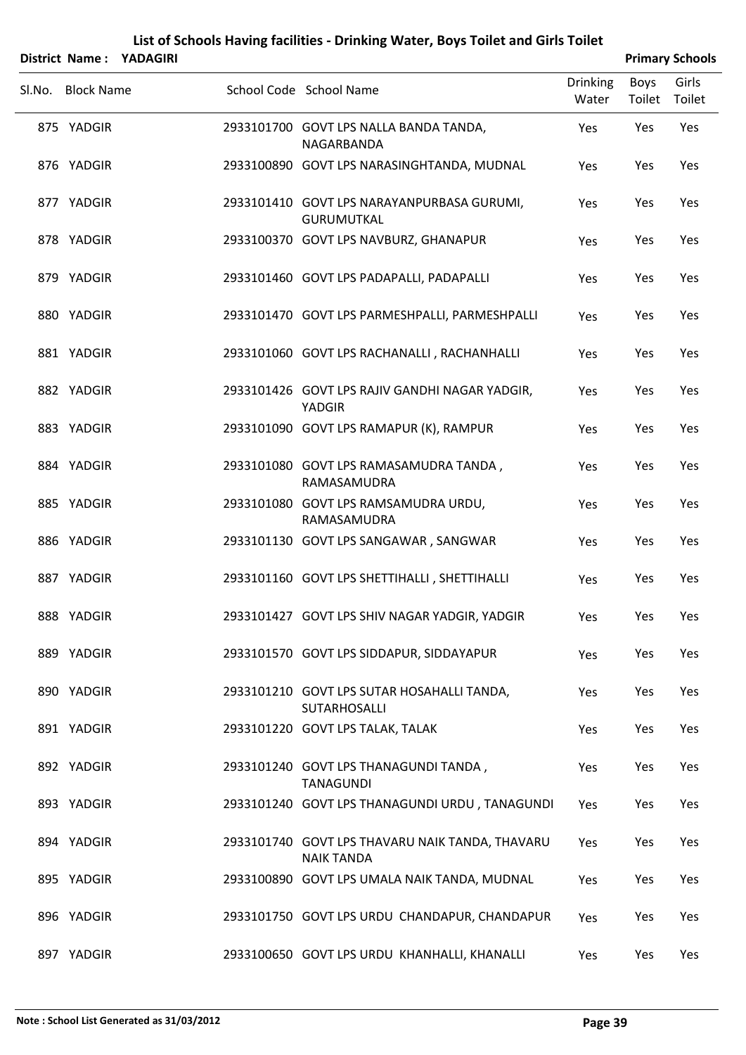# List of Schools Having facilities - Drinking Water, Boys Toilet and Girls Toilet

**District Name : YADAGIRI** | **Primary Schools**

| Sl.No. | Block Name | School Code | School Name | Drinking Water | Boys Toilet | Girls Toilet |
|---|---|---|---|---|---|---|
| 875 | YADGIR | 2933101700 | GOVT LPS NALLA BANDA TANDA, NAGARBANDA | Yes | Yes | Yes |
| 876 | YADGIR | 2933100890 | GOVT LPS NARASINGHTANDA, MUDNAL | Yes | Yes | Yes |
| 877 | YADGIR | 2933101410 | GOVT LPS NARAYANPURBASA GURUMI, GURUMUTKAL | Yes | Yes | Yes |
| 878 | YADGIR | 2933100370 | GOVT LPS NAVBURZ, GHANAPUR | Yes | Yes | Yes |
| 879 | YADGIR | 2933101460 | GOVT LPS PADAPALLI, PADAPALLI | Yes | Yes | Yes |
| 880 | YADGIR | 2933101470 | GOVT LPS PARMESHPALLI, PARMESHPALLI | Yes | Yes | Yes |
| 881 | YADGIR | 2933101060 | GOVT LPS RACHANALLI , RACHANHALLI | Yes | Yes | Yes |
| 882 | YADGIR | 2933101426 | GOVT LPS RAJIV GANDHI NAGAR YADGIR, YADGIR | Yes | Yes | Yes |
| 883 | YADGIR | 2933101090 | GOVT LPS RAMAPUR (K), RAMPUR | Yes | Yes | Yes |
| 884 | YADGIR | 2933101080 | GOVT LPS RAMASAMUDRA TANDA , RAMASAMUDRA | Yes | Yes | Yes |
| 885 | YADGIR | 2933101080 | GOVT LPS RAMSAMUDRA URDU, RAMASAMUDRA | Yes | Yes | Yes |
| 886 | YADGIR | 2933101130 | GOVT LPS SANGAWAR , SANGWAR | Yes | Yes | Yes |
| 887 | YADGIR | 2933101160 | GOVT LPS SHETTIHALLI , SHETTIHALLI | Yes | Yes | Yes |
| 888 | YADGIR | 2933101427 | GOVT LPS SHIV NAGAR YADGIR, YADGIR | Yes | Yes | Yes |
| 889 | YADGIR | 2933101570 | GOVT LPS SIDDAPUR, SIDDAYAPUR | Yes | Yes | Yes |
| 890 | YADGIR | 2933101210 | GOVT LPS SUTAR HOSAHALLI TANDA, SUTARHOSALLI | Yes | Yes | Yes |
| 891 | YADGIR | 2933101220 | GOVT LPS TALAK, TALAK | Yes | Yes | Yes |
| 892 | YADGIR | 2933101240 | GOVT LPS THANAGUNDI TANDA , TANAGUNDI | Yes | Yes | Yes |
| 893 | YADGIR | 2933101240 | GOVT LPS THANAGUNDI URDU , TANAGUNDI | Yes | Yes | Yes |
| 894 | YADGIR | 2933101740 | GOVT LPS THAVARU NAIK TANDA, THAVARU NAIK TANDA | Yes | Yes | Yes |
| 895 | YADGIR | 2933100890 | GOVT LPS UMALA NAIK TANDA, MUDNAL | Yes | Yes | Yes |
| 896 | YADGIR | 2933101750 | GOVT LPS URDU CHANDAPUR, CHANDAPUR | Yes | Yes | Yes |
| 897 | YADGIR | 2933100650 | GOVT LPS URDU KHANHALLI, KHANALLI | Yes | Yes | Yes |

**Note : School List Generated as 31/03/2012**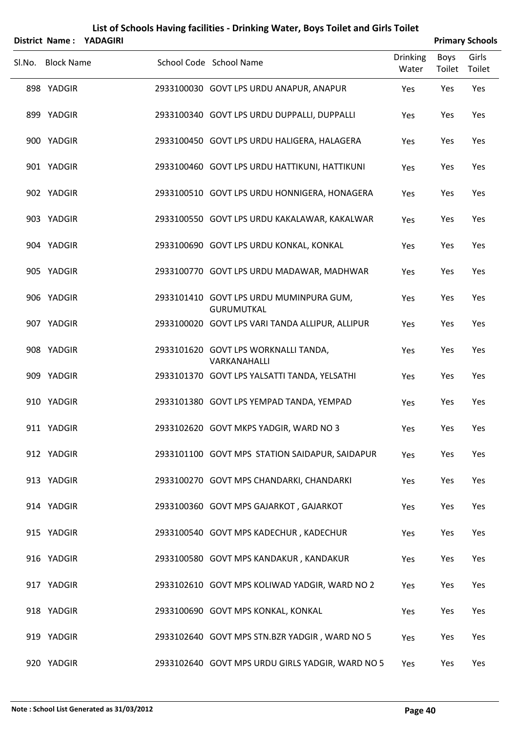# List of Schools Having facilities - Drinking Water, Boys Toilet and Girls Toilet

**District Name : YADAGIRI** **Primary Schools**

| Sl.No. | Block Name | School Code | School Name | Drinking Water | Boys Toilet | Girls Toilet |
|---|---|---|---|---|---|---|
| 898 | YADGIR | 2933100030 | GOVT LPS URDU ANAPUR, ANAPUR | Yes | Yes | Yes |
| 899 | YADGIR | 2933100340 | GOVT LPS URDU DUPPALLI, DUPPALLI | Yes | Yes | Yes |
| 900 | YADGIR | 2933100450 | GOVT LPS URDU HALIGERA, HALAGERA | Yes | Yes | Yes |
| 901 | YADGIR | 2933100460 | GOVT LPS URDU HATTIKUNI, HATTIKUNI | Yes | Yes | Yes |
| 902 | YADGIR | 2933100510 | GOVT LPS URDU HONNIGERA, HONAGERA | Yes | Yes | Yes |
| 903 | YADGIR | 2933100550 | GOVT LPS URDU KAKALAWAR, KAKALWAR | Yes | Yes | Yes |
| 904 | YADGIR | 2933100690 | GOVT LPS URDU KONKAL, KONKAL | Yes | Yes | Yes |
| 905 | YADGIR | 2933100770 | GOVT LPS URDU MADAWAR, MADHWAR | Yes | Yes | Yes |
| 906 | YADGIR | 2933101410 | GOVT LPS URDU MUMINPURA GUM, GURUMUTKAL | Yes | Yes | Yes |
| 907 | YADGIR | 2933100020 | GOVT LPS VARI TANDA ALLIPUR, ALLIPUR | Yes | Yes | Yes |
| 908 | YADGIR | 2933101620 | GOVT LPS WORKNALLI TANDA, VARKANAHALLI | Yes | Yes | Yes |
| 909 | YADGIR | 2933101370 | GOVT LPS YALSATTI TANDA, YELSATHI | Yes | Yes | Yes |
| 910 | YADGIR | 2933101380 | GOVT LPS YEMPAD TANDA, YEMPAD | Yes | Yes | Yes |
| 911 | YADGIR | 2933102620 | GOVT MKPS YADGIR, WARD NO 3 | Yes | Yes | Yes |
| 912 | YADGIR | 2933101100 | GOVT MPS STATION SAIDAPUR, SAIDAPUR | Yes | Yes | Yes |
| 913 | YADGIR | 2933100270 | GOVT MPS CHANDARKI, CHANDARKI | Yes | Yes | Yes |
| 914 | YADGIR | 2933100360 | GOVT MPS GAJARKOT , GAJARKOT | Yes | Yes | Yes |
| 915 | YADGIR | 2933100540 | GOVT MPS KADECHUR , KADECHUR | Yes | Yes | Yes |
| 916 | YADGIR | 2933100580 | GOVT MPS KANDAKUR , KANDAKUR | Yes | Yes | Yes |
| 917 | YADGIR | 2933102610 | GOVT MPS KOLIWAD YADGIR, WARD NO 2 | Yes | Yes | Yes |
| 918 | YADGIR | 2933100690 | GOVT MPS KONKAL, KONKAL | Yes | Yes | Yes |
| 919 | YADGIR | 2933102640 | GOVT MPS STN.BZR YADGIR , WARD NO 5 | Yes | Yes | Yes |
| 920 | YADGIR | 2933102640 | GOVT MPS URDU GIRLS YADGIR, WARD NO 5 | Yes | Yes | Yes |

**Note : School List Generated as 31/03/2012**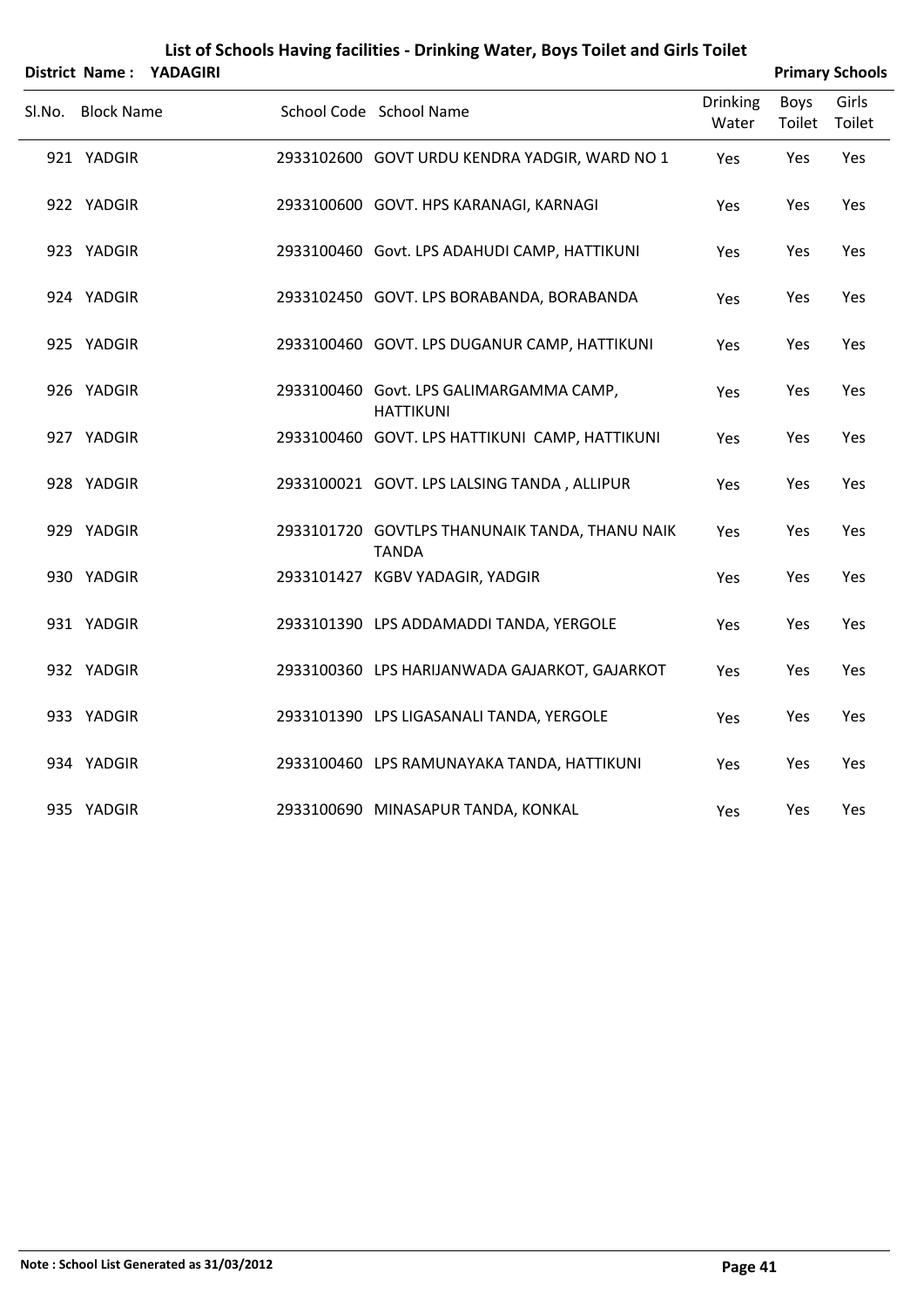# List of Schools Having facilities - Drinking Water, Boys Toilet and Girls Toilet

**District Name : YADAGIRI** **Primary Schools**

| Sl.No. | Block Name | School Code | School Name | Drinking Water | Boys Toilet | Girls Toilet |
|---|---|---|---|---|---|---|
| 921 | YADGIR | 2933102600 | GOVT URDU KENDRA YADGIR, WARD NO 1 | Yes | Yes | Yes |
| 922 | YADGIR | 2933100600 | GOVT. HPS KARANAGI, KARNAGI | Yes | Yes | Yes |
| 923 | YADGIR | 2933100460 | Govt. LPS ADAHUDI CAMP, HATTIKUNI | Yes | Yes | Yes |
| 924 | YADGIR | 2933102450 | GOVT. LPS BORABANDA, BORABANDA | Yes | Yes | Yes |
| 925 | YADGIR | 2933100460 | GOVT. LPS DUGANUR CAMP, HATTIKUNI | Yes | Yes | Yes |
| 926 | YADGIR | 2933100460 | Govt. LPS GALIMARGAMMA CAMP, HATTIKUNI | Yes | Yes | Yes |
| 927 | YADGIR | 2933100460 | GOVT. LPS HATTIKUNI CAMP, HATTIKUNI | Yes | Yes | Yes |
| 928 | YADGIR | 2933100021 | GOVT. LPS LALSING TANDA , ALLIPUR | Yes | Yes | Yes |
| 929 | YADGIR | 2933101720 | GOVTLPS THANUNAIK TANDA, THANU NAIK TANDA | Yes | Yes | Yes |
| 930 | YADGIR | 2933101427 | KGBV YADAGIR, YADGIR | Yes | Yes | Yes |
| 931 | YADGIR | 2933101390 | LPS ADDAMADDI TANDA, YERGOLE | Yes | Yes | Yes |
| 932 | YADGIR | 2933100360 | LPS HARIJANWADA GAJARKOT, GAJARKOT | Yes | Yes | Yes |
| 933 | YADGIR | 2933101390 | LPS LIGASANALI TANDA, YERGOLE | Yes | Yes | Yes |
| 934 | YADGIR | 2933100460 | LPS RAMUNAYAKA TANDA, HATTIKUNI | Yes | Yes | Yes |
| 935 | YADGIR | 2933100690 | MINASAPUR TANDA, KONKAL | Yes | Yes | Yes |

**Note : School List Generated as 31/03/2012**